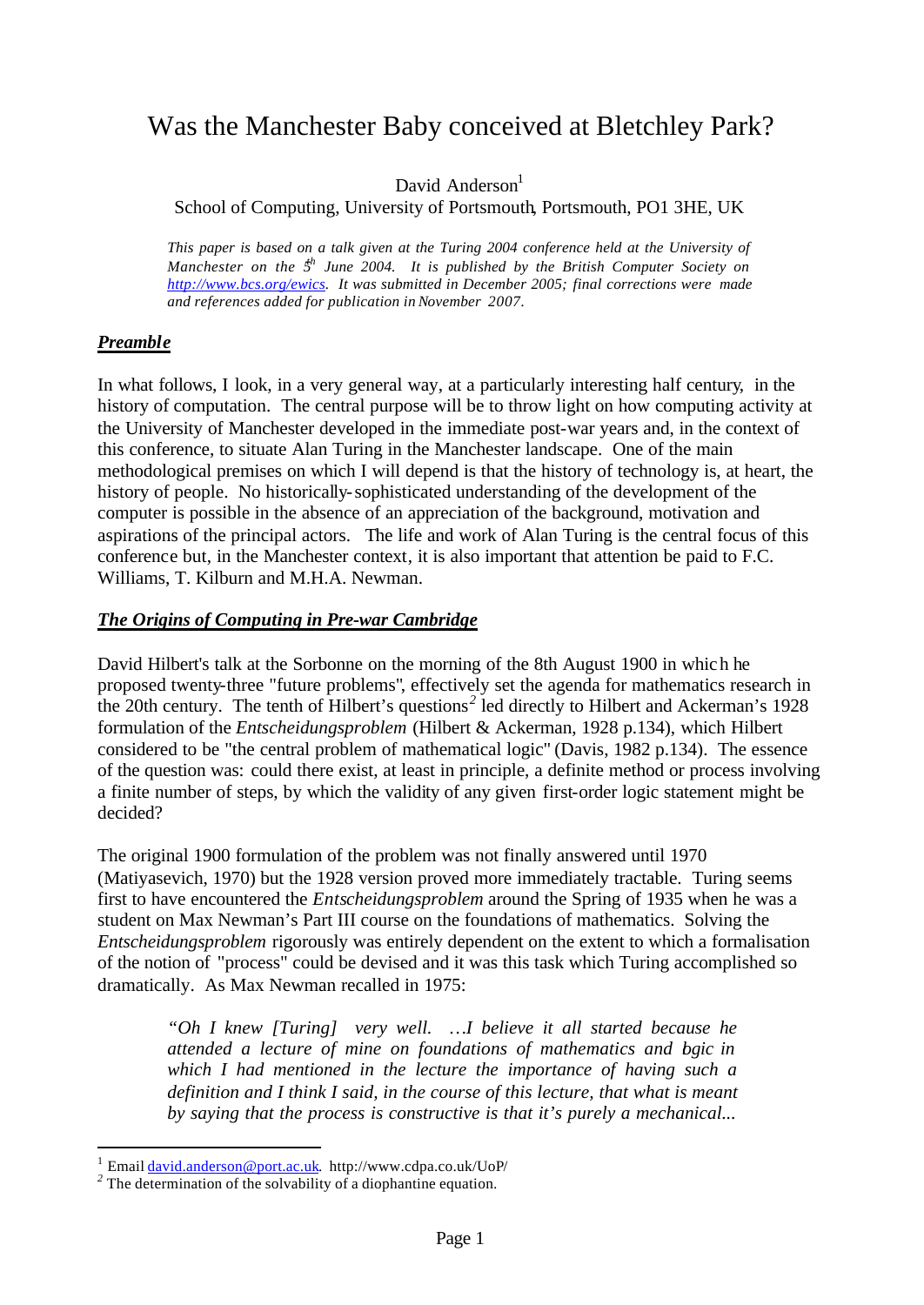# Was the Manchester Baby conceived at Bletchley Park?

David Anderson[1]

School of Computing, University of Portsmouth, Portsmouth, PO1 3HE, UK

*This paper is based on a talk given at the Turing 2004 conference held at the University of Manchester on the 5th June 2004. It is published by the British Computer Society on http://www.bcs.org/ewics. It was submitted in December 2005; final corrections were made and references added for publication in November 2007.*

## *Preamble*

In what follows, I look, in a very general way, at a particularly interesting half century, in the history of computation. The central purpose will be to throw light on how computing activity at the University of Manchester developed in the immediate post-war years and, in the context of this conference, to situate Alan Turing in the Manchester landscape. One of the main methodological premises on which I will depend is that the history of technology is, at heart, the history of people. No historically-sophisticated understanding of the development of the computer is possible in the absence of an appreciation of the background, motivation and aspirations of the principal actors. The life and work of Alan Turing is the central focus of this conference but, in the Manchester context, it is also important that attention be paid to F.C. Williams, T. Kilburn and M.H.A. Newman.

## *The Origins of Computing in Pre-war Cambridge*

David Hilbert's talk at the Sorbonne on the morning of the 8th August 1900 in which he proposed twenty-three "future problems", effectively set the agenda for mathematics research in the 20th century. The tenth of Hilbert's questions[2] led directly to Hilbert and Ackerman's 1928 formulation of the *Entscheidungsproblem* (Hilbert & Ackerman, 1928 p.134), which Hilbert considered to be "the central problem of mathematical logic" (Davis, 1982 p.134). The essence of the question was: could there exist, at least in principle, a definite method or process involving a finite number of steps, by which the validity of any given first-order logic statement might be decided?

The original 1900 formulation of the problem was not finally answered until 1970 (Matiyasevich, 1970) but the 1928 version proved more immediately tractable. Turing seems first to have encountered the *Entscheidungsproblem* around the Spring of 1935 when he was a student on Max Newman's Part III course on the foundations of mathematics. Solving the *Entscheidungsproblem* rigorously was entirely dependent on the extent to which a formalisation of the notion of "process" could be devised and it was this task which Turing accomplished so dramatically. As Max Newman recalled in 1975:

> *"Oh I knew [Turing] very well. …I believe it all started because he attended a lecture of mine on foundations of mathematics and logic in which I had mentioned in the lecture the importance of having such a definition and I think I said, in the course of this lecture, that what is meant by saying that the process is constructive is that it's purely a mechanical...*

---

[1] Email david.anderson@port.ac.uk. http://www.cdpa.co.uk/UoP/

[2] The determination of the solvability of a diophantine equation.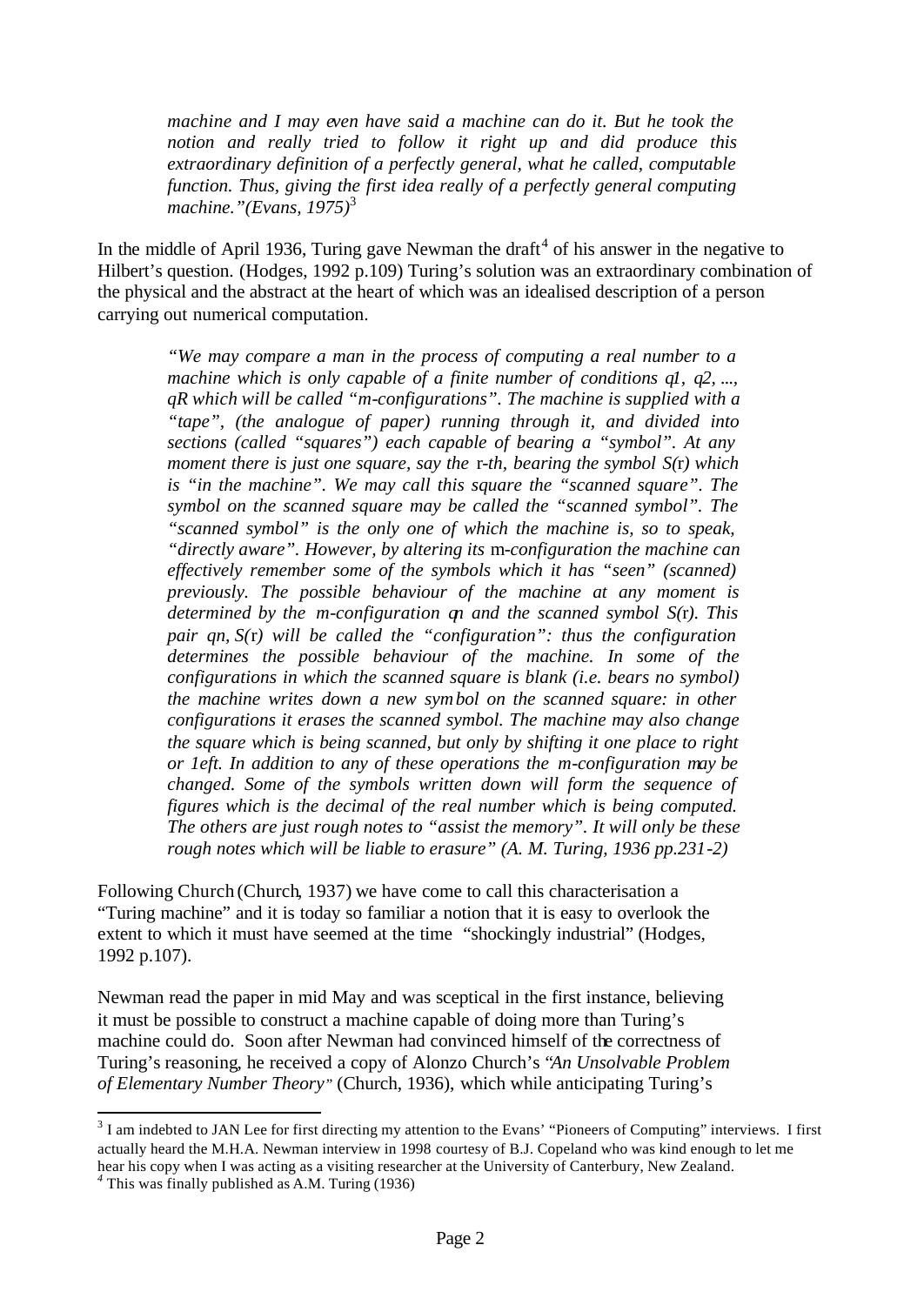> *machine and I may even have said a machine can do it. But he took the notion and really tried to follow it right up and did produce this extraordinary definition of a perfectly general, what he called, computable function. Thus, giving the first idea really of a perfectly general computing machine."(Evans, 1975)*[3]

In the middle of April 1936, Turing gave Newman the draft[4] of his answer in the negative to Hilbert's question. (Hodges, 1992 p.109) Turing's solution was an extraordinary combination of the physical and the abstract at the heart of which was an idealised description of a person carrying out numerical computation.

> *"We may compare a man in the process of computing a real number to a machine which is only capable of a finite number of conditions $q_1$, $q_2$, ..., $q_R$ which will be called "m-configurations". The machine is supplied with a "tape", (the analogue of paper) running through it, and divided into sections (called "squares") each capable of bearing a "symbol". At any moment there is just one square, say the r-th, bearing the symbol S(r) which is "in the machine". We may call this square the "scanned square". The symbol on the scanned square may be called the "scanned symbol". The "scanned symbol" is the only one of which the machine is, so to speak, "directly aware". However, by altering its m-configuration the machine can effectively remember some of the symbols which it has "seen" (scanned) previously. The possible behaviour of the machine at any moment is determined by the m-configuration $q_n$ and the scanned symbol S(r). This pair $q_n$, S(r) will be called the "configuration": thus the configuration determines the possible behaviour of the machine. In some of the configurations in which the scanned square is blank (i.e. bears no symbol) the machine writes down a new symbol on the scanned square: in other configurations it erases the scanned symbol. The machine may also change the square which is being scanned, but only by shifting it one place to right or 1eft. In addition to any of these operations the m-configuration may be changed. Some of the symbols written down will form the sequence of figures which is the decimal of the real number which is being computed. The others are just rough notes to "assist the memory". It will only be these rough notes which will be liable to erasure" (A. M. Turing, 1936 pp.231-2)*

Following Church (Church, 1937) we have come to call this characterisation a "Turing machine" and it is today so familiar a notion that it is easy to overlook the extent to which it must have seemed at the time "shockingly industrial" (Hodges, 1992 p.107).

Newman read the paper in mid May and was sceptical in the first instance, believing it must be possible to construct a machine capable of doing more than Turing's machine could do. Soon after Newman had convinced himself of the correctness of Turing's reasoning, he received a copy of Alonzo Church's "*An Unsolvable Problem of Elementary Number Theory*" (Church, 1936), which while anticipating Turing's

---

[3] I am indebted to JAN Lee for first directing my attention to the Evans' "Pioneers of Computing" interviews. I first actually heard the M.H.A. Newman interview in 1998 courtesy of B.J. Copeland who was kind enough to let me hear his copy when I was acting as a visiting researcher at the University of Canterbury, New Zealand.

[4] This was finally published as A.M. Turing (1936)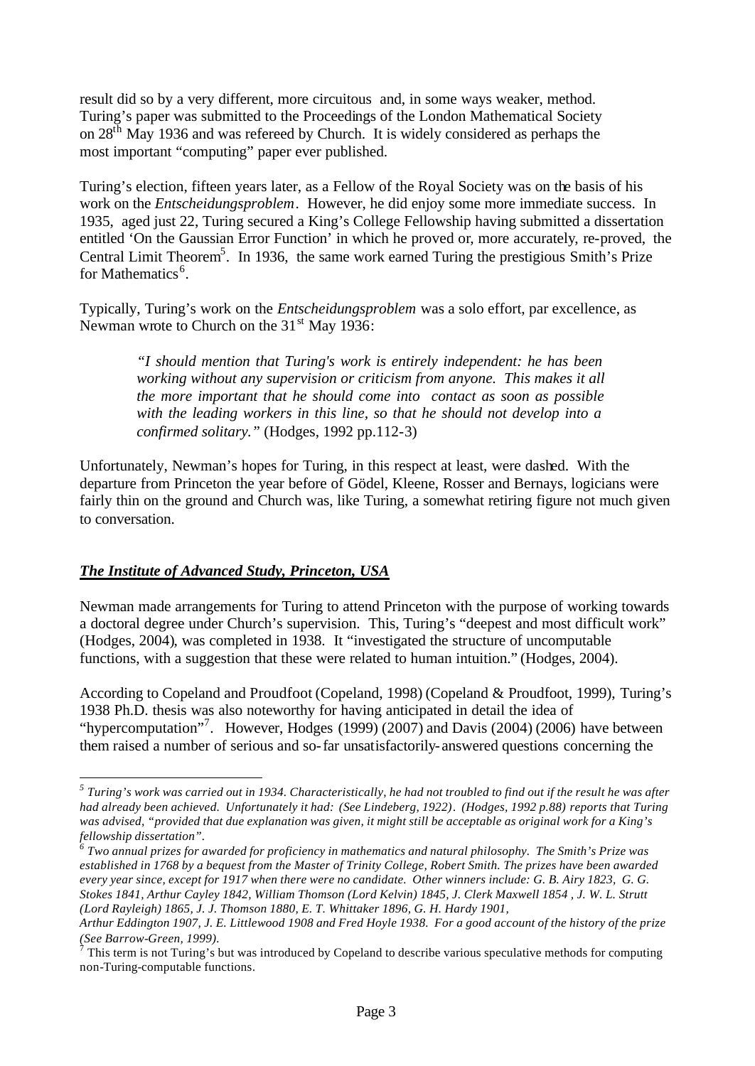result did so by a very different, more circuitous and, in some ways weaker, method. Turing's paper was submitted to the Proceedings of the London Mathematical Society on 28th May 1936 and was refereed by Church. It is widely considered as perhaps the most important "computing" paper ever published.

Turing's election, fifteen years later, as a Fellow of the Royal Society was on the basis of his work on the *Entscheidungsproblem*. However, he did enjoy some more immediate success. In 1935, aged just 22, Turing secured a King's College Fellowship having submitted a dissertation entitled 'On the Gaussian Error Function' in which he proved or, more accurately, re-proved, the Central Limit Theorem[5]. In 1936, the same work earned Turing the prestigious Smith's Prize for Mathematics[6].

Typically, Turing's work on the *Entscheidungsproblem* was a solo effort, par excellence, as Newman wrote to Church on the 31st May 1936:

> *"I should mention that Turing's work is entirely independent: he has been working without any supervision or criticism from anyone. This makes it all the more important that he should come into contact as soon as possible with the leading workers in this line, so that he should not develop into a confirmed solitary."* (Hodges, 1992 pp.112-3)

Unfortunately, Newman's hopes for Turing, in this respect at least, were dashed. With the departure from Princeton the year before of Gödel, Kleene, Rosser and Bernays, logicians were fairly thin on the ground and Church was, like Turing, a somewhat retiring figure not much given to conversation.

## ***The Institute of Advanced Study, Princeton, USA***

Newman made arrangements for Turing to attend Princeton with the purpose of working towards a doctoral degree under Church's supervision. This, Turing's "deepest and most difficult work" (Hodges, 2004), was completed in 1938. It "investigated the structure of uncomputable functions, with a suggestion that these were related to human intuition." (Hodges, 2004).

According to Copeland and Proudfoot (Copeland, 1998) (Copeland & Proudfoot, 1999), Turing's 1938 Ph.D. thesis was also noteworthy for having anticipated in detail the idea of "hypercomputation"[7]. However, Hodges (1999) (2007) and Davis (2004) (2006) have between them raised a number of serious and so-far unsatisfactorily-answered questions concerning the

---

[5] *Turing's work was carried out in 1934. Characteristically, he had not troubled to find out if the result he was after had already been achieved. Unfortunately it had: (See Lindeberg, 1922). (Hodges, 1992 p.88) reports that Turing was advised, "provided that due explanation was given, it might still be acceptable as original work for a King's fellowship dissertation".*

[6] *Two annual prizes for awarded for proficiency in mathematics and natural philosophy. The Smith's Prize was established in 1768 by a bequest from the Master of Trinity College, Robert Smith. The prizes have been awarded every year since, except for 1917 when there were no candidate. Other winners include: G. B. Airy 1823, G. G. Stokes 1841, Arthur Cayley 1842, William Thomson (Lord Kelvin) 1845, J. Clerk Maxwell 1854 , J. W. L. Strutt (Lord Rayleigh) 1865, J. J. Thomson 1880, E. T. Whittaker 1896, G. H. Hardy 1901, Arthur Eddington 1907, J. E. Littlewood 1908 and Fred Hoyle 1938. For a good account of the history of the prize (See Barrow-Green, 1999).*

[7] This term is not Turing's but was introduced by Copeland to describe various speculative methods for computing non-Turing-computable functions.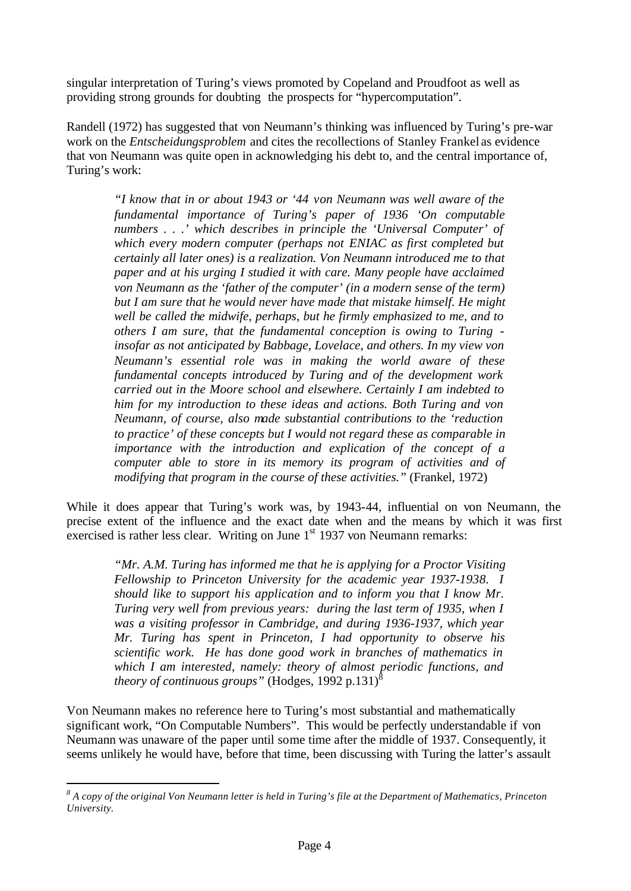singular interpretation of Turing's views promoted by Copeland and Proudfoot as well as providing strong grounds for doubting the prospects for "hypercomputation".

Randell (1972) has suggested that von Neumann's thinking was influenced by Turing's pre-war work on the *Entscheidungsproblem* and cites the recollections of Stanley Frankel as evidence that von Neumann was quite open in acknowledging his debt to, and the central importance of, Turing's work:

> *"I know that in or about 1943 or '44 von Neumann was well aware of the fundamental importance of Turing's paper of 1936 'On computable numbers . . .' which describes in principle the 'Universal Computer' of which every modern computer (perhaps not ENIAC as first completed but certainly all later ones) is a realization. Von Neumann introduced me to that paper and at his urging I studied it with care. Many people have acclaimed von Neumann as the 'father of the computer' (in a modern sense of the term) but I am sure that he would never have made that mistake himself. He might well be called the midwife, perhaps, but he firmly emphasized to me, and to others I am sure, that the fundamental conception is owing to Turing - insofar as not anticipated by Babbage, Lovelace, and others. In my view von Neumann's essential role was in making the world aware of these fundamental concepts introduced by Turing and of the development work carried out in the Moore school and elsewhere. Certainly I am indebted to him for my introduction to these ideas and actions. Both Turing and von Neumann, of course, also made substantial contributions to the 'reduction to practice' of these concepts but I would not regard these as comparable in importance with the introduction and explication of the concept of a computer able to store in its memory its program of activities and of modifying that program in the course of these activities."* (Frankel, 1972)

While it does appear that Turing's work was, by 1943-44, influential on von Neumann, the precise extent of the influence and the exact date when and the means by which it was first exercised is rather less clear. Writing on June 1st 1937 von Neumann remarks:

> *"Mr. A.M. Turing has informed me that he is applying for a Proctor Visiting Fellowship to Princeton University for the academic year 1937-1938. I should like to support his application and to inform you that I know Mr. Turing very well from previous years: during the last term of 1935, when I was a visiting professor in Cambridge, and during 1936-1937, which year Mr. Turing has spent in Princeton, I had opportunity to observe his scientific work. He has done good work in branches of mathematics in which I am interested, namely: theory of almost periodic functions, and theory of continuous groups"* (Hodges, 1992 p.131)[8]

Von Neumann makes no reference here to Turing's most substantial and mathematically significant work, "On Computable Numbers". This would be perfectly understandable if von Neumann was unaware of the paper until some time after the middle of 1937. Consequently, it seems unlikely he would have, before that time, been discussing with Turing the latter's assault

[8] *A copy of the original Von Neumann letter is held in Turing's file at the Department of Mathematics, Princeton University.*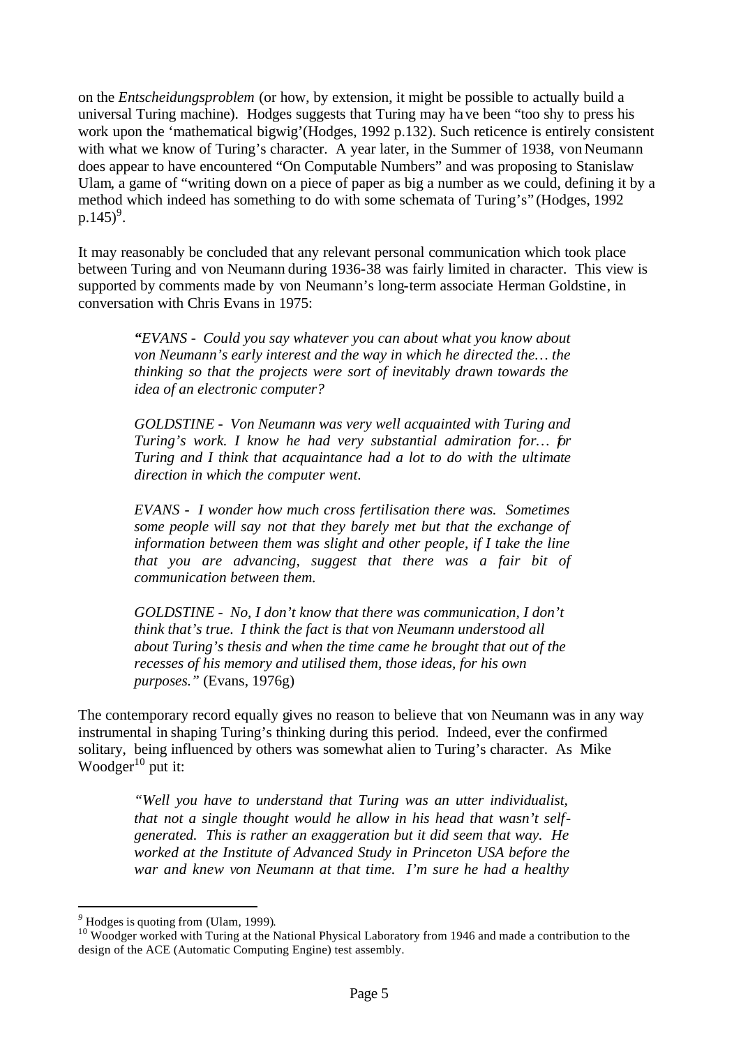on the *Entscheidungsproblem* (or how, by extension, it might be possible to actually build a universal Turing machine). Hodges suggests that Turing may have been "too shy to press his work upon the 'mathematical bigwig'(Hodges, 1992 p.132). Such reticence is entirely consistent with what we know of Turing's character. A year later, in the Summer of 1938, von Neumann does appear to have encountered "On Computable Numbers" and was proposing to Stanislaw Ulam, a game of "writing down on a piece of paper as big a number as we could, defining it by a method which indeed has something to do with some schemata of Turing's" (Hodges, 1992 p.145)[9].

It may reasonably be concluded that any relevant personal communication which took place between Turing and von Neumann during 1936-38 was fairly limited in character. This view is supported by comments made by von Neumann's long-term associate Herman Goldstine, in conversation with Chris Evans in 1975:

> *"EVANS - Could you say whatever you can about what you know about von Neumann's early interest and the way in which he directed the… the thinking so that the projects were sort of inevitably drawn towards the idea of an electronic computer?*
>
> *GOLDSTINE - Von Neumann was very well acquainted with Turing and Turing's work. I know he had very substantial admiration for… for Turing and I think that acquaintance had a lot to do with the ultimate direction in which the computer went.*
>
> *EVANS - I wonder how much cross fertilisation there was. Sometimes some people will say not that they barely met but that the exchange of information between them was slight and other people, if I take the line that you are advancing, suggest that there was a fair bit of communication between them.*
>
> *GOLDSTINE - No, I don't know that there was communication, I don't think that's true. I think the fact is that von Neumann understood all about Turing's thesis and when the time came he brought that out of the recesses of his memory and utilised them, those ideas, for his own purposes."* (Evans, 1976g)

The contemporary record equally gives no reason to believe that von Neumann was in any way instrumental in shaping Turing's thinking during this period. Indeed, ever the confirmed solitary, being influenced by others was somewhat alien to Turing's character. As Mike Woodger[10] put it:

> *"Well you have to understand that Turing was an utter individualist, that not a single thought would he allow in his head that wasn't self-generated. This is rather an exaggeration but it did seem that way. He worked at the Institute of Advanced Study in Princeton USA before the war and knew von Neumann at that time. I'm sure he had a healthy*

---

[9] Hodges is quoting from (Ulam, 1999).

[10] Woodger worked with Turing at the National Physical Laboratory from 1946 and made a contribution to the design of the ACE (Automatic Computing Engine) test assembly.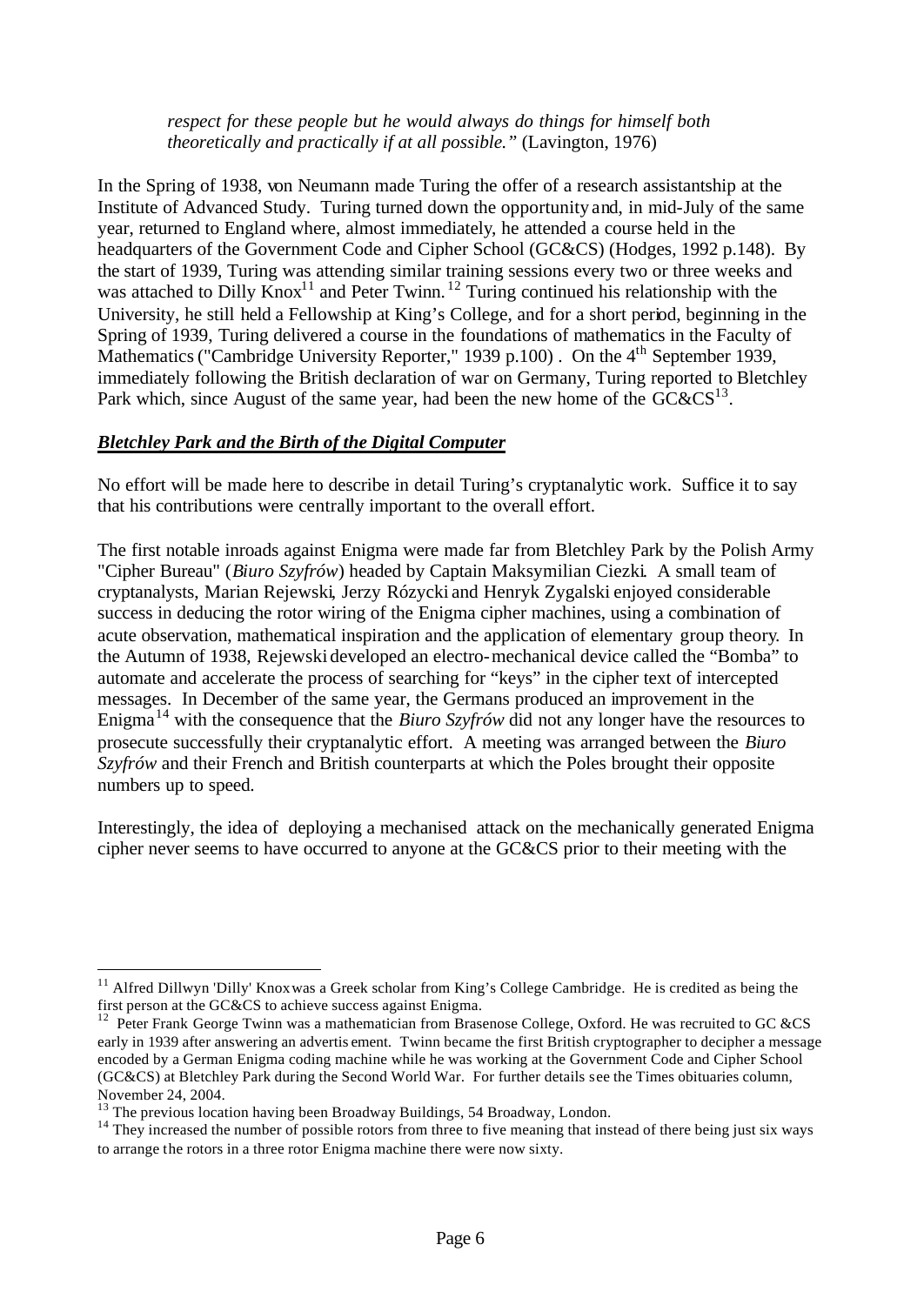> *respect for these people but he would always do things for himself both theoretically and practically if at all possible."* (Lavington, 1976)

In the Spring of 1938, von Neumann made Turing the offer of a research assistantship at the Institute of Advanced Study. Turing turned down the opportunity and, in mid-July of the same year, returned to England where, almost immediately, he attended a course held in the headquarters of the Government Code and Cipher School (GC&CS) (Hodges, 1992 p.148). By the start of 1939, Turing was attending similar training sessions every two or three weeks and was attached to Dilly Knox[11] and Peter Twinn.[12] Turing continued his relationship with the University, he still held a Fellowship at King's College, and for a short period, beginning in the Spring of 1939, Turing delivered a course in the foundations of mathematics in the Faculty of Mathematics ("Cambridge University Reporter," 1939 p.100) . On the 4th September 1939, immediately following the British declaration of war on Germany, Turing reported to Bletchley Park which, since August of the same year, had been the new home of the GC&CS[13].

## ***Bletchley Park and the Birth of the Digital Computer***

No effort will be made here to describe in detail Turing's cryptanalytic work. Suffice it to say that his contributions were centrally important to the overall effort.

The first notable inroads against Enigma were made far from Bletchley Park by the Polish Army "Cipher Bureau" (*Biuro Szyfrów*) headed by Captain Maksymilian Ciezki. A small team of cryptanalysts, Marian Rejewski, Jerzy Rózycki and Henryk Zygalski enjoyed considerable success in deducing the rotor wiring of the Enigma cipher machines, using a combination of acute observation, mathematical inspiration and the application of elementary group theory. In the Autumn of 1938, Rejewski developed an electro-mechanical device called the "Bomba" to automate and accelerate the process of searching for "keys" in the cipher text of intercepted messages. In December of the same year, the Germans produced an improvement in the Enigma[14] with the consequence that the *Biuro Szyfrów* did not any longer have the resources to prosecute successfully their cryptanalytic effort. A meeting was arranged between the *Biuro Szyfrów* and their French and British counterparts at which the Poles brought their opposite numbers up to speed.

Interestingly, the idea of deploying a mechanised attack on the mechanically generated Enigma cipher never seems to have occurred to anyone at the GC&CS prior to their meeting with the

---

[11] Alfred Dillwyn 'Dilly' Knox was a Greek scholar from King's College Cambridge. He is credited as being the first person at the GC&CS to achieve success against Enigma.

[12] Peter Frank George Twinn was a mathematician from Brasenose College, Oxford. He was recruited to GC &CS early in 1939 after answering an advertisement. Twinn became the first British cryptographer to decipher a message encoded by a German Enigma coding machine while he was working at the Government Code and Cipher School (GC&CS) at Bletchley Park during the Second World War. For further details see the Times obituaries column, November 24, 2004.

[13] The previous location having been Broadway Buildings, 54 Broadway, London.

[14] They increased the number of possible rotors from three to five meaning that instead of there being just six ways to arrange the rotors in a three rotor Enigma machine there were now sixty.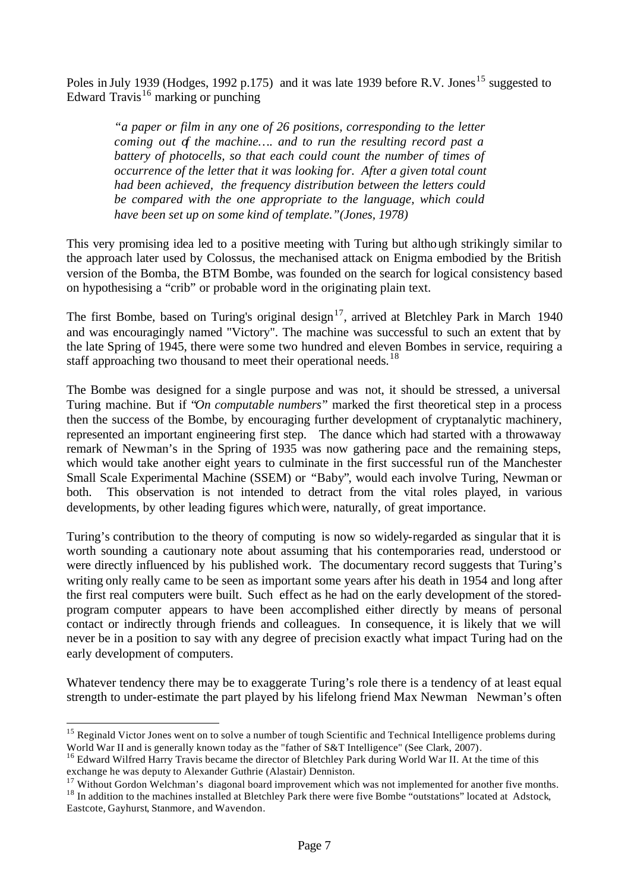Poles in July 1939 (Hodges, 1992 p.175) and it was late 1939 before R.V. Jones[15] suggested to Edward Travis[16] marking or punching

> *"a paper or film in any one of 26 positions, corresponding to the letter coming out of the machine…. and to run the resulting record past a battery of photocells, so that each could count the number of times of occurrence of the letter that it was looking for. After a given total count had been achieved, the frequency distribution between the letters could be compared with the one appropriate to the language, which could have been set up on some kind of template."(Jones, 1978)*

This very promising idea led to a positive meeting with Turing but although strikingly similar to the approach later used by Colossus, the mechanised attack on Enigma embodied by the British version of the Bomba, the BTM Bombe, was founded on the search for logical consistency based on hypothesising a "crib" or probable word in the originating plain text.

The first Bombe, based on Turing's original design[17], arrived at Bletchley Park in March 1940 and was encouragingly named "Victory". The machine was successful to such an extent that by the late Spring of 1945, there were some two hundred and eleven Bombes in service, requiring a staff approaching two thousand to meet their operational needs.[18]

The Bombe was designed for a single purpose and was not, it should be stressed, a universal Turing machine. But if "*On computable numbers*" marked the first theoretical step in a process then the success of the Bombe, by encouraging further development of cryptanalytic machinery, represented an important engineering first step. The dance which had started with a throwaway remark of Newman's in the Spring of 1935 was now gathering pace and the remaining steps, which would take another eight years to culminate in the first successful run of the Manchester Small Scale Experimental Machine (SSEM) or "Baby", would each involve Turing, Newman or both. This observation is not intended to detract from the vital roles played, in various developments, by other leading figures which were, naturally, of great importance.

Turing's contribution to the theory of computing is now so widely-regarded as singular that it is worth sounding a cautionary note about assuming that his contemporaries read, understood or were directly influenced by his published work. The documentary record suggests that Turing's writing only really came to be seen as important some years after his death in 1954 and long after the first real computers were built. Such effect as he had on the early development of the stored-program computer appears to have been accomplished either directly by means of personal contact or indirectly through friends and colleagues. In consequence, it is likely that we will never be in a position to say with any degree of precision exactly what impact Turing had on the early development of computers.

Whatever tendency there may be to exaggerate Turing's role there is a tendency of at least equal strength to under-estimate the part played by his lifelong friend Max Newman Newman's often

---

[15] Reginald Victor Jones went on to solve a number of tough Scientific and Technical Intelligence problems during World War II and is generally known today as the "father of S&T Intelligence" (See Clark, 2007).

[16] Edward Wilfred Harry Travis became the director of Bletchley Park during World War II. At the time of this exchange he was deputy to Alexander Guthrie (Alastair) Denniston.

[17] Without Gordon Welchman's diagonal board improvement which was not implemented for another five months.

[18] In addition to the machines installed at Bletchley Park there were five Bombe "outstations" located at Adstock, Eastcote, Gayhurst, Stanmore, and Wavendon.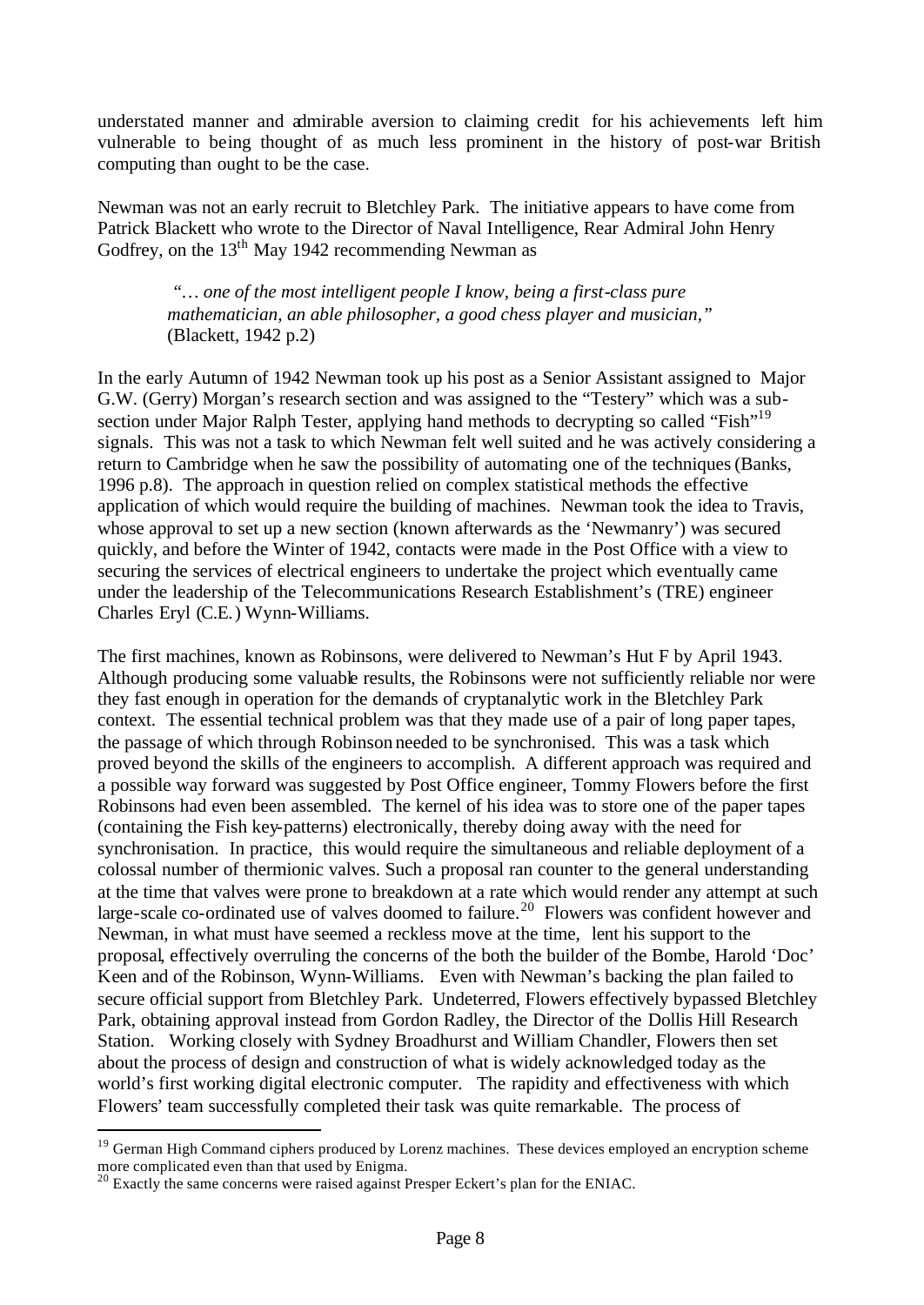understated manner and admirable aversion to claiming credit for his achievements left him vulnerable to being thought of as much less prominent in the history of post-war British computing than ought to be the case.

Newman was not an early recruit to Bletchley Park. The initiative appears to have come from Patrick Blackett who wrote to the Director of Naval Intelligence, Rear Admiral John Henry Godfrey, on the 13th May 1942 recommending Newman as

> *"… one of the most intelligent people I know, being a first-class pure mathematician, an able philosopher, a good chess player and musician,"* (Blackett, 1942 p.2)

In the early Autumn of 1942 Newman took up his post as a Senior Assistant assigned to Major G.W. (Gerry) Morgan's research section and was assigned to the "Testery" which was a sub-section under Major Ralph Tester, applying hand methods to decrypting so called "Fish"[19] signals. This was not a task to which Newman felt well suited and he was actively considering a return to Cambridge when he saw the possibility of automating one of the techniques (Banks, 1996 p.8). The approach in question relied on complex statistical methods the effective application of which would require the building of machines. Newman took the idea to Travis, whose approval to set up a new section (known afterwards as the 'Newmanry') was secured quickly, and before the Winter of 1942, contacts were made in the Post Office with a view to securing the services of electrical engineers to undertake the project which eventually came under the leadership of the Telecommunications Research Establishment's (TRE) engineer Charles Eryl (C.E.) Wynn-Williams.

The first machines, known as Robinsons, were delivered to Newman's Hut F by April 1943. Although producing some valuable results, the Robinsons were not sufficiently reliable nor were they fast enough in operation for the demands of cryptanalytic work in the Bletchley Park context. The essential technical problem was that they made use of a pair of long paper tapes, the passage of which through Robinson needed to be synchronised. This was a task which proved beyond the skills of the engineers to accomplish. A different approach was required and a possible way forward was suggested by Post Office engineer, Tommy Flowers before the first Robinsons had even been assembled. The kernel of his idea was to store one of the paper tapes (containing the Fish key-patterns) electronically, thereby doing away with the need for synchronisation. In practice, this would require the simultaneous and reliable deployment of a colossal number of thermionic valves. Such a proposal ran counter to the general understanding at the time that valves were prone to breakdown at a rate which would render any attempt at such large-scale co-ordinated use of valves doomed to failure.[20] Flowers was confident however and Newman, in what must have seemed a reckless move at the time, lent his support to the proposal, effectively overruling the concerns of the both the builder of the Bombe, Harold 'Doc' Keen and of the Robinson, Wynn-Williams. Even with Newman's backing the plan failed to secure official support from Bletchley Park. Undeterred, Flowers effectively bypassed Bletchley Park, obtaining approval instead from Gordon Radley, the Director of the Dollis Hill Research Station. Working closely with Sydney Broadhurst and William Chandler, Flowers then set about the process of design and construction of what is widely acknowledged today as the world's first working digital electronic computer. The rapidity and effectiveness with which Flowers' team successfully completed their task was quite remarkable. The process of

---

[19] German High Command ciphers produced by Lorenz machines. These devices employed an encryption scheme more complicated even than that used by Enigma.

[20] Exactly the same concerns were raised against Presper Eckert's plan for the ENIAC.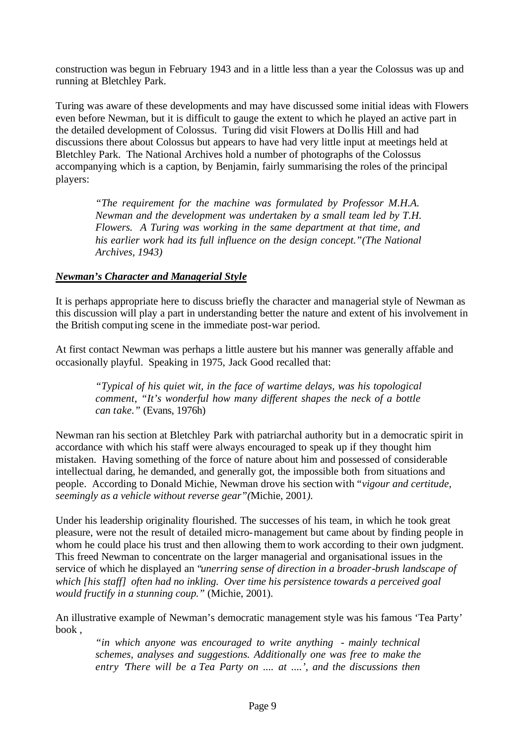construction was begun in February 1943 and in a little less than a year the Colossus was up and running at Bletchley Park.

Turing was aware of these developments and may have discussed some initial ideas with Flowers even before Newman, but it is difficult to gauge the extent to which he played an active part in the detailed development of Colossus. Turing did visit Flowers at Dollis Hill and had discussions there about Colossus but appears to have had very little input at meetings held at Bletchley Park. The National Archives hold a number of photographs of the Colossus accompanying which is a caption, by Benjamin, fairly summarising the roles of the principal players:

> *"The requirement for the machine was formulated by Professor M.H.A. Newman and the development was undertaken by a small team led by T.H. Flowers. A Turing was working in the same department at that time, and his earlier work had its full influence on the design concept."(The National Archives, 1943)*

***Newman's Character and Managerial Style***

It is perhaps appropriate here to discuss briefly the character and managerial style of Newman as this discussion will play a part in understanding better the nature and extent of his involvement in the British computing scene in the immediate post-war period.

At first contact Newman was perhaps a little austere but his manner was generally affable and occasionally playful. Speaking in 1975, Jack Good recalled that:

> *"Typical of his quiet wit, in the face of wartime delays, was his topological comment, "It's wonderful how many different shapes the neck of a bottle can take."* (Evans, 1976h)

Newman ran his section at Bletchley Park with patriarchal authority but in a democratic spirit in accordance with which his staff were always encouraged to speak up if they thought him mistaken. Having something of the force of nature about him and possessed of considerable intellectual daring, he demanded, and generally got, the impossible both from situations and people. According to Donald Michie, Newman drove his section with "*vigour and certitude, seemingly as a vehicle without reverse gear"(*Michie, 2001*)*.

Under his leadership originality flourished. The successes of his team, in which he took great pleasure, were not the result of detailed micro-management but came about by finding people in whom he could place his trust and then allowing them to work according to their own judgment. This freed Newman to concentrate on the larger managerial and organisational issues in the service of which he displayed an "*unerring sense of direction in a broader-brush landscape of which [his staff] often had no inkling. Over time his persistence towards a perceived goal would fructify in a stunning coup."* (Michie, 2001).

An illustrative example of Newman's democratic management style was his famous 'Tea Party' book ,

> *"in which anyone was encouraged to write anything - mainly technical schemes, analyses and suggestions. Additionally one was free to make the entry 'There will be a Tea Party on .... at ....', and the discussions then*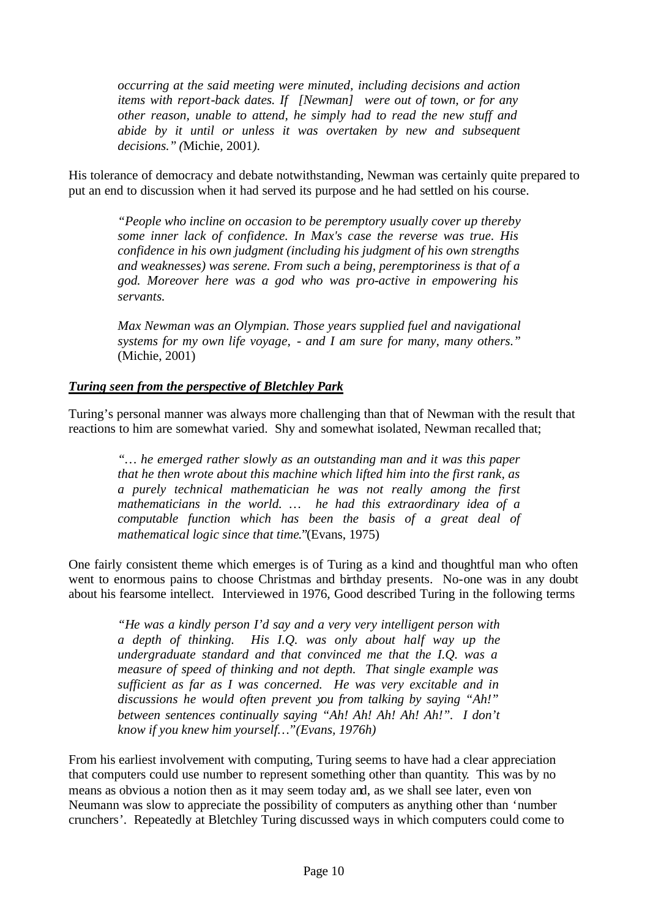> *occurring at the said meeting were minuted, including decisions and action items with report-back dates. If [Newman] were out of town, or for any other reason, unable to attend, he simply had to read the new stuff and abide by it until or unless it was overtaken by new and subsequent decisions." (*Michie, 2001*).*

His tolerance of democracy and debate notwithstanding, Newman was certainly quite prepared to put an end to discussion when it had served its purpose and he had settled on his course.

> *"People who incline on occasion to be peremptory usually cover up thereby some inner lack of confidence. In Max's case the reverse was true. His confidence in his own judgment (including his judgment of his own strengths and weaknesses) was serene. From such a being, peremptoriness is that of a god. Moreover here was a god who was pro-active in empowering his servants.*
>
> *Max Newman was an Olympian. Those years supplied fuel and navigational systems for my own life voyage, - and I am sure for many, many others."* (Michie, 2001)

***Turing seen from the perspective of Bletchley Park***

Turing's personal manner was always more challenging than that of Newman with the result that reactions to him are somewhat varied. Shy and somewhat isolated, Newman recalled that;

> *"… he emerged rather slowly as an outstanding man and it was this paper that he then wrote about this machine which lifted him into the first rank, as a purely technical mathematician he was not really among the first mathematicians in the world. … he had this extraordinary idea of a computable function which has been the basis of a great deal of mathematical logic since that time."*(Evans, 1975)

One fairly consistent theme which emerges is of Turing as a kind and thoughtful man who often went to enormous pains to choose Christmas and birthday presents. No-one was in any doubt about his fearsome intellect. Interviewed in 1976, Good described Turing in the following terms

> *"He was a kindly person I'd say and a very very intelligent person with a depth of thinking. His I.Q. was only about half way up the undergraduate standard and that convinced me that the I.Q. was a measure of speed of thinking and not depth. That single example was sufficient as far as I was concerned. He was very excitable and in discussions he would often prevent you from talking by saying "Ah!" between sentences continually saying "Ah! Ah! Ah! Ah! Ah!". I don't know if you knew him yourself…"(Evans, 1976h)*

From his earliest involvement with computing, Turing seems to have had a clear appreciation that computers could use number to represent something other than quantity. This was by no means as obvious a notion then as it may seem today and, as we shall see later, even von Neumann was slow to appreciate the possibility of computers as anything other than 'number crunchers'. Repeatedly at Bletchley Turing discussed ways in which computers could come to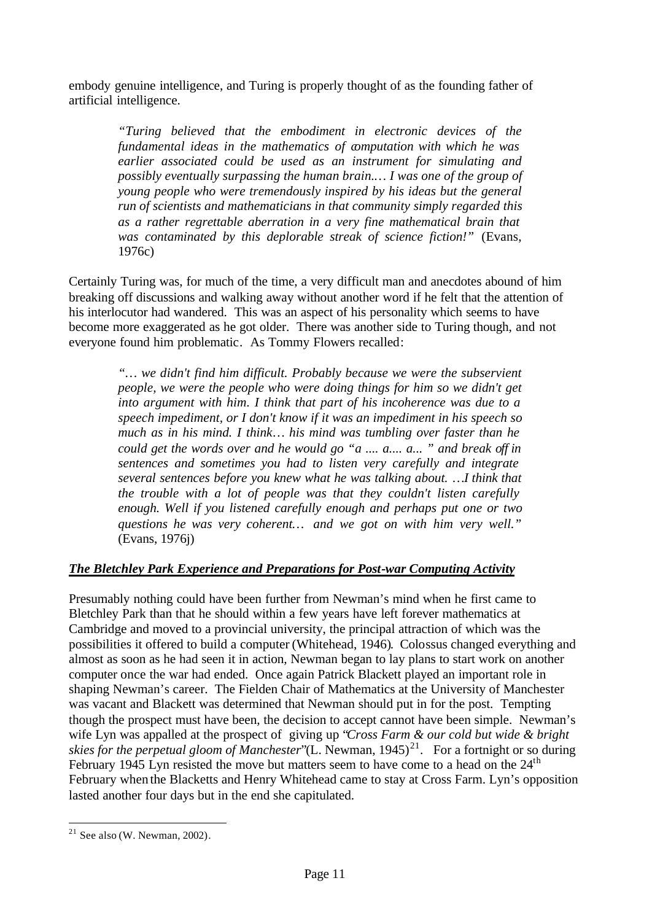embody genuine intelligence, and Turing is properly thought of as the founding father of artificial intelligence.

> *"Turing believed that the embodiment in electronic devices of the fundamental ideas in the mathematics of computation with which he was earlier associated could be used as an instrument for simulating and possibly eventually surpassing the human brain.… I was one of the group of young people who were tremendously inspired by his ideas but the general run of scientists and mathematicians in that community simply regarded this as a rather regrettable aberration in a very fine mathematical brain that was contaminated by this deplorable streak of science fiction!"* (Evans, 1976c)

Certainly Turing was, for much of the time, a very difficult man and anecdotes abound of him breaking off discussions and walking away without another word if he felt that the attention of his interlocutor had wandered. This was an aspect of his personality which seems to have become more exaggerated as he got older. There was another side to Turing though, and not everyone found him problematic. As Tommy Flowers recalled:

> *"… we didn't find him difficult. Probably because we were the subservient people, we were the people who were doing things for him so we didn't get into argument with him. I think that part of his incoherence was due to a speech impediment, or I don't know if it was an impediment in his speech so much as in his mind. I think… his mind was tumbling over faster than he could get the words over and he would go "a .... a.... a... " and break off in sentences and sometimes you had to listen very carefully and integrate several sentences before you knew what he was talking about. …I think that the trouble with a lot of people was that they couldn't listen carefully enough. Well if you listened carefully enough and perhaps put one or two questions he was very coherent… and we got on with him very well."* (Evans, 1976j)

## ***The Bletchley Park Experience and Preparations for Post-war Computing Activity***

Presumably nothing could have been further from Newman's mind when he first came to Bletchley Park than that he should within a few years have left forever mathematics at Cambridge and moved to a provincial university, the principal attraction of which was the possibilities it offered to build a computer (Whitehead, 1946). Colossus changed everything and almost as soon as he had seen it in action, Newman began to lay plans to start work on another computer once the war had ended. Once again Patrick Blackett played an important role in shaping Newman's career. The Fielden Chair of Mathematics at the University of Manchester was vacant and Blackett was determined that Newman should put in for the post. Tempting though the prospect must have been, the decision to accept cannot have been simple. Newman's wife Lyn was appalled at the prospect of giving up "*Cross Farm & our cold but wide & bright skies for the perpetual gloom of Manchester*"(L. Newman, 1945)[21]. For a fortnight or so during February 1945 Lyn resisted the move but matters seem to have come to a head on the 24th February when the Blacketts and Henry Whitehead came to stay at Cross Farm. Lyn's opposition lasted another four days but in the end she capitulated.

---

[21] See also (W. Newman, 2002).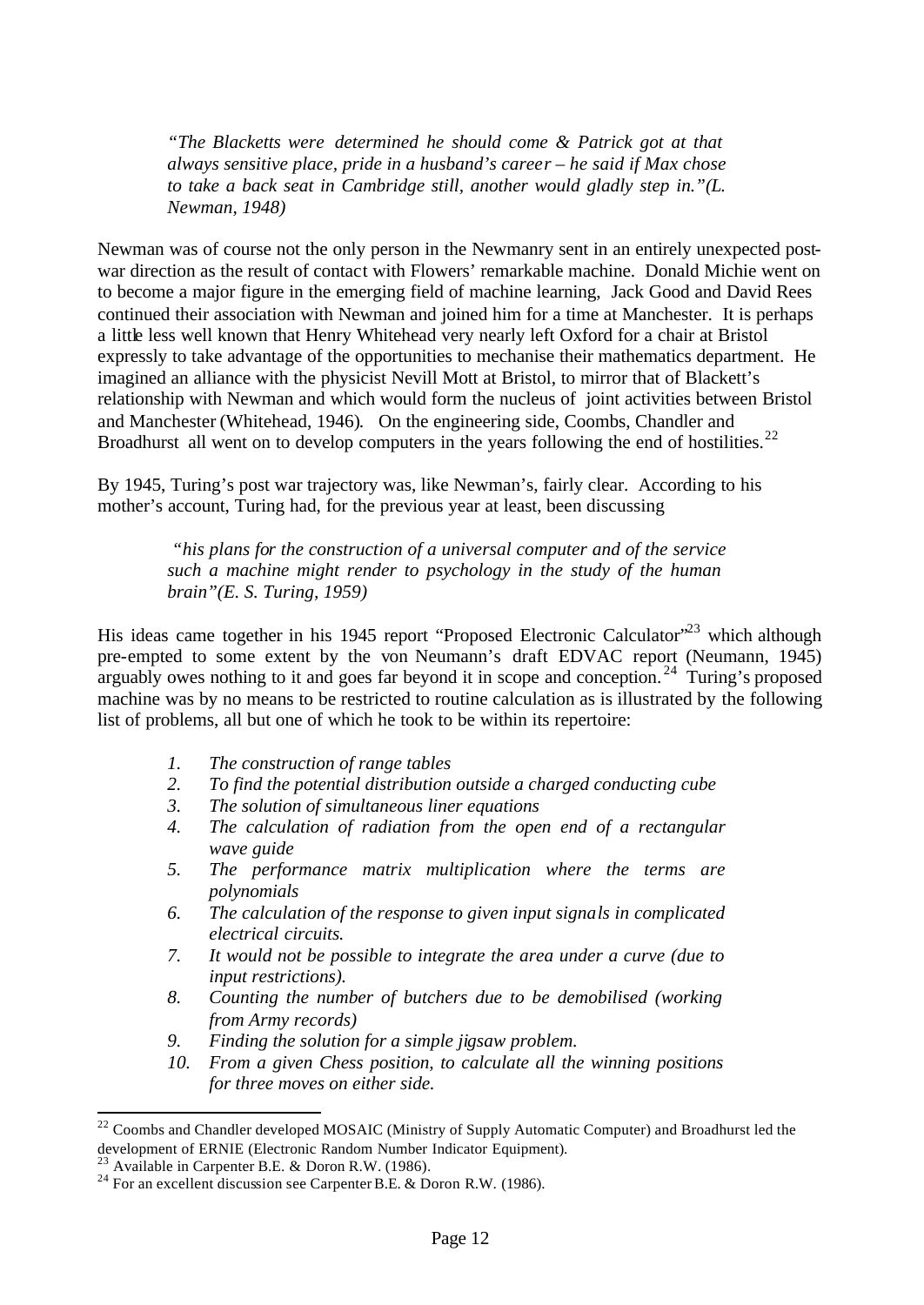> *"The Blacketts were determined he should come & Patrick got at that always sensitive place, pride in a husband's career – he said if Max chose to take a back seat in Cambridge still, another would gladly step in."(L. Newman, 1948)*

Newman was of course not the only person in the Newmanry sent in an entirely unexpected post-war direction as the result of contact with Flowers' remarkable machine. Donald Michie went on to become a major figure in the emerging field of machine learning, Jack Good and David Rees continued their association with Newman and joined him for a time at Manchester. It is perhaps a little less well known that Henry Whitehead very nearly left Oxford for a chair at Bristol expressly to take advantage of the opportunities to mechanise their mathematics department. He imagined an alliance with the physicist Nevill Mott at Bristol, to mirror that of Blackett's relationship with Newman and which would form the nucleus of joint activities between Bristol and Manchester (Whitehead, 1946). On the engineering side, Coombs, Chandler and Broadhurst all went on to develop computers in the years following the end of hostilities.[22]

By 1945, Turing's post war trajectory was, like Newman's, fairly clear. According to his mother's account, Turing had, for the previous year at least, been discussing

> *"his plans for the construction of a universal computer and of the service such a machine might render to psychology in the study of the human brain"(E. S. Turing, 1959)*

His ideas came together in his 1945 report "Proposed Electronic Calculator"[23] which although pre-empted to some extent by the von Neumann's draft EDVAC report (Neumann, 1945) arguably owes nothing to it and goes far beyond it in scope and conception.[24] Turing's proposed machine was by no means to be restricted to routine calculation as is illustrated by the following list of problems, all but one of which he took to be within its repertoire:

1. *The construction of range tables*
2. *To find the potential distribution outside a charged conducting cube*
3. *The solution of simultaneous liner equations*
4. *The calculation of radiation from the open end of a rectangular wave guide*
5. *The performance matrix multiplication where the terms are polynomials*
6. *The calculation of the response to given input signals in complicated electrical circuits.*
7. *It would not be possible to integrate the area under a curve (due to input restrictions).*
8. *Counting the number of butchers due to be demobilised (working from Army records)*
9. *Finding the solution for a simple jigsaw problem.*
10. *From a given Chess position, to calculate all the winning positions for three moves on either side.*

---

[22] Coombs and Chandler developed MOSAIC (Ministry of Supply Automatic Computer) and Broadhurst led the development of ERNIE (Electronic Random Number Indicator Equipment).

[23] Available in Carpenter B.E. & Doron R.W. (1986).

[24] For an excellent discussion see Carpenter B.E. & Doron R.W. (1986).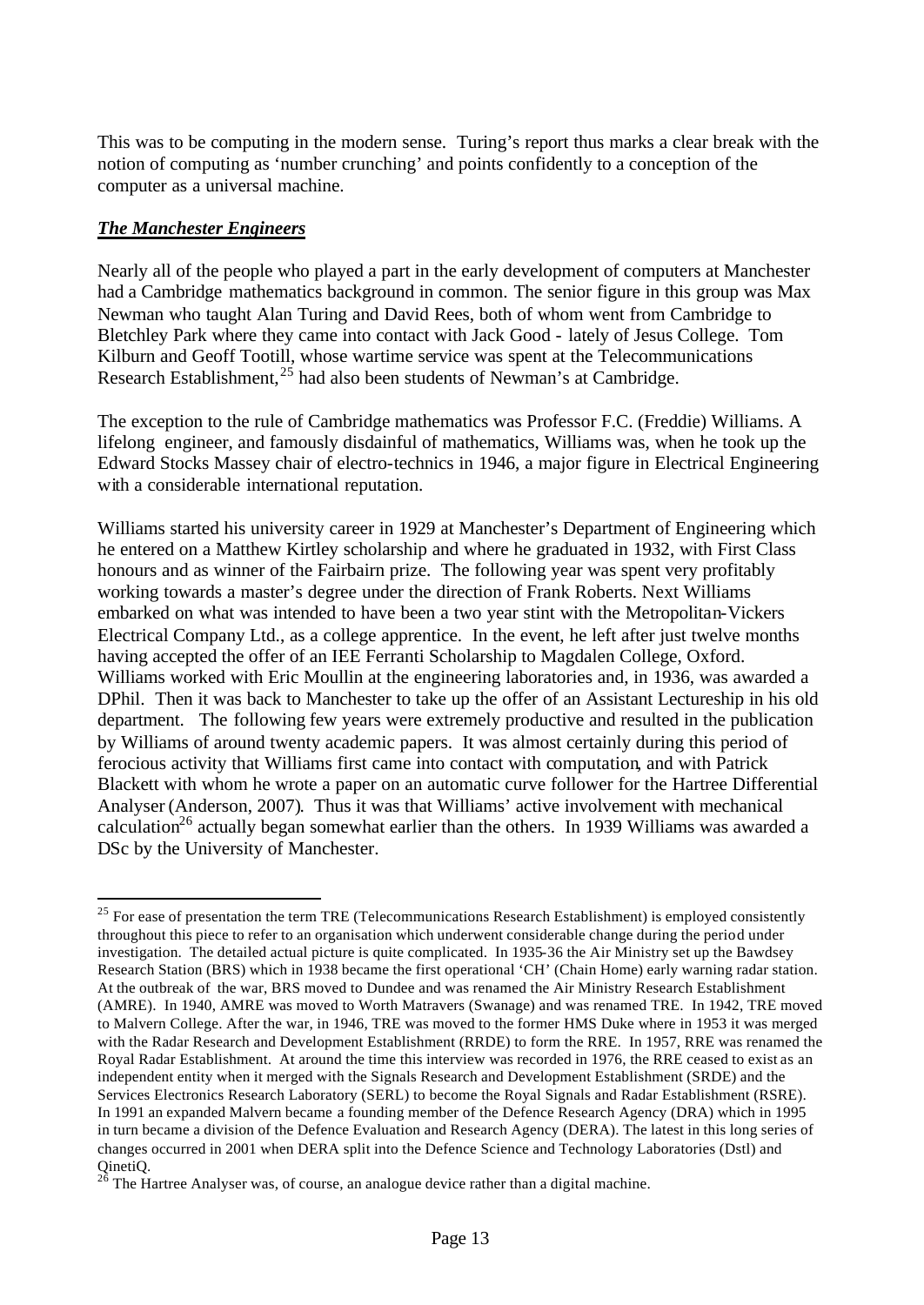This was to be computing in the modern sense. Turing's report thus marks a clear break with the notion of computing as 'number crunching' and points confidently to a conception of the computer as a universal machine.

***The Manchester Engineers***

Nearly all of the people who played a part in the early development of computers at Manchester had a Cambridge mathematics background in common. The senior figure in this group was Max Newman who taught Alan Turing and David Rees, both of whom went from Cambridge to Bletchley Park where they came into contact with Jack Good - lately of Jesus College. Tom Kilburn and Geoff Tootill, whose wartime service was spent at the Telecommunications Research Establishment,[25] had also been students of Newman's at Cambridge.

The exception to the rule of Cambridge mathematics was Professor F.C. (Freddie) Williams. A lifelong engineer, and famously disdainful of mathematics, Williams was, when he took up the Edward Stocks Massey chair of electro-technics in 1946, a major figure in Electrical Engineering with a considerable international reputation.

Williams started his university career in 1929 at Manchester's Department of Engineering which he entered on a Matthew Kirtley scholarship and where he graduated in 1932, with First Class honours and as winner of the Fairbairn prize. The following year was spent very profitably working towards a master's degree under the direction of Frank Roberts. Next Williams embarked on what was intended to have been a two year stint with the Metropolitan-Vickers Electrical Company Ltd., as a college apprentice. In the event, he left after just twelve months having accepted the offer of an IEE Ferranti Scholarship to Magdalen College, Oxford. Williams worked with Eric Moullin at the engineering laboratories and, in 1936, was awarded a DPhil. Then it was back to Manchester to take up the offer of an Assistant Lectureship in his old department. The following few years were extremely productive and resulted in the publication by Williams of around twenty academic papers. It was almost certainly during this period of ferocious activity that Williams first came into contact with computation, and with Patrick Blackett with whom he wrote a paper on an automatic curve follower for the Hartree Differential Analyser (Anderson, 2007). Thus it was that Williams' active involvement with mechanical calculation[26] actually began somewhat earlier than the others. In 1939 Williams was awarded a DSc by the University of Manchester.

---

[25] For ease of presentation the term TRE (Telecommunications Research Establishment) is employed consistently throughout this piece to refer to an organisation which underwent considerable change during the period under investigation. The detailed actual picture is quite complicated. In 1935-36 the Air Ministry set up the Bawdsey Research Station (BRS) which in 1938 became the first operational 'CH' (Chain Home) early warning radar station. At the outbreak of the war, BRS moved to Dundee and was renamed the Air Ministry Research Establishment (AMRE). In 1940, AMRE was moved to Worth Matravers (Swanage) and was renamed TRE. In 1942, TRE moved to Malvern College. After the war, in 1946, TRE was moved to the former HMS Duke where in 1953 it was merged with the Radar Research and Development Establishment (RRDE) to form the RRE. In 1957, RRE was renamed the Royal Radar Establishment. At around the time this interview was recorded in 1976, the RRE ceased to exist as an independent entity when it merged with the Signals Research and Development Establishment (SRDE) and the Services Electronics Research Laboratory (SERL) to become the Royal Signals and Radar Establishment (RSRE). In 1991 an expanded Malvern became a founding member of the Defence Research Agency (DRA) which in 1995 in turn became a division of the Defence Evaluation and Research Agency (DERA). The latest in this long series of changes occurred in 2001 when DERA split into the Defence Science and Technology Laboratories (Dstl) and QinetiQ.

[26] The Hartree Analyser was, of course, an analogue device rather than a digital machine.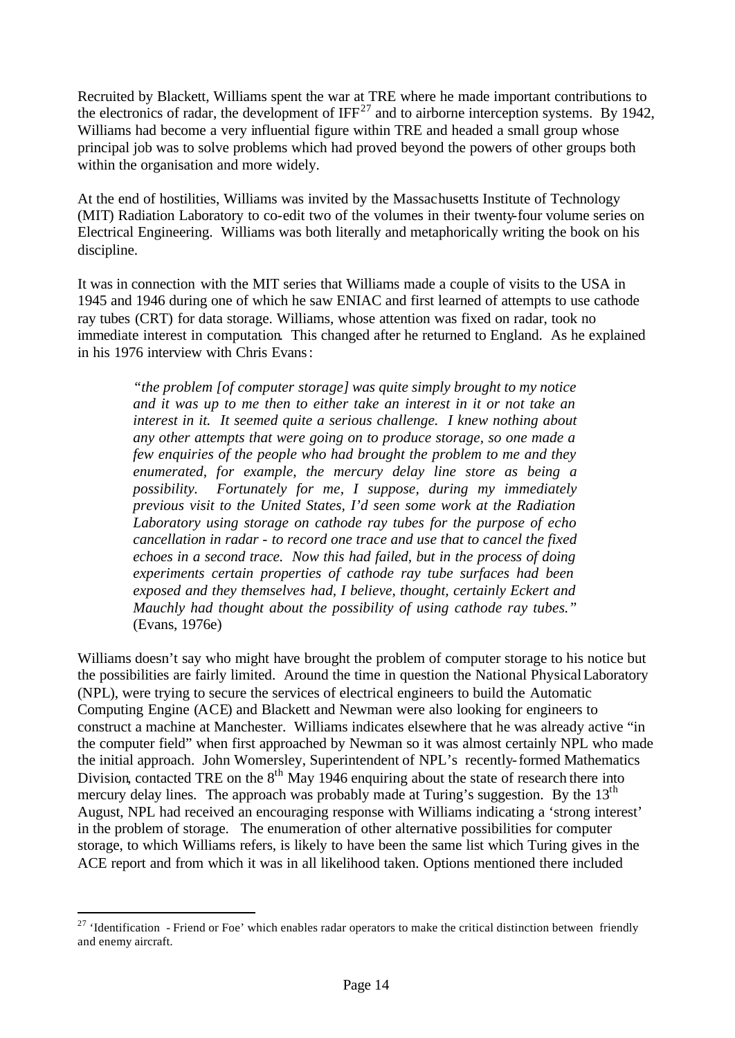Recruited by Blackett, Williams spent the war at TRE where he made important contributions to the electronics of radar, the development of IFF[27] and to airborne interception systems. By 1942, Williams had become a very influential figure within TRE and headed a small group whose principal job was to solve problems which had proved beyond the powers of other groups both within the organisation and more widely.

At the end of hostilities, Williams was invited by the Massachusetts Institute of Technology (MIT) Radiation Laboratory to co-edit two of the volumes in their twenty-four volume series on Electrical Engineering. Williams was both literally and metaphorically writing the book on his discipline.

It was in connection with the MIT series that Williams made a couple of visits to the USA in 1945 and 1946 during one of which he saw ENIAC and first learned of attempts to use cathode ray tubes (CRT) for data storage. Williams, whose attention was fixed on radar, took no immediate interest in computation. This changed after he returned to England. As he explained in his 1976 interview with Chris Evans:

> *"the problem [of computer storage] was quite simply brought to my notice and it was up to me then to either take an interest in it or not take an interest in it. It seemed quite a serious challenge. I knew nothing about any other attempts that were going on to produce storage, so one made a few enquiries of the people who had brought the problem to me and they enumerated, for example, the mercury delay line store as being a possibility. Fortunately for me, I suppose, during my immediately previous visit to the United States, I'd seen some work at the Radiation Laboratory using storage on cathode ray tubes for the purpose of echo cancellation in radar - to record one trace and use that to cancel the fixed echoes in a second trace. Now this had failed, but in the process of doing experiments certain properties of cathode ray tube surfaces had been exposed and they themselves had, I believe, thought, certainly Eckert and Mauchly had thought about the possibility of using cathode ray tubes."* (Evans, 1976e)

Williams doesn't say who might have brought the problem of computer storage to his notice but the possibilities are fairly limited. Around the time in question the National Physical Laboratory (NPL), were trying to secure the services of electrical engineers to build the Automatic Computing Engine (ACE) and Blackett and Newman were also looking for engineers to construct a machine at Manchester. Williams indicates elsewhere that he was already active "in the computer field" when first approached by Newman so it was almost certainly NPL who made the initial approach. John Womersley, Superintendent of NPL's recently-formed Mathematics Division, contacted TRE on the 8th May 1946 enquiring about the state of research there into mercury delay lines. The approach was probably made at Turing's suggestion. By the 13th August, NPL had received an encouraging response with Williams indicating a 'strong interest' in the problem of storage. The enumeration of other alternative possibilities for computer storage, to which Williams refers, is likely to have been the same list which Turing gives in the ACE report and from which it was in all likelihood taken. Options mentioned there included

---

[27] 'Identification - Friend or Foe' which enables radar operators to make the critical distinction between friendly and enemy aircraft.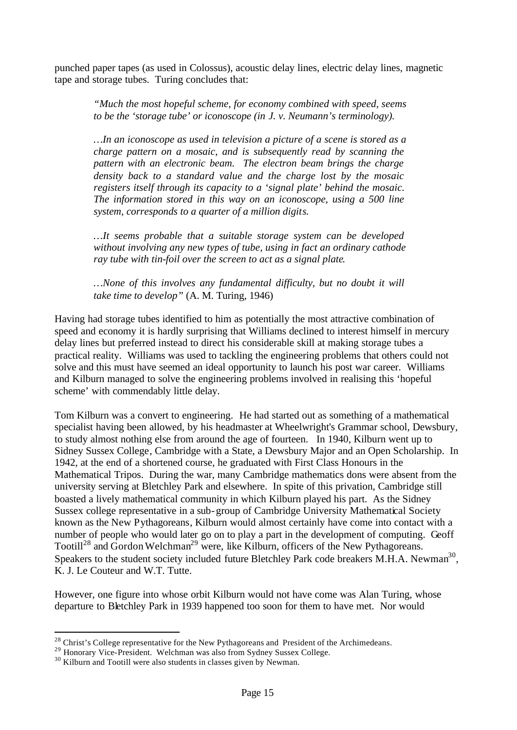punched paper tapes (as used in Colossus), acoustic delay lines, electric delay lines, magnetic tape and storage tubes. Turing concludes that:

> *"Much the most hopeful scheme, for economy combined with speed, seems to be the 'storage tube' or iconoscope (in J. v. Neumann's terminology).*
>
> *…In an iconoscope as used in television a picture of a scene is stored as a charge pattern on a mosaic, and is subsequently read by scanning the pattern with an electronic beam. The electron beam brings the charge density back to a standard value and the charge lost by the mosaic registers itself through its capacity to a 'signal plate' behind the mosaic. The information stored in this way on an iconoscope, using a 500 line system, corresponds to a quarter of a million digits.*
>
> *…It seems probable that a suitable storage system can be developed without involving any new types of tube, using in fact an ordinary cathode ray tube with tin-foil over the screen to act as a signal plate.*
>
> *…None of this involves any fundamental difficulty, but no doubt it will take time to develop"* (A. M. Turing, 1946)

Having had storage tubes identified to him as potentially the most attractive combination of speed and economy it is hardly surprising that Williams declined to interest himself in mercury delay lines but preferred instead to direct his considerable skill at making storage tubes a practical reality. Williams was used to tackling the engineering problems that others could not solve and this must have seemed an ideal opportunity to launch his post war career. Williams and Kilburn managed to solve the engineering problems involved in realising this 'hopeful scheme' with commendably little delay.

Tom Kilburn was a convert to engineering. He had started out as something of a mathematical specialist having been allowed, by his headmaster at Wheelwright's Grammar school, Dewsbury, to study almost nothing else from around the age of fourteen. In 1940, Kilburn went up to Sidney Sussex College, Cambridge with a State, a Dewsbury Major and an Open Scholarship. In 1942, at the end of a shortened course, he graduated with First Class Honours in the Mathematical Tripos. During the war, many Cambridge mathematics dons were absent from the university serving at Bletchley Park and elsewhere. In spite of this privation, Cambridge still boasted a lively mathematical community in which Kilburn played his part. As the Sidney Sussex college representative in a sub-group of Cambridge University Mathematical Society known as the New Pythagoreans, Kilburn would almost certainly have come into contact with a number of people who would later go on to play a part in the development of computing. Geoff Tootill[28] and Gordon Welchman[29] were, like Kilburn, officers of the New Pythagoreans. Speakers to the student society included future Bletchley Park code breakers M.H.A. Newman[30], K. J. Le Couteur and W.T. Tutte.

However, one figure into whose orbit Kilburn would not have come was Alan Turing, whose departure to Bletchley Park in 1939 happened too soon for them to have met. Nor would

---

[28] Christ's College representative for the New Pythagoreans and President of the Archimedeans.

[29] Honorary Vice-President. Welchman was also from Sydney Sussex College.

[30] Kilburn and Tootill were also students in classes given by Newman.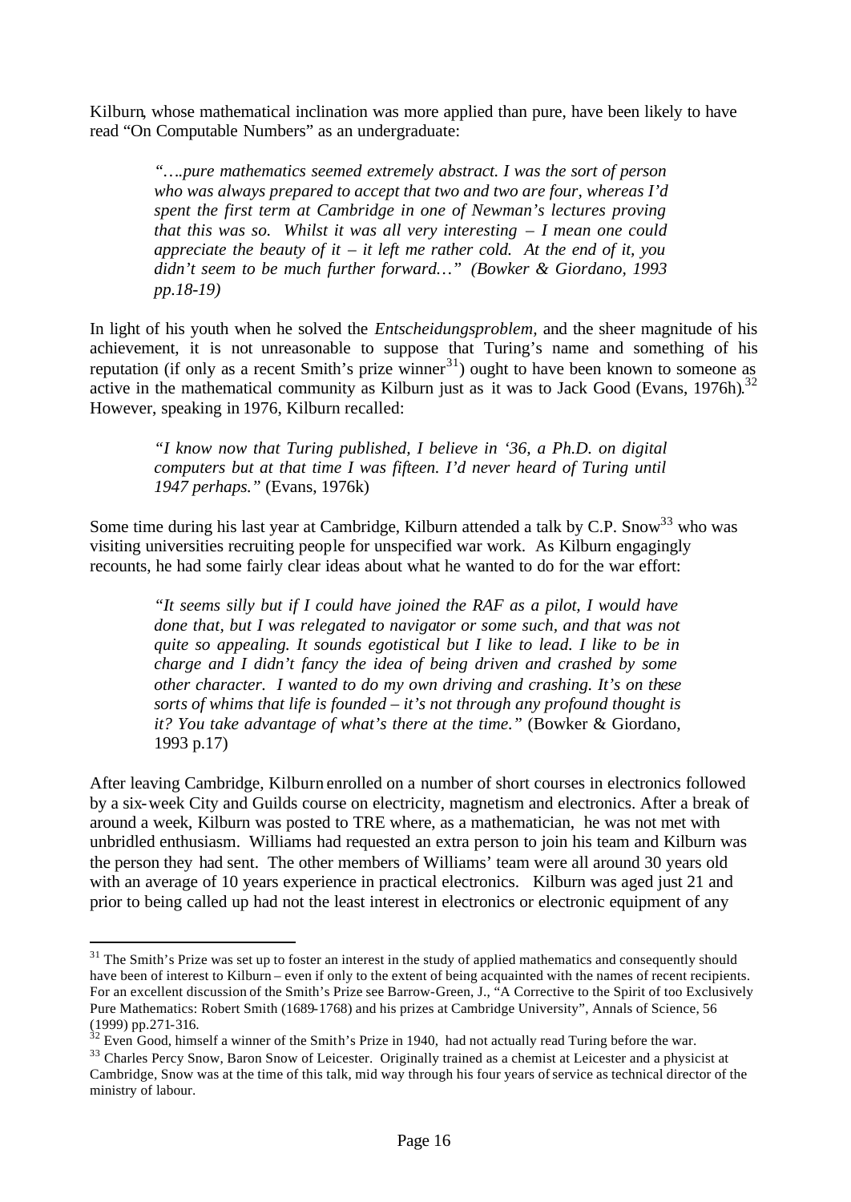Kilburn, whose mathematical inclination was more applied than pure, have been likely to have read "On Computable Numbers" as an undergraduate:

> *"….pure mathematics seemed extremely abstract. I was the sort of person who was always prepared to accept that two and two are four, whereas I'd spent the first term at Cambridge in one of Newman's lectures proving that this was so. Whilst it was all very interesting – I mean one could appreciate the beauty of it – it left me rather cold. At the end of it, you didn't seem to be much further forward…" (Bowker & Giordano, 1993 pp.18-19)*

In light of his youth when he solved the *Entscheidungsproblem,* and the sheer magnitude of his achievement, it is not unreasonable to suppose that Turing's name and something of his reputation (if only as a recent Smith's prize winner[31]) ought to have been known to someone as active in the mathematical community as Kilburn just as it was to Jack Good (Evans, 1976h).[32] However, speaking in 1976, Kilburn recalled:

> *"I know now that Turing published, I believe in '36, a Ph.D. on digital computers but at that time I was fifteen. I'd never heard of Turing until 1947 perhaps."* (Evans, 1976k)

Some time during his last year at Cambridge, Kilburn attended a talk by C.P. Snow[33] who was visiting universities recruiting people for unspecified war work. As Kilburn engagingly recounts, he had some fairly clear ideas about what he wanted to do for the war effort:

> *"It seems silly but if I could have joined the RAF as a pilot, I would have done that, but I was relegated to navigator or some such, and that was not quite so appealing. It sounds egotistical but I like to lead. I like to be in charge and I didn't fancy the idea of being driven and crashed by some other character. I wanted to do my own driving and crashing. It's on these sorts of whims that life is founded – it's not through any profound thought is it? You take advantage of what's there at the time."* (Bowker & Giordano, 1993 p.17)

After leaving Cambridge, Kilburn enrolled on a number of short courses in electronics followed by a six-week City and Guilds course on electricity, magnetism and electronics. After a break of around a week, Kilburn was posted to TRE where, as a mathematician, he was not met with unbridled enthusiasm. Williams had requested an extra person to join his team and Kilburn was the person they had sent. The other members of Williams' team were all around 30 years old with an average of 10 years experience in practical electronics. Kilburn was aged just 21 and prior to being called up had not the least interest in electronics or electronic equipment of any

---

[31] The Smith's Prize was set up to foster an interest in the study of applied mathematics and consequently should have been of interest to Kilburn – even if only to the extent of being acquainted with the names of recent recipients. For an excellent discussion of the Smith's Prize see Barrow-Green, J., "A Corrective to the Spirit of too Exclusively Pure Mathematics: Robert Smith (1689-1768) and his prizes at Cambridge University", Annals of Science, 56 (1999) pp.271-316.

[32] Even Good, himself a winner of the Smith's Prize in 1940, had not actually read Turing before the war.

[33] Charles Percy Snow, Baron Snow of Leicester. Originally trained as a chemist at Leicester and a physicist at Cambridge, Snow was at the time of this talk, mid way through his four years of service as technical director of the ministry of labour.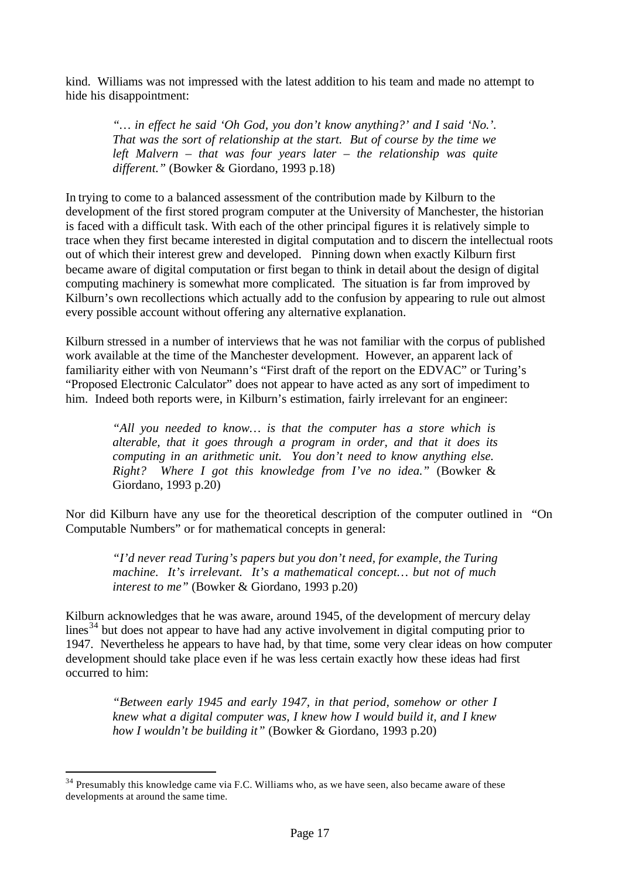kind. Williams was not impressed with the latest addition to his team and made no attempt to hide his disappointment:

> *"… in effect he said 'Oh God, you don't know anything?' and I said 'No.'. That was the sort of relationship at the start. But of course by the time we left Malvern – that was four years later – the relationship was quite different."* (Bowker & Giordano, 1993 p.18)

In trying to come to a balanced assessment of the contribution made by Kilburn to the development of the first stored program computer at the University of Manchester, the historian is faced with a difficult task. With each of the other principal figures it is relatively simple to trace when they first became interested in digital computation and to discern the intellectual roots out of which their interest grew and developed. Pinning down when exactly Kilburn first became aware of digital computation or first began to think in detail about the design of digital computing machinery is somewhat more complicated. The situation is far from improved by Kilburn's own recollections which actually add to the confusion by appearing to rule out almost every possible account without offering any alternative explanation.

Kilburn stressed in a number of interviews that he was not familiar with the corpus of published work available at the time of the Manchester development. However, an apparent lack of familiarity either with von Neumann's "First draft of the report on the EDVAC" or Turing's "Proposed Electronic Calculator" does not appear to have acted as any sort of impediment to him. Indeed both reports were, in Kilburn's estimation, fairly irrelevant for an engineer:

> *"All you needed to know… is that the computer has a store which is alterable, that it goes through a program in order, and that it does its computing in an arithmetic unit. You don't need to know anything else. Right? Where I got this knowledge from I've no idea."* (Bowker & Giordano, 1993 p.20)

Nor did Kilburn have any use for the theoretical description of the computer outlined in "On Computable Numbers" or for mathematical concepts in general:

> *"I'd never read Turing's papers but you don't need, for example, the Turing machine. It's irrelevant. It's a mathematical concept… but not of much interest to me"* (Bowker & Giordano, 1993 p.20)

Kilburn acknowledges that he was aware, around 1945, of the development of mercury delay lines[34] but does not appear to have had any active involvement in digital computing prior to 1947. Nevertheless he appears to have had, by that time, some very clear ideas on how computer development should take place even if he was less certain exactly how these ideas had first occurred to him:

> *"Between early 1945 and early 1947, in that period, somehow or other I knew what a digital computer was, I knew how I would build it, and I knew how I wouldn't be building it"* (Bowker & Giordano, 1993 p.20)

[34] Presumably this knowledge came via F.C. Williams who, as we have seen, also became aware of these developments at around the same time.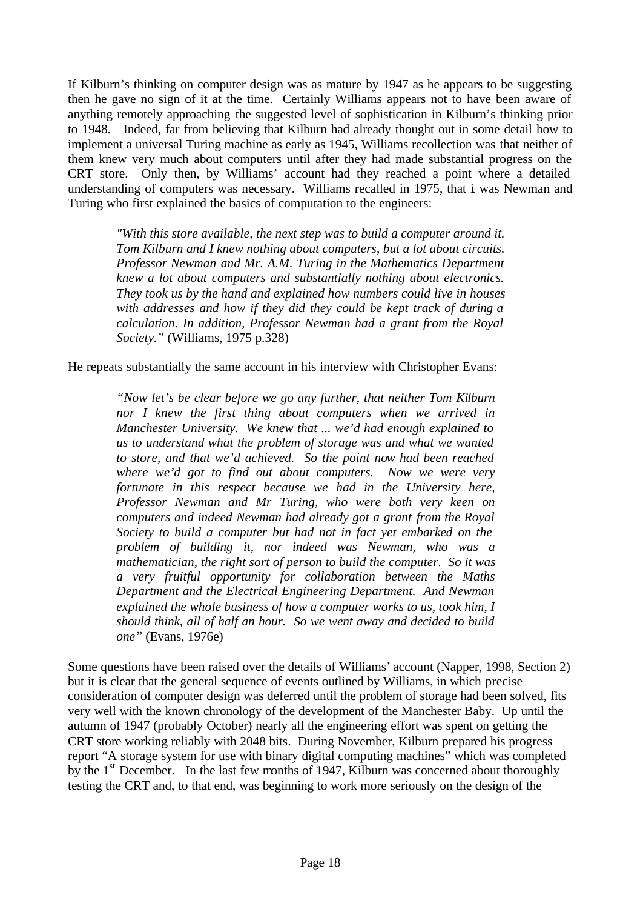If Kilburn's thinking on computer design was as mature by 1947 as he appears to be suggesting then he gave no sign of it at the time. Certainly Williams appears not to have been aware of anything remotely approaching the suggested level of sophistication in Kilburn's thinking prior to 1948. Indeed, far from believing that Kilburn had already thought out in some detail how to implement a universal Turing machine as early as 1945, Williams recollection was that neither of them knew very much about computers until after they had made substantial progress on the CRT store. Only then, by Williams' account had they reached a point where a detailed understanding of computers was necessary. Williams recalled in 1975, that it was Newman and Turing who first explained the basics of computation to the engineers:

> *"With this store available, the next step was to build a computer around it. Tom Kilburn and I knew nothing about computers, but a lot about circuits. Professor Newman and Mr. A.M. Turing in the Mathematics Department knew a lot about computers and substantially nothing about electronics. They took us by the hand and explained how numbers could live in houses with addresses and how if they did they could be kept track of during a calculation. In addition, Professor Newman had a grant from the Royal Society."* (Williams, 1975 p.328)

He repeats substantially the same account in his interview with Christopher Evans:

> *"Now let's be clear before we go any further, that neither Tom Kilburn nor I knew the first thing about computers when we arrived in Manchester University. We knew that ... we'd had enough explained to us to understand what the problem of storage was and what we wanted to store, and that we'd achieved. So the point now had been reached where we'd got to find out about computers. Now we were very fortunate in this respect because we had in the University here, Professor Newman and Mr Turing, who were both very keen on computers and indeed Newman had already got a grant from the Royal Society to build a computer but had not in fact yet embarked on the problem of building it, nor indeed was Newman, who was a mathematician, the right sort of person to build the computer. So it was a very fruitful opportunity for collaboration between the Maths Department and the Electrical Engineering Department. And Newman explained the whole business of how a computer works to us, took him, I should think, all of half an hour. So we went away and decided to build one"* (Evans, 1976e)

Some questions have been raised over the details of Williams' account (Napper, 1998, Section 2) but it is clear that the general sequence of events outlined by Williams, in which precise consideration of computer design was deferred until the problem of storage had been solved, fits very well with the known chronology of the development of the Manchester Baby. Up until the autumn of 1947 (probably October) nearly all the engineering effort was spent on getting the CRT store working reliably with 2048 bits. During November, Kilburn prepared his progress report "A storage system for use with binary digital computing machines" which was completed by the 1st December. In the last few months of 1947, Kilburn was concerned about thoroughly testing the CRT and, to that end, was beginning to work more seriously on the design of the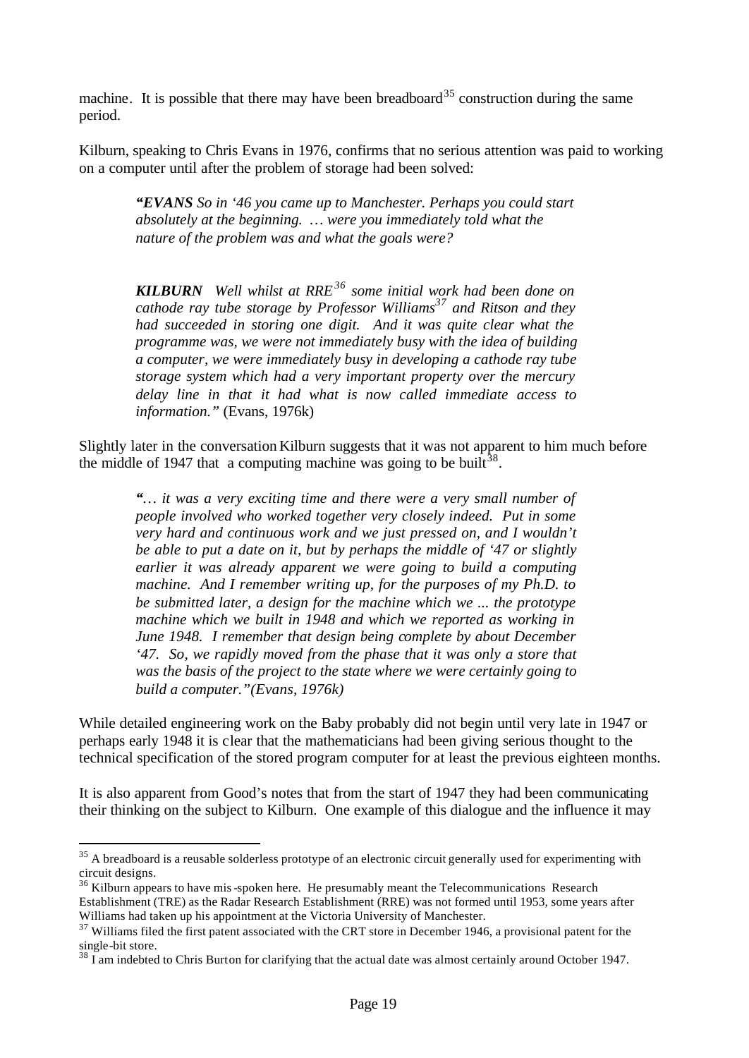machine. It is possible that there may have been breadboard[35] construction during the same period.

Kilburn, speaking to Chris Evans in 1976, confirms that no serious attention was paid to working on a computer until after the problem of storage had been solved:

> ***"EVANS*** *So in '46 you came up to Manchester. Perhaps you could start absolutely at the beginning. … were you immediately told what the nature of the problem was and what the goals were?*
>
> ***KILBURN*** *Well whilst at RRE[36] some initial work had been done on cathode ray tube storage by Professor Williams[37] and Ritson and they had succeeded in storing one digit. And it was quite clear what the programme was, we were not immediately busy with the idea of building a computer, we were immediately busy in developing a cathode ray tube storage system which had a very important property over the mercury delay line in that it had what is now called immediate access to information."* (Evans, 1976k)

Slightly later in the conversation Kilburn suggests that it was not apparent to him much before the middle of 1947 that a computing machine was going to be built[38].

> *"… it was a very exciting time and there were a very small number of people involved who worked together very closely indeed. Put in some very hard and continuous work and we just pressed on, and I wouldn't be able to put a date on it, but by perhaps the middle of '47 or slightly earlier it was already apparent we were going to build a computing machine. And I remember writing up, for the purposes of my Ph.D. to be submitted later, a design for the machine which we ... the prototype machine which we built in 1948 and which we reported as working in June 1948. I remember that design being complete by about December '47. So, we rapidly moved from the phase that it was only a store that was the basis of the project to the state where we were certainly going to build a computer."(Evans, 1976k)*

While detailed engineering work on the Baby probably did not begin until very late in 1947 or perhaps early 1948 it is clear that the mathematicians had been giving serious thought to the technical specification of the stored program computer for at least the previous eighteen months.

It is also apparent from Good's notes that from the start of 1947 they had been communicating their thinking on the subject to Kilburn. One example of this dialogue and the influence it may

---

[35] A breadboard is a reusable solderless prototype of an electronic circuit generally used for experimenting with circuit designs.

[36] Kilburn appears to have mis-spoken here. He presumably meant the Telecommunications Research Establishment (TRE) as the Radar Research Establishment (RRE) was not formed until 1953, some years after Williams had taken up his appointment at the Victoria University of Manchester.

[37] Williams filed the first patent associated with the CRT store in December 1946, a provisional patent for the single-bit store.

[38] I am indebted to Chris Burton for clarifying that the actual date was almost certainly around October 1947.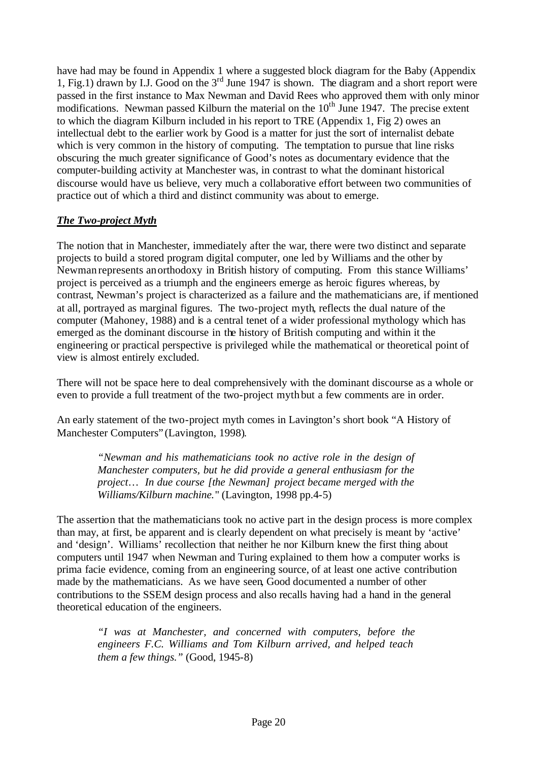have had may be found in Appendix 1 where a suggested block diagram for the Baby (Appendix 1, Fig.1) drawn by I.J. Good on the 3rd June 1947 is shown. The diagram and a short report were passed in the first instance to Max Newman and David Rees who approved them with only minor modifications. Newman passed Kilburn the material on the 10th June 1947. The precise extent to which the diagram Kilburn included in his report to TRE (Appendix 1, Fig 2) owes an intellectual debt to the earlier work by Good is a matter for just the sort of internalist debate which is very common in the history of computing. The temptation to pursue that line risks obscuring the much greater significance of Good's notes as documentary evidence that the computer-building activity at Manchester was, in contrast to what the dominant historical discourse would have us believe, very much a collaborative effort between two communities of practice out of which a third and distinct community was about to emerge.

## ***The Two-project Myth***

The notion that in Manchester, immediately after the war, there were two distinct and separate projects to build a stored program digital computer, one led by Williams and the other by Newman represents an orthodoxy in British history of computing. From this stance Williams' project is perceived as a triumph and the engineers emerge as heroic figures whereas, by contrast, Newman's project is characterized as a failure and the mathematicians are, if mentioned at all, portrayed as marginal figures. The two-project myth, reflects the dual nature of the computer (Mahoney, 1988) and is a central tenet of a wider professional mythology which has emerged as the dominant discourse in the history of British computing and within it the engineering or practical perspective is privileged while the mathematical or theoretical point of view is almost entirely excluded.

There will not be space here to deal comprehensively with the dominant discourse as a whole or even to provide a full treatment of the two-project myth but a few comments are in order.

An early statement of the two-project myth comes in Lavington's short book "A History of Manchester Computers" (Lavington, 1998).

> *"Newman and his mathematicians took no active role in the design of Manchester computers, but he did provide a general enthusiasm for the project… In due course [the Newman] project became merged with the Williams/Kilburn machine."* (Lavington, 1998 pp.4-5)

The assertion that the mathematicians took no active part in the design process is more complex than may, at first, be apparent and is clearly dependent on what precisely is meant by 'active' and 'design'. Williams' recollection that neither he nor Kilburn knew the first thing about computers until 1947 when Newman and Turing explained to them how a computer works is prima facie evidence, coming from an engineering source, of at least one active contribution made by the mathematicians. As we have seen, Good documented a number of other contributions to the SSEM design process and also recalls having had a hand in the general theoretical education of the engineers.

> *"I was at Manchester, and concerned with computers, before the engineers F.C. Williams and Tom Kilburn arrived, and helped teach them a few things."* (Good, 1945-8)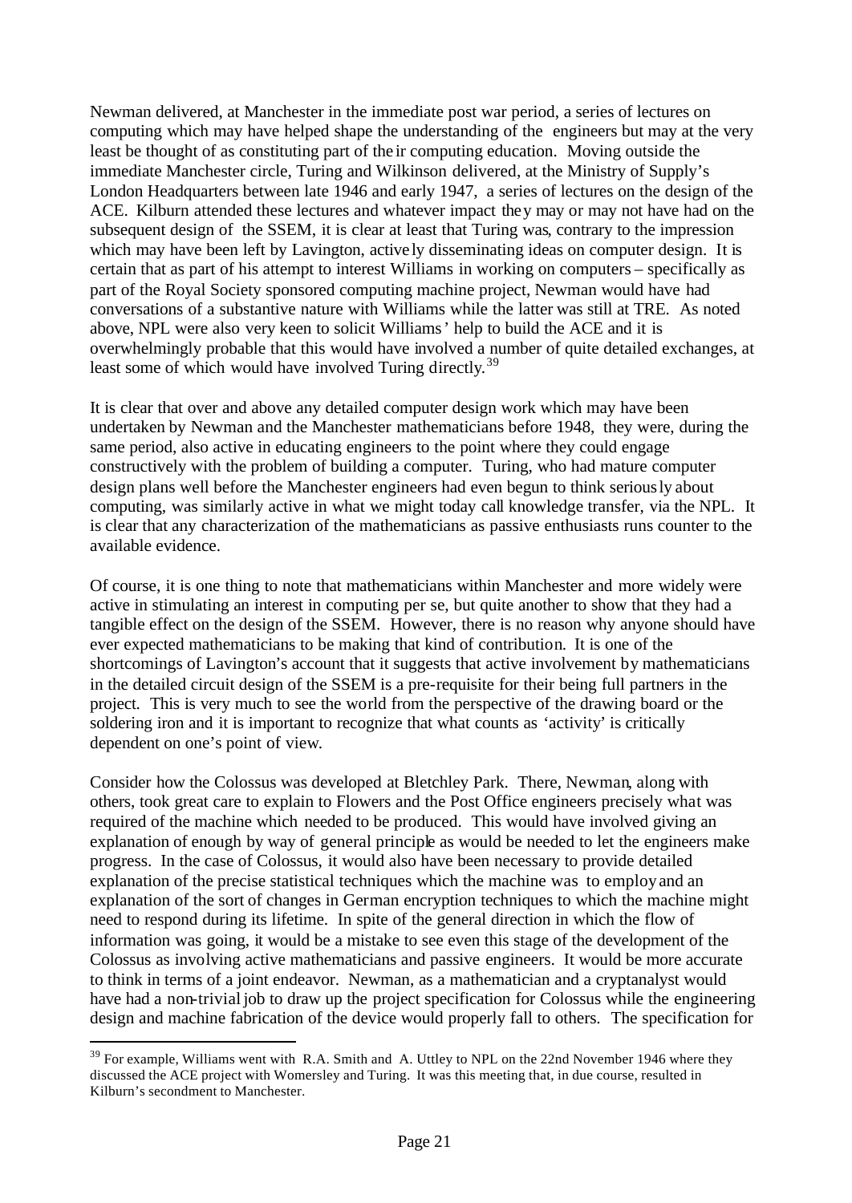Newman delivered, at Manchester in the immediate post war period, a series of lectures on computing which may have helped shape the understanding of the engineers but may at the very least be thought of as constituting part of their computing education. Moving outside the immediate Manchester circle, Turing and Wilkinson delivered, at the Ministry of Supply's London Headquarters between late 1946 and early 1947, a series of lectures on the design of the ACE. Kilburn attended these lectures and whatever impact they may or may not have had on the subsequent design of the SSEM, it is clear at least that Turing was, contrary to the impression which may have been left by Lavington, actively disseminating ideas on computer design. It is certain that as part of his attempt to interest Williams in working on computers – specifically as part of the Royal Society sponsored computing machine project, Newman would have had conversations of a substantive nature with Williams while the latter was still at TRE. As noted above, NPL were also very keen to solicit Williams' help to build the ACE and it is overwhelmingly probable that this would have involved a number of quite detailed exchanges, at least some of which would have involved Turing directly.[39]

It is clear that over and above any detailed computer design work which may have been undertaken by Newman and the Manchester mathematicians before 1948, they were, during the same period, also active in educating engineers to the point where they could engage constructively with the problem of building a computer. Turing, who had mature computer design plans well before the Manchester engineers had even begun to think seriously about computing, was similarly active in what we might today call knowledge transfer, via the NPL. It is clear that any characterization of the mathematicians as passive enthusiasts runs counter to the available evidence.

Of course, it is one thing to note that mathematicians within Manchester and more widely were active in stimulating an interest in computing per se, but quite another to show that they had a tangible effect on the design of the SSEM. However, there is no reason why anyone should have ever expected mathematicians to be making that kind of contribution. It is one of the shortcomings of Lavington's account that it suggests that active involvement by mathematicians in the detailed circuit design of the SSEM is a pre-requisite for their being full partners in the project. This is very much to see the world from the perspective of the drawing board or the soldering iron and it is important to recognize that what counts as 'activity' is critically dependent on one's point of view.

Consider how the Colossus was developed at Bletchley Park. There, Newman, along with others, took great care to explain to Flowers and the Post Office engineers precisely what was required of the machine which needed to be produced. This would have involved giving an explanation of enough by way of general principle as would be needed to let the engineers make progress. In the case of Colossus, it would also have been necessary to provide detailed explanation of the precise statistical techniques which the machine was to employ and an explanation of the sort of changes in German encryption techniques to which the machine might need to respond during its lifetime. In spite of the general direction in which the flow of information was going, it would be a mistake to see even this stage of the development of the Colossus as involving active mathematicians and passive engineers. It would be more accurate to think in terms of a joint endeavor. Newman, as a mathematician and a cryptanalyst would have had a non-trivial job to draw up the project specification for Colossus while the engineering design and machine fabrication of the device would properly fall to others. The specification for

---

[39] For example, Williams went with R.A. Smith and A. Uttley to NPL on the 22nd November 1946 where they discussed the ACE project with Womersley and Turing. It was this meeting that, in due course, resulted in Kilburn's secondment to Manchester.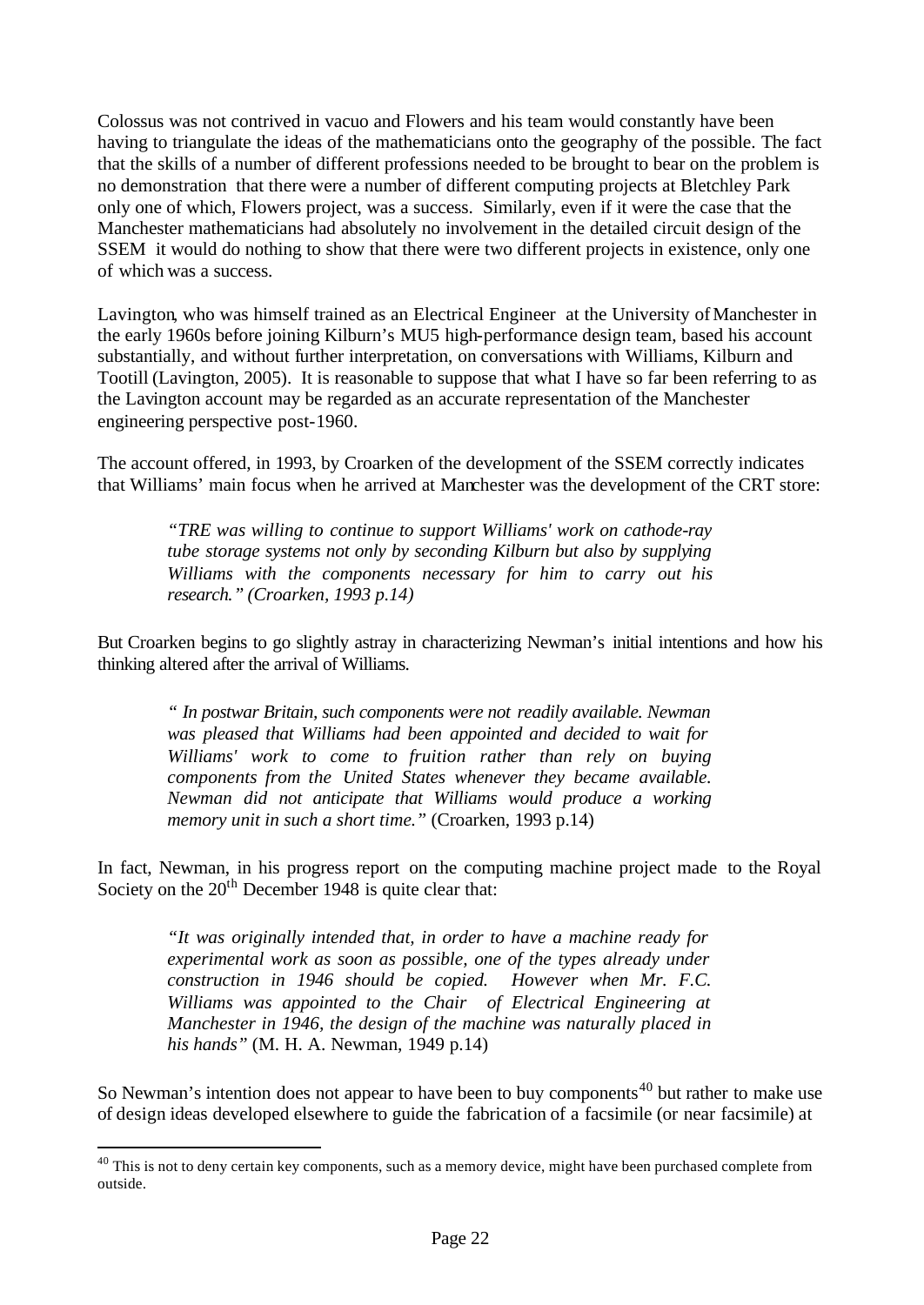Colossus was not contrived in vacuo and Flowers and his team would constantly have been having to triangulate the ideas of the mathematicians onto the geography of the possible. The fact that the skills of a number of different professions needed to be brought to bear on the problem is no demonstration that there were a number of different computing projects at Bletchley Park only one of which, Flowers project, was a success. Similarly, even if it were the case that the Manchester mathematicians had absolutely no involvement in the detailed circuit design of the SSEM it would do nothing to show that there were two different projects in existence, only one of which was a success.

Lavington, who was himself trained as an Electrical Engineer at the University of Manchester in the early 1960s before joining Kilburn's MU5 high-performance design team, based his account substantially, and without further interpretation, on conversations with Williams, Kilburn and Tootill (Lavington, 2005). It is reasonable to suppose that what I have so far been referring to as the Lavington account may be regarded as an accurate representation of the Manchester engineering perspective post-1960.

The account offered, in 1993, by Croarken of the development of the SSEM correctly indicates that Williams' main focus when he arrived at Manchester was the development of the CRT store:

> *"TRE was willing to continue to support Williams' work on cathode-ray tube storage systems not only by seconding Kilburn but also by supplying Williams with the components necessary for him to carry out his research." (Croarken, 1993 p.14)*

But Croarken begins to go slightly astray in characterizing Newman's initial intentions and how his thinking altered after the arrival of Williams.

> *" In postwar Britain, such components were not readily available. Newman was pleased that Williams had been appointed and decided to wait for Williams' work to come to fruition rather than rely on buying components from the United States whenever they became available. Newman did not anticipate that Williams would produce a working memory unit in such a short time."* (Croarken, 1993 p.14)

In fact, Newman, in his progress report on the computing machine project made to the Royal Society on the 20th December 1948 is quite clear that:

> *"It was originally intended that, in order to have a machine ready for experimental work as soon as possible, one of the types already under construction in 1946 should be copied. However when Mr. F.C. Williams was appointed to the Chair of Electrical Engineering at Manchester in 1946, the design of the machine was naturally placed in his hands"* (M. H. A. Newman, 1949 p.14)

So Newman's intention does not appear to have been to buy components[40] but rather to make use of design ideas developed elsewhere to guide the fabrication of a facsimile (or near facsimile) at

[40] This is not to deny certain key components, such as a memory device, might have been purchased complete from outside.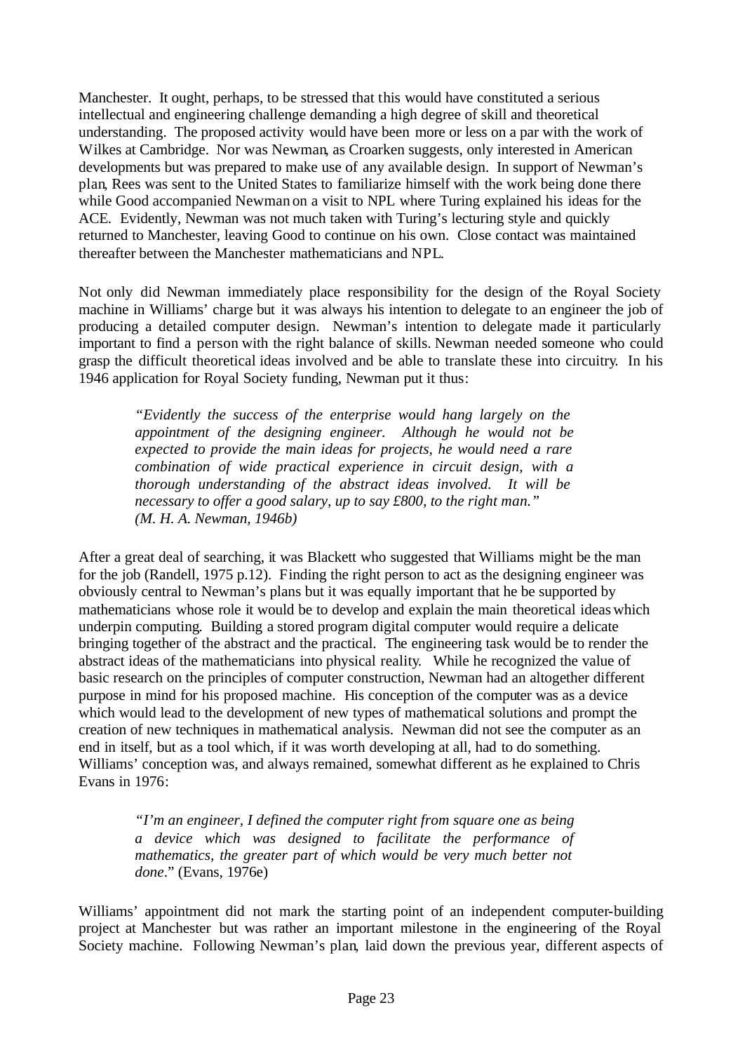Manchester. It ought, perhaps, to be stressed that this would have constituted a serious intellectual and engineering challenge demanding a high degree of skill and theoretical understanding. The proposed activity would have been more or less on a par with the work of Wilkes at Cambridge. Nor was Newman, as Croarken suggests, only interested in American developments but was prepared to make use of any available design. In support of Newman's plan, Rees was sent to the United States to familiarize himself with the work being done there while Good accompanied Newman on a visit to NPL where Turing explained his ideas for the ACE. Evidently, Newman was not much taken with Turing's lecturing style and quickly returned to Manchester, leaving Good to continue on his own. Close contact was maintained thereafter between the Manchester mathematicians and NPL.

Not only did Newman immediately place responsibility for the design of the Royal Society machine in Williams' charge but it was always his intention to delegate to an engineer the job of producing a detailed computer design. Newman's intention to delegate made it particularly important to find a person with the right balance of skills. Newman needed someone who could grasp the difficult theoretical ideas involved and be able to translate these into circuitry. In his 1946 application for Royal Society funding, Newman put it thus:

> *"Evidently the success of the enterprise would hang largely on the appointment of the designing engineer. Although he would not be expected to provide the main ideas for projects, he would need a rare combination of wide practical experience in circuit design, with a thorough understanding of the abstract ideas involved. It will be necessary to offer a good salary, up to say £800, to the right man." (M. H. A. Newman, 1946b)*

After a great deal of searching, it was Blackett who suggested that Williams might be the man for the job (Randell, 1975 p.12). Finding the right person to act as the designing engineer was obviously central to Newman's plans but it was equally important that he be supported by mathematicians whose role it would be to develop and explain the main theoretical ideas which underpin computing. Building a stored program digital computer would require a delicate bringing together of the abstract and the practical. The engineering task would be to render the abstract ideas of the mathematicians into physical reality. While he recognized the value of basic research on the principles of computer construction, Newman had an altogether different purpose in mind for his proposed machine. His conception of the computer was as a device which would lead to the development of new types of mathematical solutions and prompt the creation of new techniques in mathematical analysis. Newman did not see the computer as an end in itself, but as a tool which, if it was worth developing at all, had to do something. Williams' conception was, and always remained, somewhat different as he explained to Chris Evans in 1976:

> *"I'm an engineer, I defined the computer right from square one as being a device which was designed to facilitate the performance of mathematics, the greater part of which would be very much better not done*." (Evans, 1976e)

Williams' appointment did not mark the starting point of an independent computer-building project at Manchester but was rather an important milestone in the engineering of the Royal Society machine. Following Newman's plan, laid down the previous year, different aspects of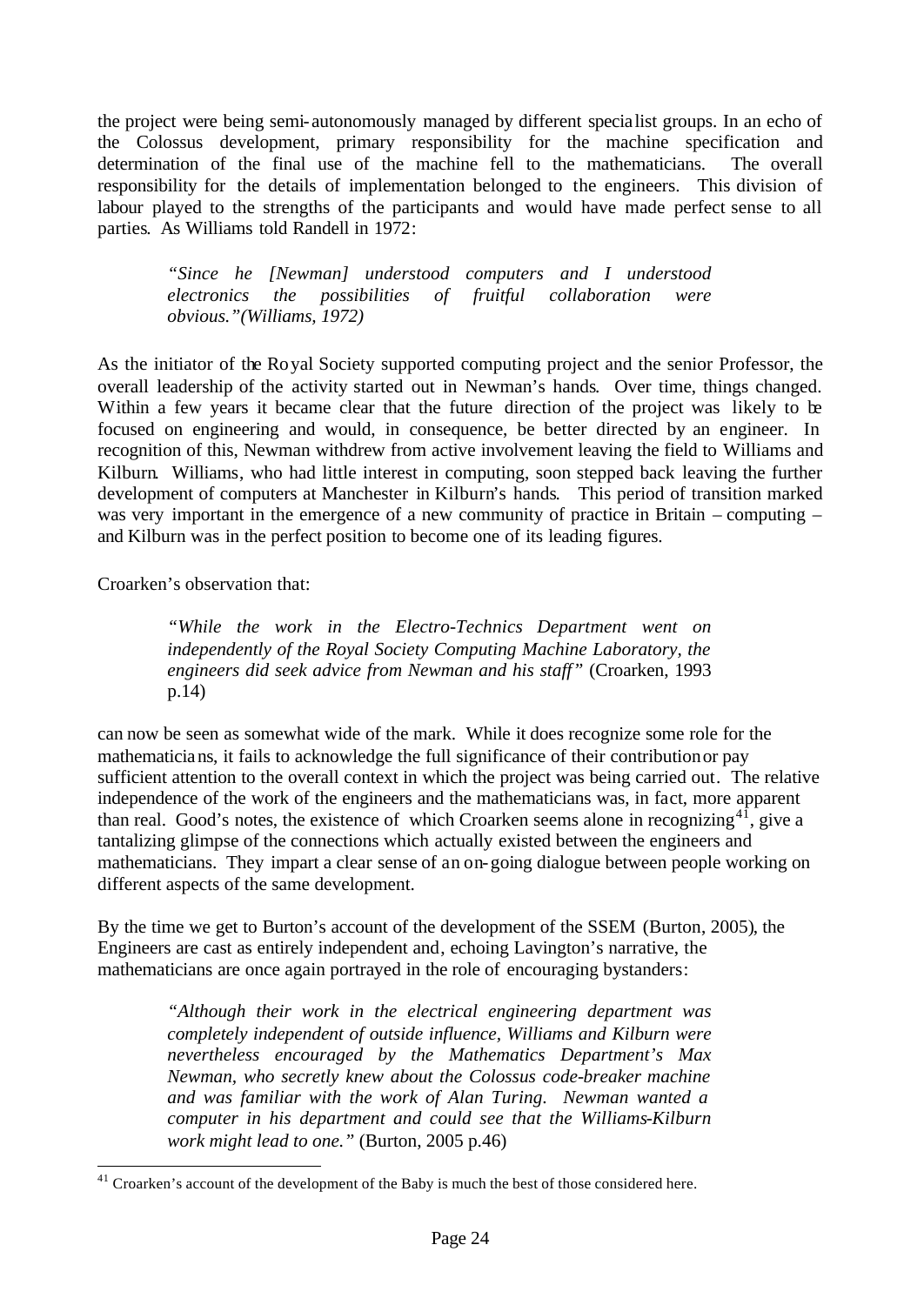the project were being semi-autonomously managed by different specialist groups. In an echo of the Colossus development, primary responsibility for the machine specification and determination of the final use of the machine fell to the mathematicians. The overall responsibility for the details of implementation belonged to the engineers. This division of labour played to the strengths of the participants and would have made perfect sense to all parties. As Williams told Randell in 1972:

> *"Since he [Newman] understood computers and I understood electronics the possibilities of fruitful collaboration were obvious."(Williams, 1972)*

As the initiator of the Royal Society supported computing project and the senior Professor, the overall leadership of the activity started out in Newman's hands. Over time, things changed. Within a few years it became clear that the future direction of the project was likely to be focused on engineering and would, in consequence, be better directed by an engineer. In recognition of this, Newman withdrew from active involvement leaving the field to Williams and Kilburn. Williams, who had little interest in computing, soon stepped back leaving the further development of computers at Manchester in Kilburn's hands. This period of transition marked was very important in the emergence of a new community of practice in Britain – computing – and Kilburn was in the perfect position to become one of its leading figures.

Croarken's observation that:

> *"While the work in the Electro-Technics Department went on independently of the Royal Society Computing Machine Laboratory, the engineers did seek advice from Newman and his staff"* (Croarken, 1993 p.14)

can now be seen as somewhat wide of the mark. While it does recognize some role for the mathematicians, it fails to acknowledge the full significance of their contribution or pay sufficient attention to the overall context in which the project was being carried out. The relative independence of the work of the engineers and the mathematicians was, in fact, more apparent than real. Good's notes, the existence of which Croarken seems alone in recognizing[41], give a tantalizing glimpse of the connections which actually existed between the engineers and mathematicians. They impart a clear sense of an on-going dialogue between people working on different aspects of the same development.

By the time we get to Burton's account of the development of the SSEM (Burton, 2005), the Engineers are cast as entirely independent and, echoing Lavington's narrative, the mathematicians are once again portrayed in the role of encouraging bystanders:

> *"Although their work in the electrical engineering department was completely independent of outside influence, Williams and Kilburn were nevertheless encouraged by the Mathematics Department's Max Newman, who secretly knew about the Colossus code-breaker machine and was familiar with the work of Alan Turing. Newman wanted a computer in his department and could see that the Williams-Kilburn work might lead to one."* (Burton, 2005 p.46)

[41] Croarken's account of the development of the Baby is much the best of those considered here.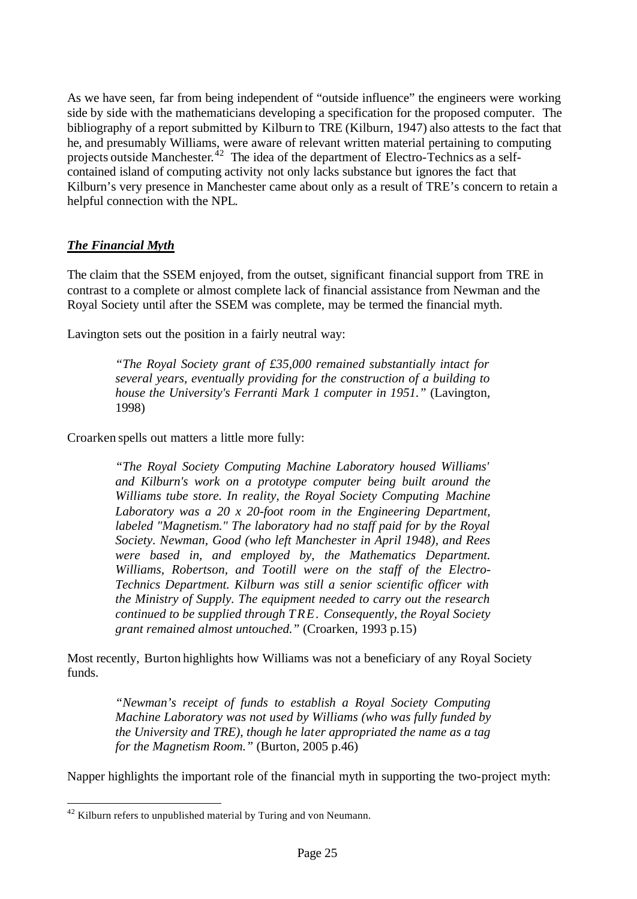As we have seen, far from being independent of "outside influence" the engineers were working side by side with the mathematicians developing a specification for the proposed computer. The bibliography of a report submitted by Kilburn to TRE (Kilburn, 1947) also attests to the fact that he, and presumably Williams, were aware of relevant written material pertaining to computing projects outside Manchester.[42] The idea of the department of Electro-Technics as a self-contained island of computing activity not only lacks substance but ignores the fact that Kilburn's very presence in Manchester came about only as a result of TRE's concern to retain a helpful connection with the NPL.

## ***The Financial Myth***

The claim that the SSEM enjoyed, from the outset, significant financial support from TRE in contrast to a complete or almost complete lack of financial assistance from Newman and the Royal Society until after the SSEM was complete, may be termed the financial myth.

Lavington sets out the position in a fairly neutral way:

> *"The Royal Society grant of £35,000 remained substantially intact for several years, eventually providing for the construction of a building to house the University's Ferranti Mark 1 computer in 1951."* (Lavington, 1998)

Croarken spells out matters a little more fully:

> *"The Royal Society Computing Machine Laboratory housed Williams' and Kilburn's work on a prototype computer being built around the Williams tube store. In reality, the Royal Society Computing Machine Laboratory was a 20 x 20-foot room in the Engineering Department, labeled "Magnetism." The laboratory had no staff paid for by the Royal Society. Newman, Good (who left Manchester in April 1948), and Rees were based in, and employed by, the Mathematics Department. Williams, Robertson, and Tootill were on the staff of the Electro-Technics Department. Kilburn was still a senior scientific officer with the Ministry of Supply. The equipment needed to carry out the research continued to be supplied through TRE. Consequently, the Royal Society grant remained almost untouched."* (Croarken, 1993 p.15)

Most recently, Burton highlights how Williams was not a beneficiary of any Royal Society funds.

> *"Newman's receipt of funds to establish a Royal Society Computing Machine Laboratory was not used by Williams (who was fully funded by the University and TRE), though he later appropriated the name as a tag for the Magnetism Room."* (Burton, 2005 p.46)

Napper highlights the important role of the financial myth in supporting the two-project myth:

---

[42] Kilburn refers to unpublished material by Turing and von Neumann.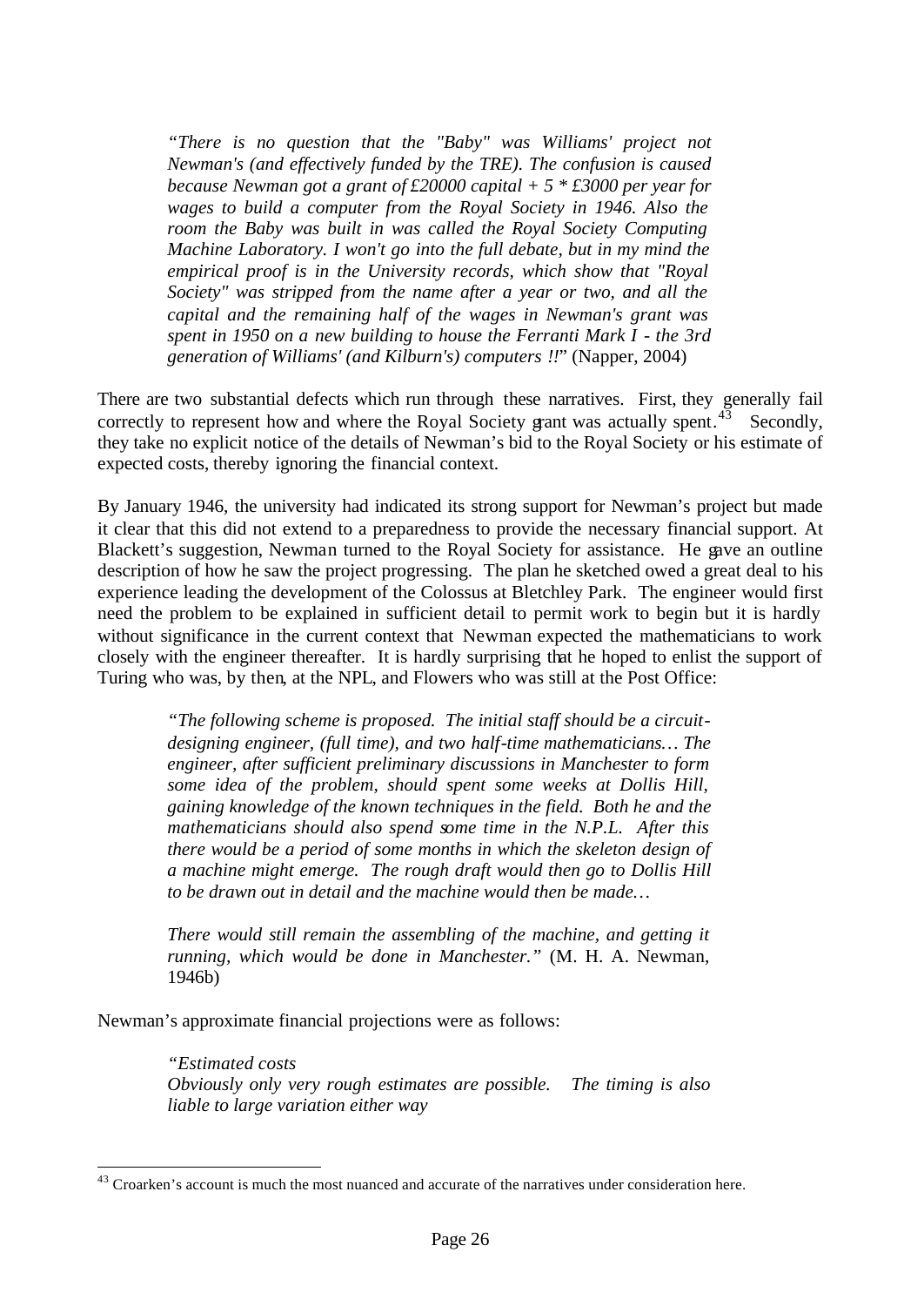> *"There is no question that the "Baby" was Williams' project not Newman's (and effectively funded by the TRE). The confusion is caused because Newman got a grant of £20000 capital + 5 * £3000 per year for wages to build a computer from the Royal Society in 1946. Also the room the Baby was built in was called the Royal Society Computing Machine Laboratory. I won't go into the full debate, but in my mind the empirical proof is in the University records, which show that "Royal Society" was stripped from the name after a year or two, and all the capital and the remaining half of the wages in Newman's grant was spent in 1950 on a new building to house the Ferranti Mark I - the 3rd generation of Williams' (and Kilburn's) computers !!*" (Napper, 2004)

There are two substantial defects which run through these narratives. First, they generally fail correctly to represent how and where the Royal Society grant was actually spent.[43] Secondly, they take no explicit notice of the details of Newman's bid to the Royal Society or his estimate of expected costs, thereby ignoring the financial context.

By January 1946, the university had indicated its strong support for Newman's project but made it clear that this did not extend to a preparedness to provide the necessary financial support. At Blackett's suggestion, Newman turned to the Royal Society for assistance. He gave an outline description of how he saw the project progressing. The plan he sketched owed a great deal to his experience leading the development of the Colossus at Bletchley Park. The engineer would first need the problem to be explained in sufficient detail to permit work to begin but it is hardly without significance in the current context that Newman expected the mathematicians to work closely with the engineer thereafter. It is hardly surprising that he hoped to enlist the support of Turing who was, by then, at the NPL, and Flowers who was still at the Post Office:

> *"The following scheme is proposed. The initial staff should be a circuit-designing engineer, (full time), and two half-time mathematicians… The engineer, after sufficient preliminary discussions in Manchester to form some idea of the problem, should spent some weeks at Dollis Hill, gaining knowledge of the known techniques in the field. Both he and the mathematicians should also spend some time in the N.P.L. After this there would be a period of some months in which the skeleton design of a machine might emerge. The rough draft would then go to Dollis Hill to be drawn out in detail and the machine would then be made…*
>
> *There would still remain the assembling of the machine, and getting it running, which would be done in Manchester."* (M. H. A. Newman, 1946b)

Newman's approximate financial projections were as follows:

> *"Estimated costs*
> *Obviously only very rough estimates are possible. The timing is also liable to large variation either way*

---

[43] Croarken's account is much the most nuanced and accurate of the narratives under consideration here.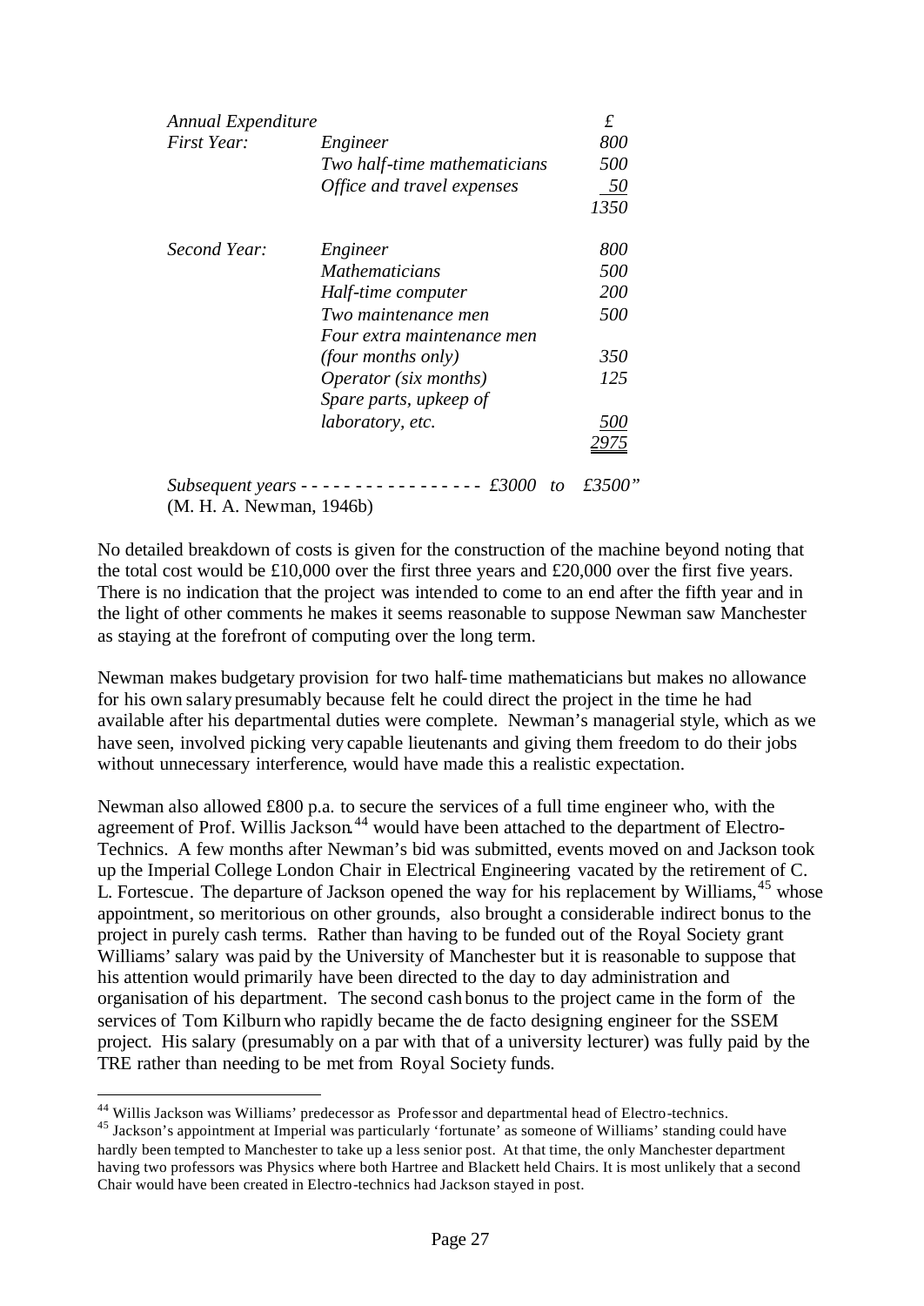| *Annual Expenditure* | | £ |
|---|---|---|
| *First Year:* | *Engineer* | *800* |
| | *Two half-time mathematicians* | *500* |
| | *Office and travel expenses* | *50* |
| | | *1350* |
| *Second Year:* | *Engineer* | *800* |
| | *Mathematicians* | *500* |
| | *Half-time computer* | *200* |
| | *Two maintenance men* | *500* |
| | *Four extra maintenance men (four months only)* | *350* |
| | *Operator (six months)* | *125* |
| | *Spare parts, upkeep of laboratory, etc.* | *500* |
| | | *2975* |

*Subsequent years - - - - - - - - - - - - - - - - - £3000 to £3500"*
(M. H. A. Newman, 1946b)

No detailed breakdown of costs is given for the construction of the machine beyond noting that the total cost would be £10,000 over the first three years and £20,000 over the first five years. There is no indication that the project was intended to come to an end after the fifth year and in the light of other comments he makes it seems reasonable to suppose Newman saw Manchester as staying at the forefront of computing over the long term.

Newman makes budgetary provision for two half-time mathematicians but makes no allowance for his own salary presumably because felt he could direct the project in the time he had available after his departmental duties were complete. Newman's managerial style, which as we have seen, involved picking very capable lieutenants and giving them freedom to do their jobs without unnecessary interference, would have made this a realistic expectation.

Newman also allowed £800 p.a. to secure the services of a full time engineer who, with the agreement of Prof. Willis Jackson.[44] would have been attached to the department of Electro-Technics. A few months after Newman's bid was submitted, events moved on and Jackson took up the Imperial College London Chair in Electrical Engineering vacated by the retirement of C. L. Fortescue. The departure of Jackson opened the way for his replacement by Williams,[45] whose appointment, so meritorious on other grounds, also brought a considerable indirect bonus to the project in purely cash terms. Rather than having to be funded out of the Royal Society grant Williams' salary was paid by the University of Manchester but it is reasonable to suppose that his attention would primarily have been directed to the day to day administration and organisation of his department. The second cash bonus to the project came in the form of the services of Tom Kilburn who rapidly became the de facto designing engineer for the SSEM project. His salary (presumably on a par with that of a university lecturer) was fully paid by the TRE rather than needing to be met from Royal Society funds.

[44] Willis Jackson was Williams' predecessor as Professor and departmental head of Electro-technics.

[45] Jackson's appointment at Imperial was particularly 'fortunate' as someone of Williams' standing could have hardly been tempted to Manchester to take up a less senior post. At that time, the only Manchester department having two professors was Physics where both Hartree and Blackett held Chairs. It is most unlikely that a second Chair would have been created in Electro-technics had Jackson stayed in post.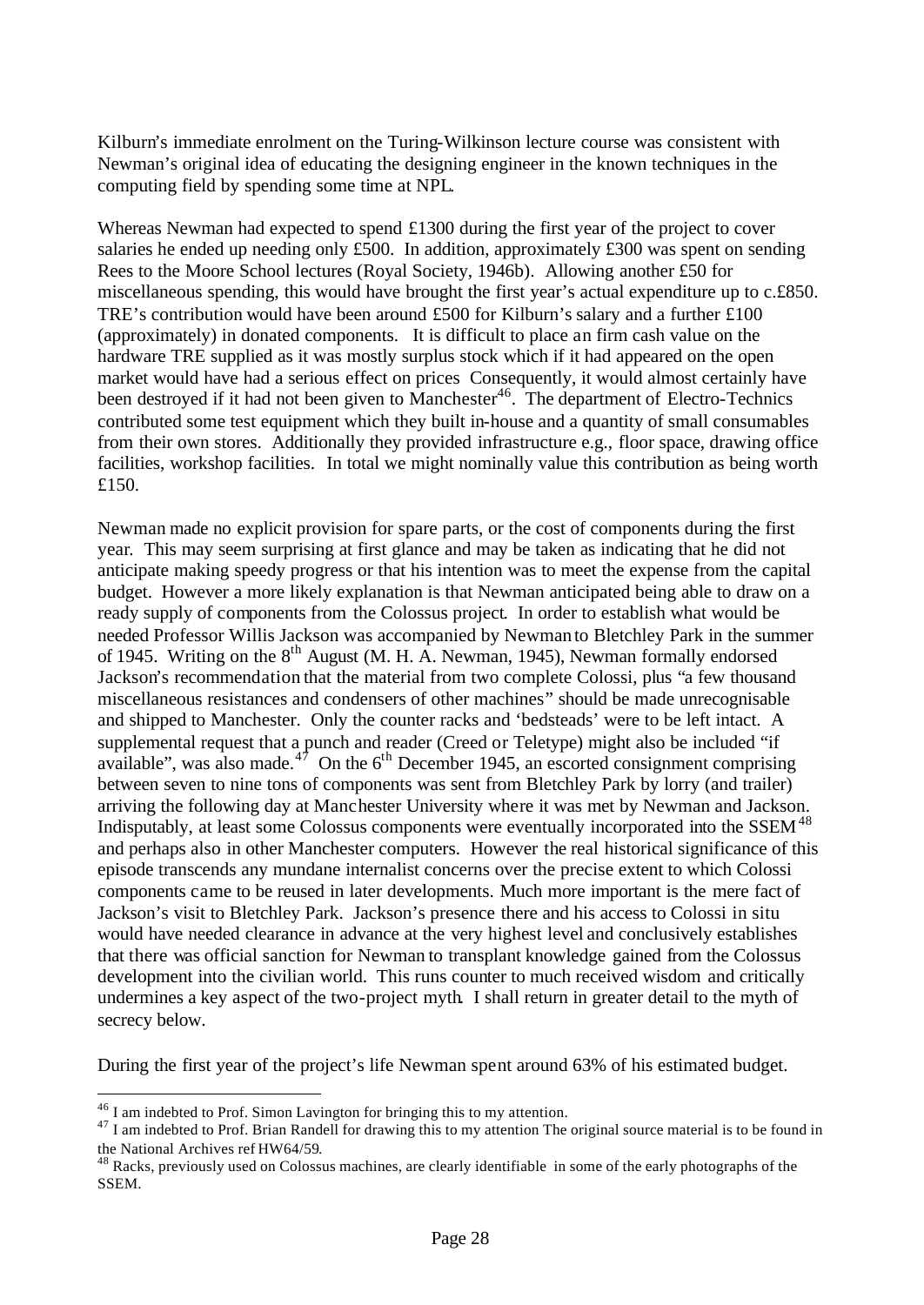Kilburn's immediate enrolment on the Turing-Wilkinson lecture course was consistent with Newman's original idea of educating the designing engineer in the known techniques in the computing field by spending some time at NPL.

Whereas Newman had expected to spend £1300 during the first year of the project to cover salaries he ended up needing only £500. In addition, approximately £300 was spent on sending Rees to the Moore School lectures (Royal Society, 1946b). Allowing another £50 for miscellaneous spending, this would have brought the first year's actual expenditure up to c.£850. TRE's contribution would have been around £500 for Kilburn's salary and a further £100 (approximately) in donated components. It is difficult to place an firm cash value on the hardware TRE supplied as it was mostly surplus stock which if it had appeared on the open market would have had a serious effect on prices Consequently, it would almost certainly have been destroyed if it had not been given to Manchester[46]. The department of Electro-Technics contributed some test equipment which they built in-house and a quantity of small consumables from their own stores. Additionally they provided infrastructure e.g., floor space, drawing office facilities, workshop facilities. In total we might nominally value this contribution as being worth £150.

Newman made no explicit provision for spare parts, or the cost of components during the first year. This may seem surprising at first glance and may be taken as indicating that he did not anticipate making speedy progress or that his intention was to meet the expense from the capital budget. However a more likely explanation is that Newman anticipated being able to draw on a ready supply of components from the Colossus project. In order to establish what would be needed Professor Willis Jackson was accompanied by Newman to Bletchley Park in the summer of 1945. Writing on the 8th August (M. H. A. Newman, 1945), Newman formally endorsed Jackson's recommendation that the material from two complete Colossi, plus "a few thousand miscellaneous resistances and condensers of other machines" should be made unrecognisable and shipped to Manchester. Only the counter racks and 'bedsteads' were to be left intact. A supplemental request that a punch and reader (Creed or Teletype) might also be included "if available", was also made.[47] On the 6th December 1945, an escorted consignment comprising between seven to nine tons of components was sent from Bletchley Park by lorry (and trailer) arriving the following day at Manchester University where it was met by Newman and Jackson. Indisputably, at least some Colossus components were eventually incorporated into the SSEM[48] and perhaps also in other Manchester computers. However the real historical significance of this episode transcends any mundane internalist concerns over the precise extent to which Colossi components came to be reused in later developments. Much more important is the mere fact of Jackson's visit to Bletchley Park. Jackson's presence there and his access to Colossi in situ would have needed clearance in advance at the very highest level and conclusively establishes that there was official sanction for Newman to transplant knowledge gained from the Colossus development into the civilian world. This runs counter to much received wisdom and critically undermines a key aspect of the two-project myth. I shall return in greater detail to the myth of secrecy below.

During the first year of the project's life Newman spent around 63% of his estimated budget.

---

[46] I am indebted to Prof. Simon Lavington for bringing this to my attention.

[47] I am indebted to Prof. Brian Randell for drawing this to my attention The original source material is to be found in the National Archives ref HW64/59.

[48] Racks, previously used on Colossus machines, are clearly identifiable in some of the early photographs of the SSEM.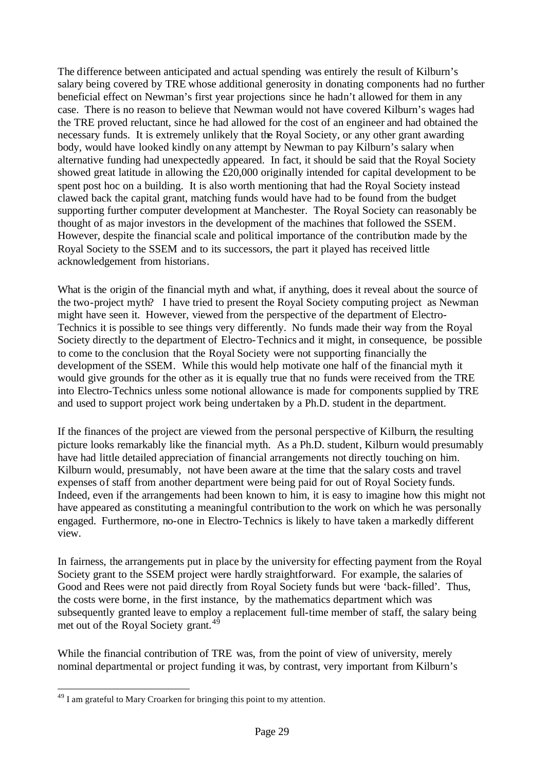The difference between anticipated and actual spending was entirely the result of Kilburn's salary being covered by TRE whose additional generosity in donating components had no further beneficial effect on Newman's first year projections since he hadn't allowed for them in any case. There is no reason to believe that Newman would not have covered Kilburn's wages had the TRE proved reluctant, since he had allowed for the cost of an engineer and had obtained the necessary funds. It is extremely unlikely that the Royal Society, or any other grant awarding body, would have looked kindly on any attempt by Newman to pay Kilburn's salary when alternative funding had unexpectedly appeared. In fact, it should be said that the Royal Society showed great latitude in allowing the £20,000 originally intended for capital development to be spent post hoc on a building. It is also worth mentioning that had the Royal Society instead clawed back the capital grant, matching funds would have had to be found from the budget supporting further computer development at Manchester. The Royal Society can reasonably be thought of as major investors in the development of the machines that followed the SSEM. However, despite the financial scale and political importance of the contribution made by the Royal Society to the SSEM and to its successors, the part it played has received little acknowledgement from historians.

What is the origin of the financial myth and what, if anything, does it reveal about the source of the two-project myth? I have tried to present the Royal Society computing project as Newman might have seen it. However, viewed from the perspective of the department of Electro-Technics it is possible to see things very differently. No funds made their way from the Royal Society directly to the department of Electro-Technics and it might, in consequence, be possible to come to the conclusion that the Royal Society were not supporting financially the development of the SSEM. While this would help motivate one half of the financial myth it would give grounds for the other as it is equally true that no funds were received from the TRE into Electro-Technics unless some notional allowance is made for components supplied by TRE and used to support project work being undertaken by a Ph.D. student in the department.

If the finances of the project are viewed from the personal perspective of Kilburn, the resulting picture looks remarkably like the financial myth. As a Ph.D. student, Kilburn would presumably have had little detailed appreciation of financial arrangements not directly touching on him. Kilburn would, presumably, not have been aware at the time that the salary costs and travel expenses of staff from another department were being paid for out of Royal Society funds. Indeed, even if the arrangements had been known to him, it is easy to imagine how this might not have appeared as constituting a meaningful contribution to the work on which he was personally engaged. Furthermore, no-one in Electro-Technics is likely to have taken a markedly different view.

In fairness, the arrangements put in place by the university for effecting payment from the Royal Society grant to the SSEM project were hardly straightforward. For example, the salaries of Good and Rees were not paid directly from Royal Society funds but were 'back-filled'. Thus, the costs were borne, in the first instance, by the mathematics department which was subsequently granted leave to employ a replacement full-time member of staff, the salary being met out of the Royal Society grant.[49]

While the financial contribution of TRE was, from the point of view of university, merely nominal departmental or project funding it was, by contrast, very important from Kilburn's

[49] I am grateful to Mary Croarken for bringing this point to my attention.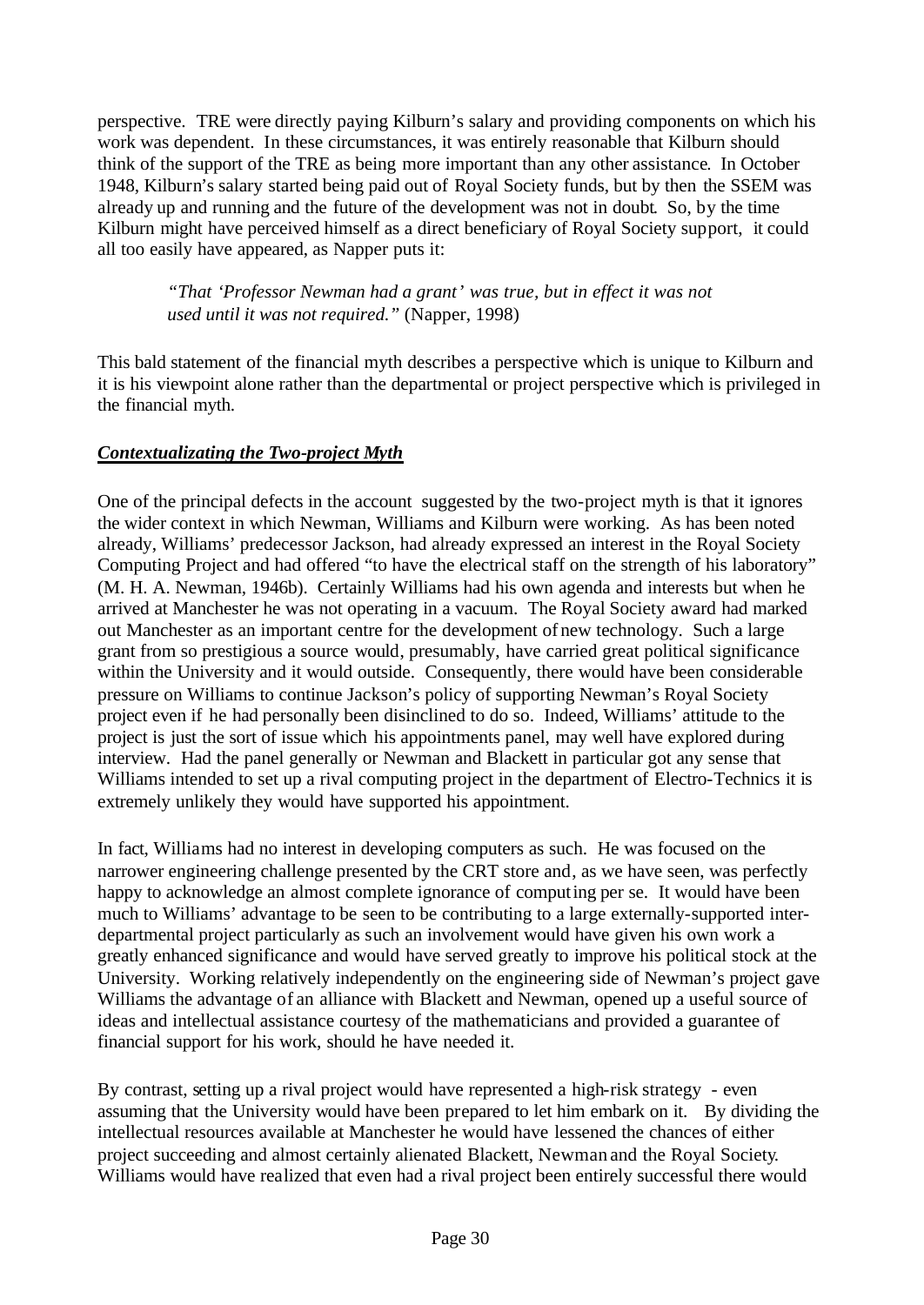perspective. TRE were directly paying Kilburn's salary and providing components on which his work was dependent. In these circumstances, it was entirely reasonable that Kilburn should think of the support of the TRE as being more important than any other assistance. In October 1948, Kilburn's salary started being paid out of Royal Society funds, but by then the SSEM was already up and running and the future of the development was not in doubt. So, by the time Kilburn might have perceived himself as a direct beneficiary of Royal Society support, it could all too easily have appeared, as Napper puts it:

> *"That 'Professor Newman had a grant' was true, but in effect it was not used until it was not required."* (Napper, 1998)

This bald statement of the financial myth describes a perspective which is unique to Kilburn and it is his viewpoint alone rather than the departmental or project perspective which is privileged in the financial myth.

### ***Contextualizating the Two-project Myth***

One of the principal defects in the account suggested by the two-project myth is that it ignores the wider context in which Newman, Williams and Kilburn were working. As has been noted already, Williams' predecessor Jackson, had already expressed an interest in the Royal Society Computing Project and had offered "to have the electrical staff on the strength of his laboratory" (M. H. A. Newman, 1946b). Certainly Williams had his own agenda and interests but when he arrived at Manchester he was not operating in a vacuum. The Royal Society award had marked out Manchester as an important centre for the development of new technology. Such a large grant from so prestigious a source would, presumably, have carried great political significance within the University and it would outside. Consequently, there would have been considerable pressure on Williams to continue Jackson's policy of supporting Newman's Royal Society project even if he had personally been disinclined to do so. Indeed, Williams' attitude to the project is just the sort of issue which his appointments panel, may well have explored during interview. Had the panel generally or Newman and Blackett in particular got any sense that Williams intended to set up a rival computing project in the department of Electro-Technics it is extremely unlikely they would have supported his appointment.

In fact, Williams had no interest in developing computers as such. He was focused on the narrower engineering challenge presented by the CRT store and, as we have seen, was perfectly happy to acknowledge an almost complete ignorance of computing per se. It would have been much to Williams' advantage to be seen to be contributing to a large externally-supported inter-departmental project particularly as such an involvement would have given his own work a greatly enhanced significance and would have served greatly to improve his political stock at the University. Working relatively independently on the engineering side of Newman's project gave Williams the advantage of an alliance with Blackett and Newman, opened up a useful source of ideas and intellectual assistance courtesy of the mathematicians and provided a guarantee of financial support for his work, should he have needed it.

By contrast, setting up a rival project would have represented a high-risk strategy - even assuming that the University would have been prepared to let him embark on it. By dividing the intellectual resources available at Manchester he would have lessened the chances of either project succeeding and almost certainly alienated Blackett, Newman and the Royal Society. Williams would have realized that even had a rival project been entirely successful there would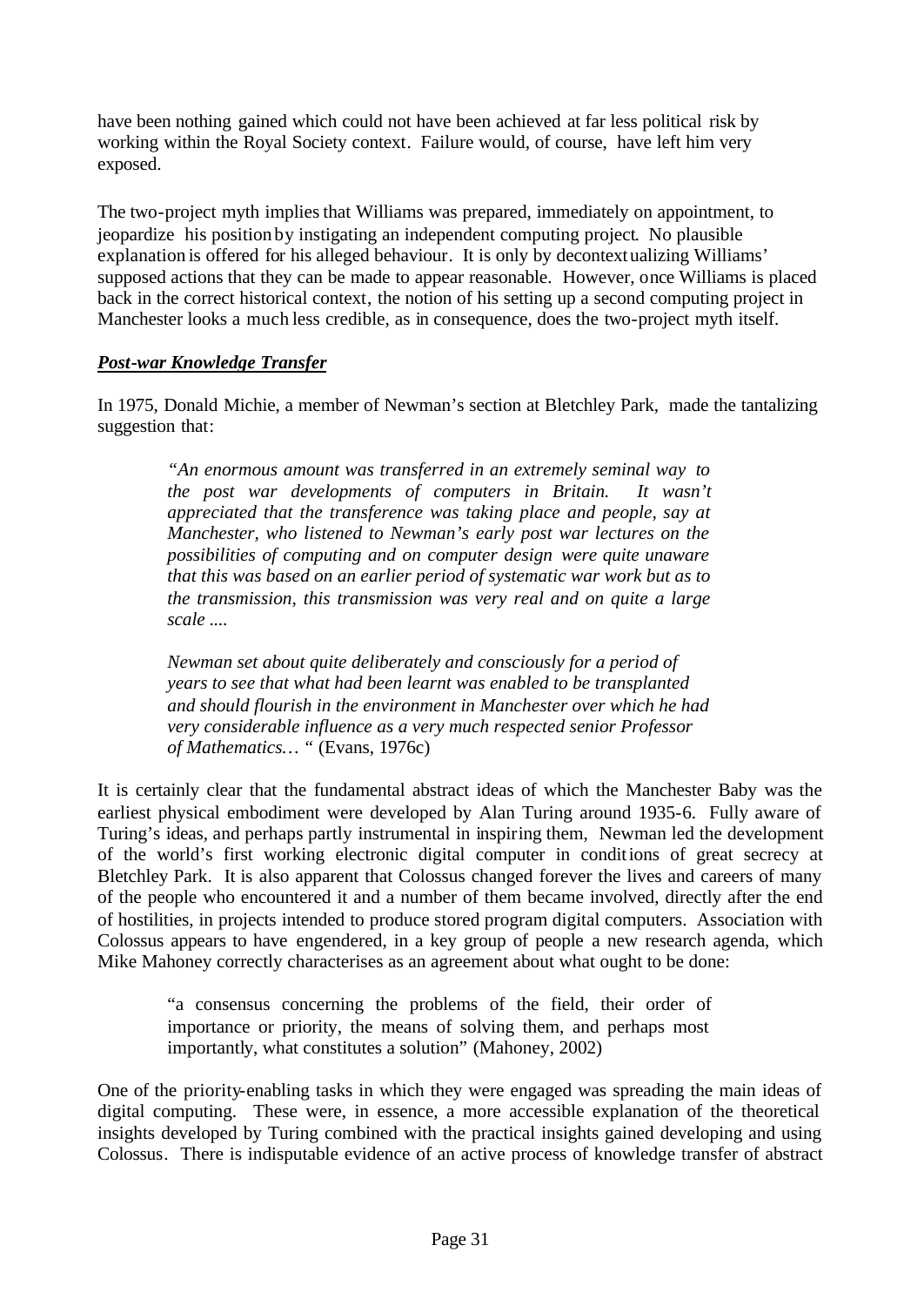have been nothing gained which could not have been achieved at far less political risk by working within the Royal Society context. Failure would, of course, have left him very exposed.

The two-project myth implies that Williams was prepared, immediately on appointment, to jeopardize his position by instigating an independent computing project. No plausible explanation is offered for his alleged behaviour. It is only by decontextualizing Williams' supposed actions that they can be made to appear reasonable. However, once Williams is placed back in the correct historical context, the notion of his setting up a second computing project in Manchester looks a much less credible, as in consequence, does the two-project myth itself.

***Post-war Knowledge Transfer***

In 1975, Donald Michie, a member of Newman's section at Bletchley Park, made the tantalizing suggestion that:

> *"An enormous amount was transferred in an extremely seminal way to the post war developments of computers in Britain. It wasn't appreciated that the transference was taking place and people, say at Manchester, who listened to Newman's early post war lectures on the possibilities of computing and on computer design were quite unaware that this was based on an earlier period of systematic war work but as to the transmission, this transmission was very real and on quite a large scale ....*
>
> *Newman set about quite deliberately and consciously for a period of years to see that what had been learnt was enabled to be transplanted and should flourish in the environment in Manchester over which he had very considerable influence as a very much respected senior Professor of Mathematics… "* (Evans, 1976c)

It is certainly clear that the fundamental abstract ideas of which the Manchester Baby was the earliest physical embodiment were developed by Alan Turing around 1935-6. Fully aware of Turing's ideas, and perhaps partly instrumental in inspiring them, Newman led the development of the world's first working electronic digital computer in conditions of great secrecy at Bletchley Park. It is also apparent that Colossus changed forever the lives and careers of many of the people who encountered it and a number of them became involved, directly after the end of hostilities, in projects intended to produce stored program digital computers. Association with Colossus appears to have engendered, in a key group of people a new research agenda, which Mike Mahoney correctly characterises as an agreement about what ought to be done:

> "a consensus concerning the problems of the field, their order of importance or priority, the means of solving them, and perhaps most importantly, what constitutes a solution" (Mahoney, 2002)

One of the priority-enabling tasks in which they were engaged was spreading the main ideas of digital computing. These were, in essence, a more accessible explanation of the theoretical insights developed by Turing combined with the practical insights gained developing and using Colossus. There is indisputable evidence of an active process of knowledge transfer of abstract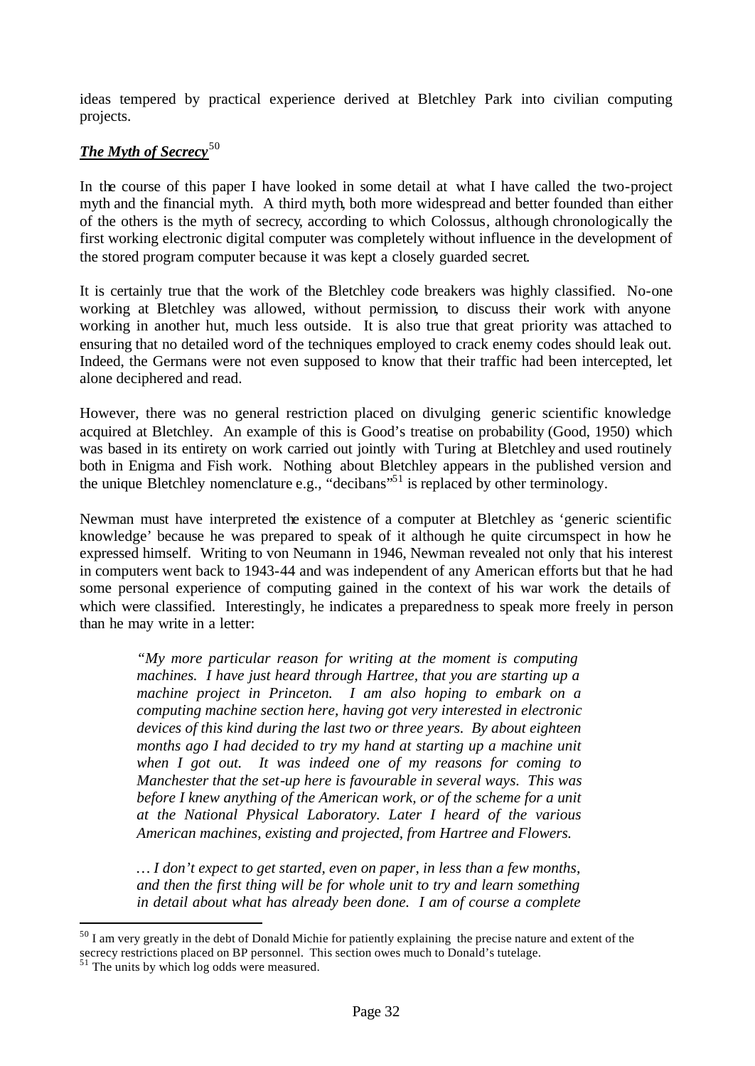ideas tempered by practical experience derived at Bletchley Park into civilian computing projects.

## ***The Myth of Secrecy***[50]

In the course of this paper I have looked in some detail at what I have called the two-project myth and the financial myth. A third myth, both more widespread and better founded than either of the others is the myth of secrecy, according to which Colossus, although chronologically the first working electronic digital computer was completely without influence in the development of the stored program computer because it was kept a closely guarded secret.

It is certainly true that the work of the Bletchley code breakers was highly classified. No-one working at Bletchley was allowed, without permission, to discuss their work with anyone working in another hut, much less outside. It is also true that great priority was attached to ensuring that no detailed word of the techniques employed to crack enemy codes should leak out. Indeed, the Germans were not even supposed to know that their traffic had been intercepted, let alone deciphered and read.

However, there was no general restriction placed on divulging generic scientific knowledge acquired at Bletchley. An example of this is Good's treatise on probability (Good, 1950) which was based in its entirety on work carried out jointly with Turing at Bletchley and used routinely both in Enigma and Fish work. Nothing about Bletchley appears in the published version and the unique Bletchley nomenclature e.g., "decibans"[51] is replaced by other terminology.

Newman must have interpreted the existence of a computer at Bletchley as 'generic scientific knowledge' because he was prepared to speak of it although he quite circumspect in how he expressed himself. Writing to von Neumann in 1946, Newman revealed not only that his interest in computers went back to 1943-44 and was independent of any American efforts but that he had some personal experience of computing gained in the context of his war work the details of which were classified. Interestingly, he indicates a preparedness to speak more freely in person than he may write in a letter:

> *"My more particular reason for writing at the moment is computing machines. I have just heard through Hartree, that you are starting up a machine project in Princeton. I am also hoping to embark on a computing machine section here, having got very interested in electronic devices of this kind during the last two or three years. By about eighteen months ago I had decided to try my hand at starting up a machine unit when I got out. It was indeed one of my reasons for coming to Manchester that the set-up here is favourable in several ways. This was before I knew anything of the American work, or of the scheme for a unit at the National Physical Laboratory. Later I heard of the various American machines, existing and projected, from Hartree and Flowers.*
>
> *… I don't expect to get started, even on paper, in less than a few months, and then the first thing will be for whole unit to try and learn something in detail about what has already been done. I am of course a complete*

---

[50] I am very greatly in the debt of Donald Michie for patiently explaining the precise nature and extent of the secrecy restrictions placed on BP personnel. This section owes much to Donald's tutelage.

[51] The units by which log odds were measured.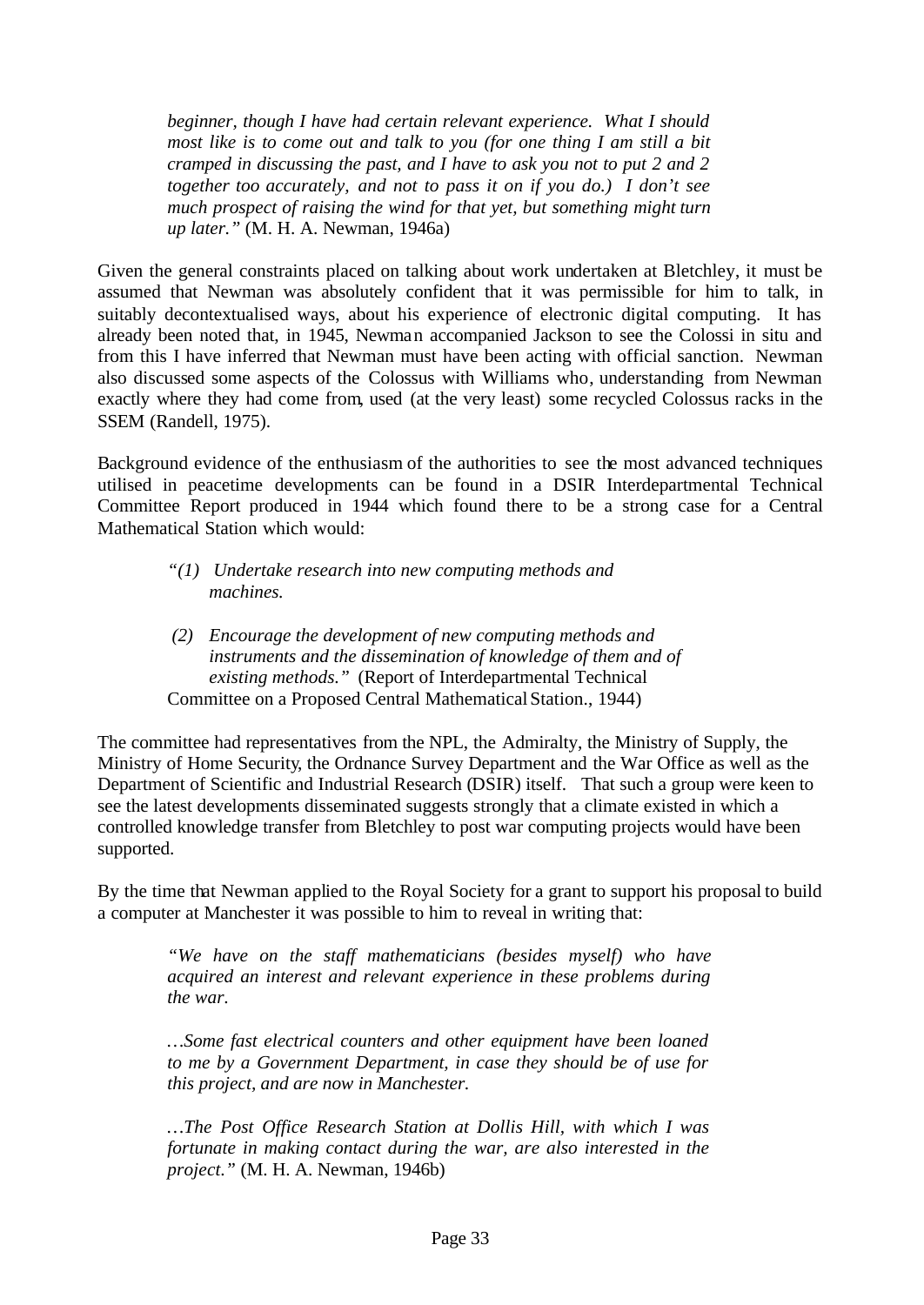*beginner, though I have had certain relevant experience. What I should most like is to come out and talk to you (for one thing I am still a bit cramped in discussing the past, and I have to ask you not to put 2 and 2 together too accurately, and not to pass it on if you do.) I don't see much prospect of raising the wind for that yet, but something might turn up later."* (M. H. A. Newman, 1946a)

Given the general constraints placed on talking about work undertaken at Bletchley, it must be assumed that Newman was absolutely confident that it was permissible for him to talk, in suitably decontextualised ways, about his experience of electronic digital computing. It has already been noted that, in 1945, Newman accompanied Jackson to see the Colossi in situ and from this I have inferred that Newman must have been acting with official sanction. Newman also discussed some aspects of the Colossus with Williams who, understanding from Newman exactly where they had come from, used (at the very least) some recycled Colossus racks in the SSEM (Randell, 1975).

Background evidence of the enthusiasm of the authorities to see the most advanced techniques utilised in peacetime developments can be found in a DSIR Interdepartmental Technical Committee Report produced in 1944 which found there to be a strong case for a Central Mathematical Station which would:

> *"(1) Undertake research into new computing methods and machines.*
>
> *(2) Encourage the development of new computing methods and instruments and the dissemination of knowledge of them and of existing methods."* (Report of Interdepartmental Technical Committee on a Proposed Central Mathematical Station., 1944)

The committee had representatives from the NPL, the Admiralty, the Ministry of Supply, the Ministry of Home Security, the Ordnance Survey Department and the War Office as well as the Department of Scientific and Industrial Research (DSIR) itself. That such a group were keen to see the latest developments disseminated suggests strongly that a climate existed in which a controlled knowledge transfer from Bletchley to post war computing projects would have been supported.

By the time that Newman applied to the Royal Society for a grant to support his proposal to build a computer at Manchester it was possible to him to reveal in writing that:

> *"We have on the staff mathematicians (besides myself) who have acquired an interest and relevant experience in these problems during the war.*
>
> *…Some fast electrical counters and other equipment have been loaned to me by a Government Department, in case they should be of use for this project, and are now in Manchester.*
>
> *…The Post Office Research Station at Dollis Hill, with which I was fortunate in making contact during the war, are also interested in the project."* (M. H. A. Newman, 1946b)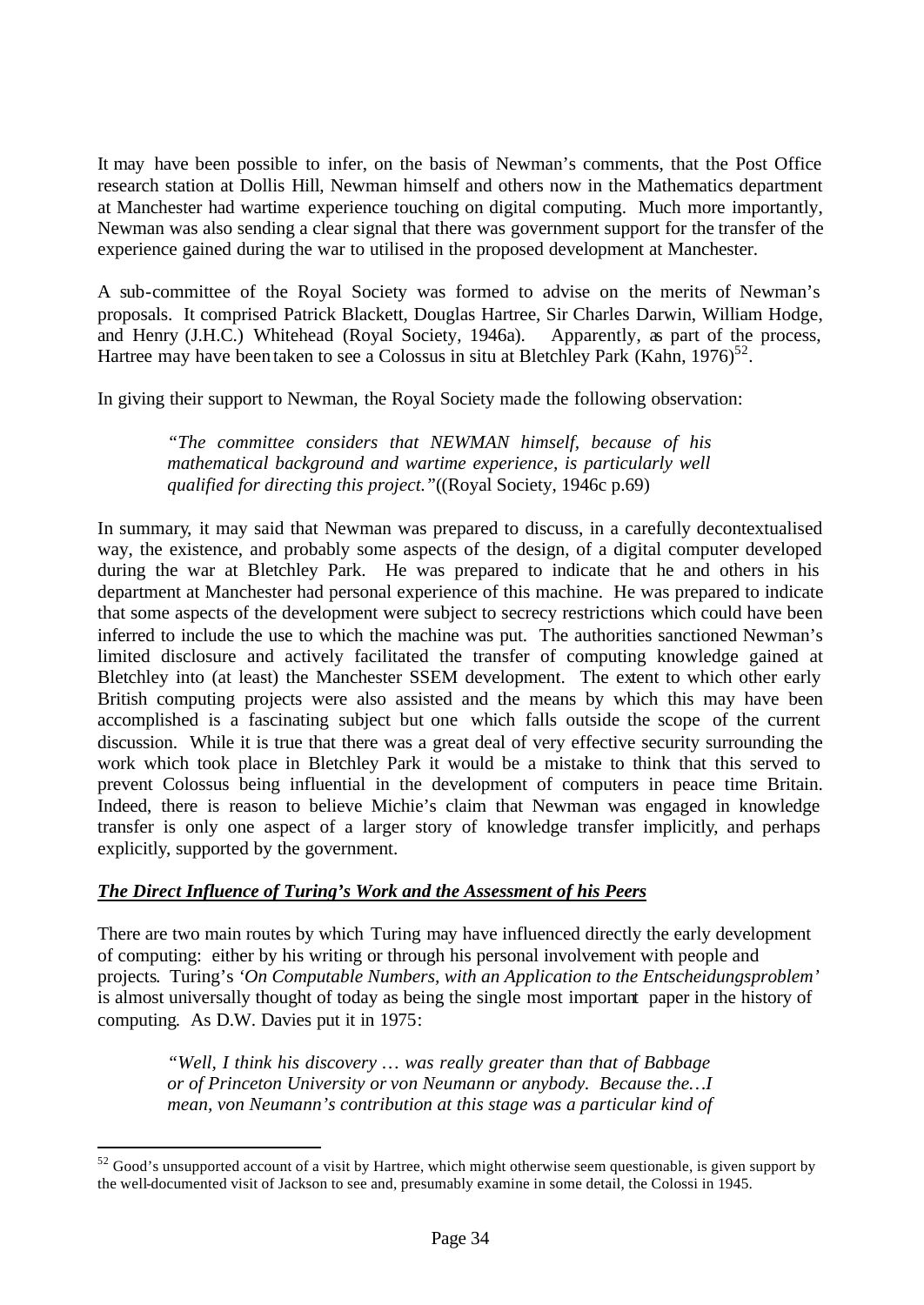It may have been possible to infer, on the basis of Newman's comments, that the Post Office research station at Dollis Hill, Newman himself and others now in the Mathematics department at Manchester had wartime experience touching on digital computing. Much more importantly, Newman was also sending a clear signal that there was government support for the transfer of the experience gained during the war to utilised in the proposed development at Manchester.

A sub-committee of the Royal Society was formed to advise on the merits of Newman's proposals. It comprised Patrick Blackett, Douglas Hartree, Sir Charles Darwin, William Hodge, and Henry (J.H.C.) Whitehead (Royal Society, 1946a). Apparently, as part of the process, Hartree may have been taken to see a Colossus in situ at Bletchley Park (Kahn, 1976)[52].

In giving their support to Newman, the Royal Society made the following observation:

> *"The committee considers that NEWMAN himself, because of his mathematical background and wartime experience, is particularly well qualified for directing this project."*((Royal Society, 1946c p.69)

In summary, it may said that Newman was prepared to discuss, in a carefully decontextualised way, the existence, and probably some aspects of the design, of a digital computer developed during the war at Bletchley Park. He was prepared to indicate that he and others in his department at Manchester had personal experience of this machine. He was prepared to indicate that some aspects of the development were subject to secrecy restrictions which could have been inferred to include the use to which the machine was put. The authorities sanctioned Newman's limited disclosure and actively facilitated the transfer of computing knowledge gained at Bletchley into (at least) the Manchester SSEM development. The extent to which other early British computing projects were also assisted and the means by which this may have been accomplished is a fascinating subject but one which falls outside the scope of the current discussion. While it is true that there was a great deal of very effective security surrounding the work which took place in Bletchley Park it would be a mistake to think that this served to prevent Colossus being influential in the development of computers in peace time Britain. Indeed, there is reason to believe Michie's claim that Newman was engaged in knowledge transfer is only one aspect of a larger story of knowledge transfer implicitly, and perhaps explicitly, supported by the government.

## ***The Direct Influence of Turing's Work and the Assessment of his Peers***

There are two main routes by which Turing may have influenced directly the early development of computing: either by his writing or through his personal involvement with people and projects. Turing's *'On Computable Numbers, with an Application to the Entscheidungsproblem'* is almost universally thought of today as being the single most important paper in the history of computing. As D.W. Davies put it in 1975:

> *"Well, I think his discovery … was really greater than that of Babbage or of Princeton University or von Neumann or anybody. Because the…I mean, von Neumann's contribution at this stage was a particular kind of*

---

[52] Good's unsupported account of a visit by Hartree, which might otherwise seem questionable, is given support by the well-documented visit of Jackson to see and, presumably examine in some detail, the Colossi in 1945.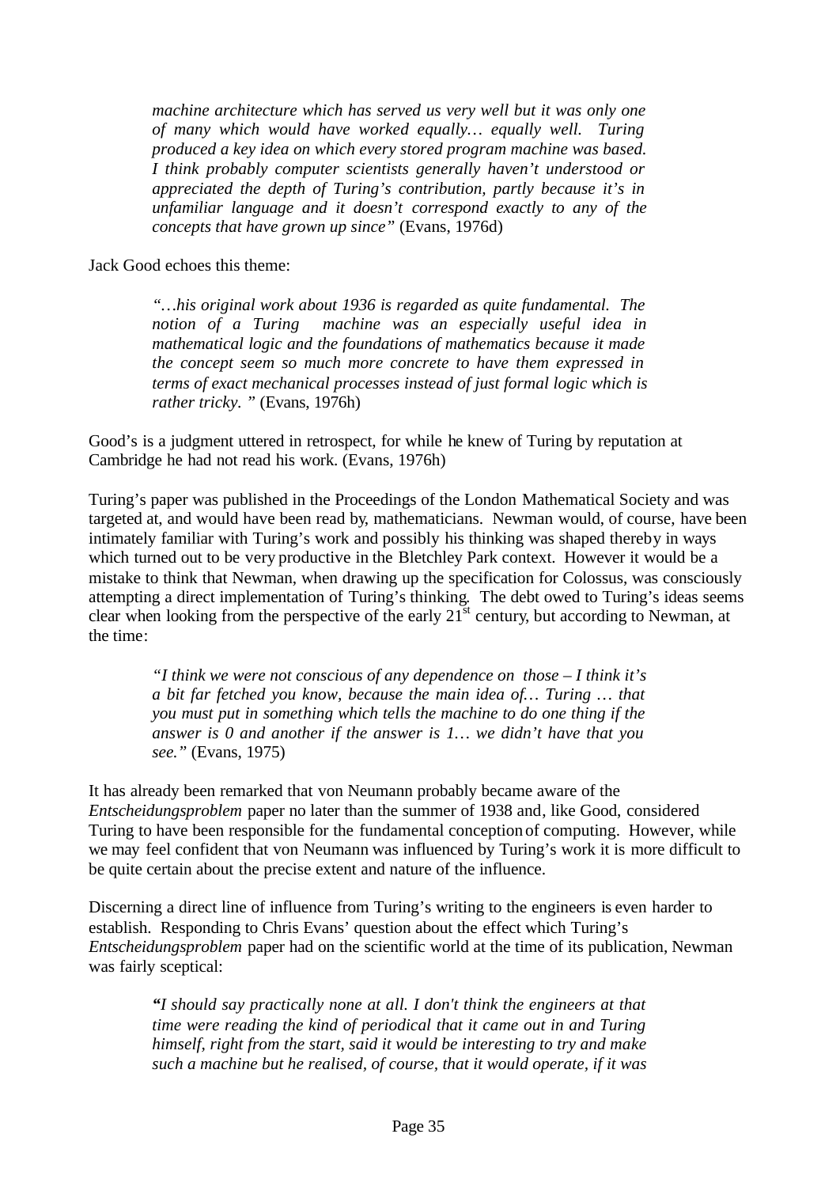> *machine architecture which has served us very well but it was only one of many which would have worked equally… equally well. Turing produced a key idea on which every stored program machine was based. I think probably computer scientists generally haven't understood or appreciated the depth of Turing's contribution, partly because it's in unfamiliar language and it doesn't correspond exactly to any of the concepts that have grown up since"* (Evans, 1976d)

Jack Good echoes this theme:

> *"…his original work about 1936 is regarded as quite fundamental. The notion of a Turing machine was an especially useful idea in mathematical logic and the foundations of mathematics because it made the concept seem so much more concrete to have them expressed in terms of exact mechanical processes instead of just formal logic which is rather tricky. "* (Evans, 1976h)

Good's is a judgment uttered in retrospect, for while he knew of Turing by reputation at Cambridge he had not read his work. (Evans, 1976h)

Turing's paper was published in the Proceedings of the London Mathematical Society and was targeted at, and would have been read by, mathematicians. Newman would, of course, have been intimately familiar with Turing's work and possibly his thinking was shaped thereby in ways which turned out to be very productive in the Bletchley Park context. However it would be a mistake to think that Newman, when drawing up the specification for Colossus, was consciously attempting a direct implementation of Turing's thinking. The debt owed to Turing's ideas seems clear when looking from the perspective of the early 21st century, but according to Newman, at the time:

> *"I think we were not conscious of any dependence on those – I think it's a bit far fetched you know, because the main idea of… Turing … that you must put in something which tells the machine to do one thing if the answer is 0 and another if the answer is 1… we didn't have that you see."* (Evans, 1975)

It has already been remarked that von Neumann probably became aware of the *Entscheidungsproblem* paper no later than the summer of 1938 and, like Good, considered Turing to have been responsible for the fundamental conception of computing. However, while we may feel confident that von Neumann was influenced by Turing's work it is more difficult to be quite certain about the precise extent and nature of the influence.

Discerning a direct line of influence from Turing's writing to the engineers is even harder to establish. Responding to Chris Evans' question about the effect which Turing's *Entscheidungsproblem* paper had on the scientific world at the time of its publication, Newman was fairly sceptical:

> *"I should say practically none at all. I don't think the engineers at that time were reading the kind of periodical that it came out in and Turing himself, right from the start, said it would be interesting to try and make such a machine but he realised, of course, that it would operate, if it was*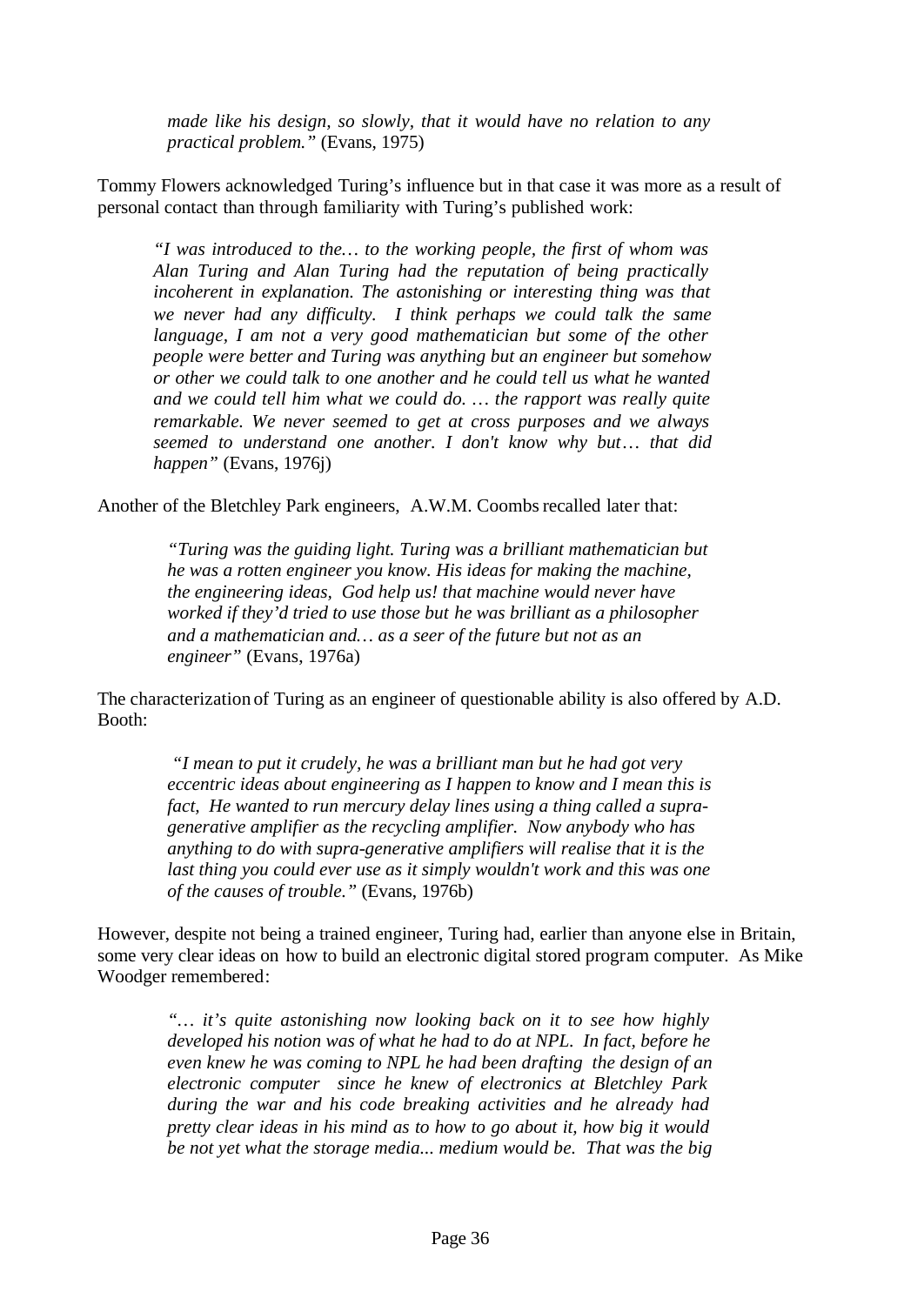> *made like his design, so slowly, that it would have no relation to any practical problem."* (Evans, 1975)

Tommy Flowers acknowledged Turing's influence but in that case it was more as a result of personal contact than through familiarity with Turing's published work:

> *"I was introduced to the… to the working people, the first of whom was Alan Turing and Alan Turing had the reputation of being practically incoherent in explanation. The astonishing or interesting thing was that we never had any difficulty. I think perhaps we could talk the same language, I am not a very good mathematician but some of the other people were better and Turing was anything but an engineer but somehow or other we could talk to one another and he could tell us what he wanted and we could tell him what we could do. … the rapport was really quite remarkable. We never seemed to get at cross purposes and we always seemed to understand one another. I don't know why but… that did happen"* (Evans, 1976j)

Another of the Bletchley Park engineers, A.W.M. Coombs recalled later that:

> *"Turing was the guiding light. Turing was a brilliant mathematician but he was a rotten engineer you know. His ideas for making the machine, the engineering ideas, God help us! that machine would never have worked if they'd tried to use those but he was brilliant as a philosopher and a mathematician and… as a seer of the future but not as an engineer"* (Evans, 1976a)

The characterization of Turing as an engineer of questionable ability is also offered by A.D. Booth:

> *"I mean to put it crudely, he was a brilliant man but he had got very eccentric ideas about engineering as I happen to know and I mean this is fact, He wanted to run mercury delay lines using a thing called a supra-generative amplifier as the recycling amplifier. Now anybody who has anything to do with supra-generative amplifiers will realise that it is the last thing you could ever use as it simply wouldn't work and this was one of the causes of trouble."* (Evans, 1976b)

However, despite not being a trained engineer, Turing had, earlier than anyone else in Britain, some very clear ideas on how to build an electronic digital stored program computer. As Mike Woodger remembered:

> *"… it's quite astonishing now looking back on it to see how highly developed his notion was of what he had to do at NPL. In fact, before he even knew he was coming to NPL he had been drafting the design of an electronic computer since he knew of electronics at Bletchley Park during the war and his code breaking activities and he already had pretty clear ideas in his mind as to how to go about it, how big it would be not yet what the storage media... medium would be. That was the big*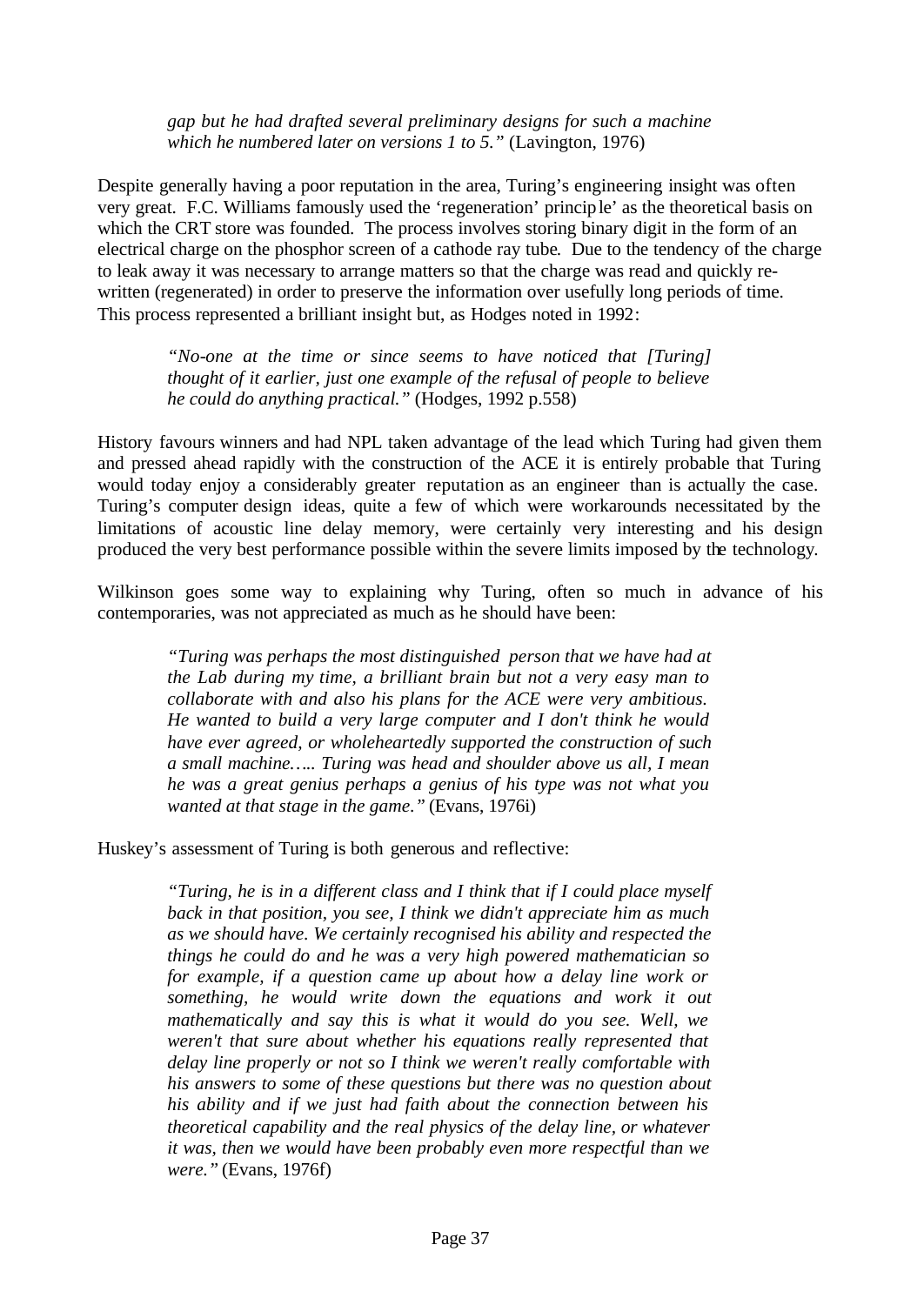> *gap but he had drafted several preliminary designs for such a machine which he numbered later on versions 1 to 5."* (Lavington, 1976)

Despite generally having a poor reputation in the area, Turing's engineering insight was often very great. F.C. Williams famously used the 'regeneration' principle' as the theoretical basis on which the CRT store was founded. The process involves storing binary digit in the form of an electrical charge on the phosphor screen of a cathode ray tube. Due to the tendency of the charge to leak away it was necessary to arrange matters so that the charge was read and quickly re-written (regenerated) in order to preserve the information over usefully long periods of time. This process represented a brilliant insight but, as Hodges noted in 1992:

> *"No-one at the time or since seems to have noticed that [Turing] thought of it earlier, just one example of the refusal of people to believe he could do anything practical."* (Hodges, 1992 p.558)

History favours winners and had NPL taken advantage of the lead which Turing had given them and pressed ahead rapidly with the construction of the ACE it is entirely probable that Turing would today enjoy a considerably greater reputation as an engineer than is actually the case. Turing's computer design ideas, quite a few of which were workarounds necessitated by the limitations of acoustic line delay memory, were certainly very interesting and his design produced the very best performance possible within the severe limits imposed by the technology.

Wilkinson goes some way to explaining why Turing, often so much in advance of his contemporaries, was not appreciated as much as he should have been:

> *"Turing was perhaps the most distinguished person that we have had at the Lab during my time, a brilliant brain but not a very easy man to collaborate with and also his plans for the ACE were very ambitious. He wanted to build a very large computer and I don't think he would have ever agreed, or wholeheartedly supported the construction of such a small machine….. Turing was head and shoulder above us all, I mean he was a great genius perhaps a genius of his type was not what you wanted at that stage in the game."* (Evans, 1976i)

Huskey's assessment of Turing is both generous and reflective:

> *"Turing, he is in a different class and I think that if I could place myself back in that position, you see, I think we didn't appreciate him as much as we should have. We certainly recognised his ability and respected the things he could do and he was a very high powered mathematician so for example, if a question came up about how a delay line work or something, he would write down the equations and work it out mathematically and say this is what it would do you see. Well, we weren't that sure about whether his equations really represented that delay line properly or not so I think we weren't really comfortable with his answers to some of these questions but there was no question about his ability and if we just had faith about the connection between his theoretical capability and the real physics of the delay line, or whatever it was, then we would have been probably even more respectful than we were."* (Evans, 1976f)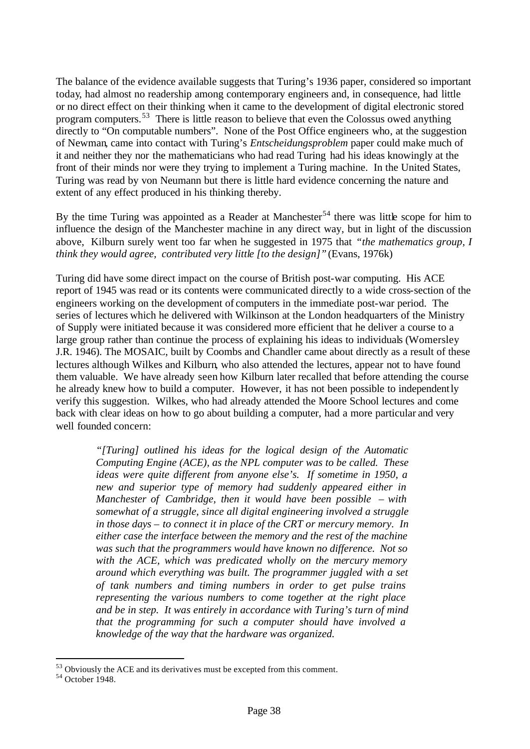The balance of the evidence available suggests that Turing's 1936 paper, considered so important today, had almost no readership among contemporary engineers and, in consequence, had little or no direct effect on their thinking when it came to the development of digital electronic stored program computers.[53] There is little reason to believe that even the Colossus owed anything directly to "On computable numbers". None of the Post Office engineers who, at the suggestion of Newman, came into contact with Turing's *Entscheidungsproblem* paper could make much of it and neither they nor the mathematicians who had read Turing had his ideas knowingly at the front of their minds nor were they trying to implement a Turing machine. In the United States, Turing was read by von Neumann but there is little hard evidence concerning the nature and extent of any effect produced in his thinking thereby.

By the time Turing was appointed as a Reader at Manchester[54] there was little scope for him to influence the design of the Manchester machine in any direct way, but in light of the discussion above, Kilburn surely went too far when he suggested in 1975 that *"the mathematics group, I think they would agree, contributed very little [to the design]"* (Evans, 1976k)

Turing did have some direct impact on the course of British post-war computing. His ACE report of 1945 was read or its contents were communicated directly to a wide cross-section of the engineers working on the development of computers in the immediate post-war period. The series of lectures which he delivered with Wilkinson at the London headquarters of the Ministry of Supply were initiated because it was considered more efficient that he deliver a course to a large group rather than continue the process of explaining his ideas to individuals (Womersley J.R. 1946). The MOSAIC, built by Coombs and Chandler came about directly as a result of these lectures although Wilkes and Kilburn, who also attended the lectures, appear not to have found them valuable. We have already seen how Kilburn later recalled that before attending the course he already knew how to build a computer. However, it has not been possible to independently verify this suggestion. Wilkes, who had already attended the Moore School lectures and come back with clear ideas on how to go about building a computer, had a more particular and very well founded concern:

> *"[Turing] outlined his ideas for the logical design of the Automatic Computing Engine (ACE), as the NPL computer was to be called. These ideas were quite different from anyone else's. If sometime in 1950, a new and superior type of memory had suddenly appeared either in Manchester of Cambridge, then it would have been possible – with somewhat of a struggle, since all digital engineering involved a struggle in those days – to connect it in place of the CRT or mercury memory. In either case the interface between the memory and the rest of the machine was such that the programmers would have known no difference. Not so with the ACE, which was predicated wholly on the mercury memory around which everything was built. The programmer juggled with a set of tank numbers and timing numbers in order to get pulse trains representing the various numbers to come together at the right place and be in step. It was entirely in accordance with Turing's turn of mind that the programming for such a computer should have involved a knowledge of the way that the hardware was organized.*

[53] Obviously the ACE and its derivatives must be excepted from this comment.

[54] October 1948.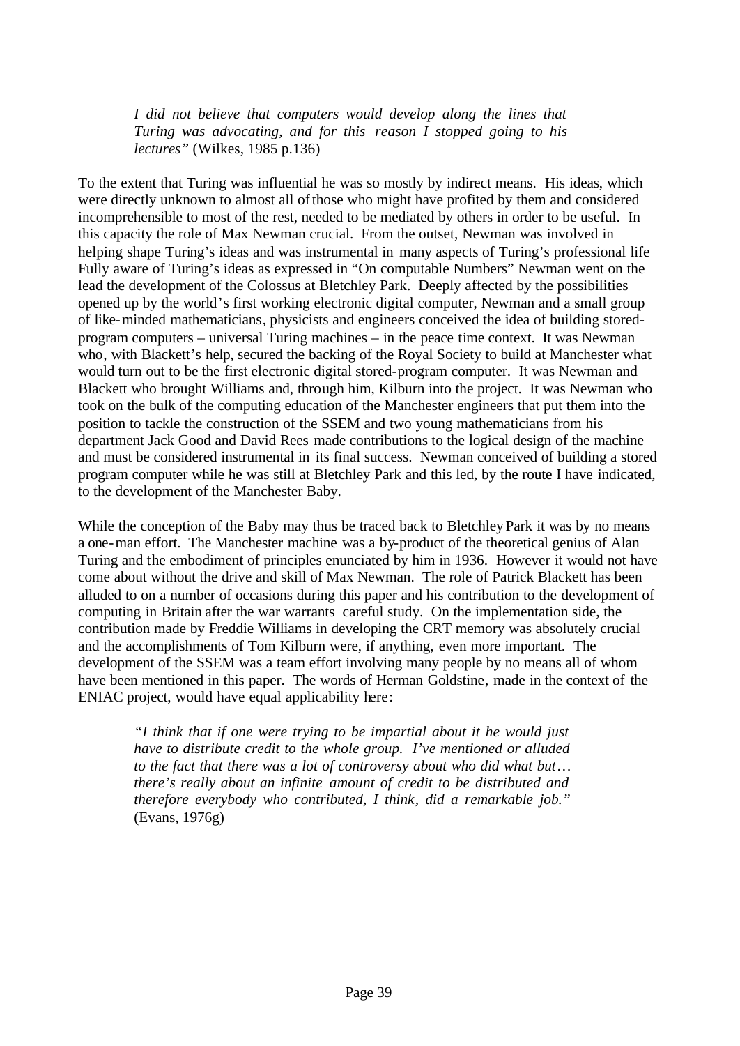> *I did not believe that computers would develop along the lines that Turing was advocating, and for this reason I stopped going to his lectures"* (Wilkes, 1985 p.136)

To the extent that Turing was influential he was so mostly by indirect means. His ideas, which were directly unknown to almost all of those who might have profited by them and considered incomprehensible to most of the rest, needed to be mediated by others in order to be useful. In this capacity the role of Max Newman crucial. From the outset, Newman was involved in helping shape Turing's ideas and was instrumental in many aspects of Turing's professional life Fully aware of Turing's ideas as expressed in "On computable Numbers" Newman went on the lead the development of the Colossus at Bletchley Park. Deeply affected by the possibilities opened up by the world's first working electronic digital computer, Newman and a small group of like-minded mathematicians, physicists and engineers conceived the idea of building stored-program computers – universal Turing machines – in the peace time context. It was Newman who, with Blackett's help, secured the backing of the Royal Society to build at Manchester what would turn out to be the first electronic digital stored-program computer. It was Newman and Blackett who brought Williams and, through him, Kilburn into the project. It was Newman who took on the bulk of the computing education of the Manchester engineers that put them into the position to tackle the construction of the SSEM and two young mathematicians from his department Jack Good and David Rees made contributions to the logical design of the machine and must be considered instrumental in its final success. Newman conceived of building a stored program computer while he was still at Bletchley Park and this led, by the route I have indicated, to the development of the Manchester Baby.

While the conception of the Baby may thus be traced back to Bletchley Park it was by no means a one-man effort. The Manchester machine was a by-product of the theoretical genius of Alan Turing and the embodiment of principles enunciated by him in 1936. However it would not have come about without the drive and skill of Max Newman. The role of Patrick Blackett has been alluded to on a number of occasions during this paper and his contribution to the development of computing in Britain after the war warrants careful study. On the implementation side, the contribution made by Freddie Williams in developing the CRT memory was absolutely crucial and the accomplishments of Tom Kilburn were, if anything, even more important. The development of the SSEM was a team effort involving many people by no means all of whom have been mentioned in this paper. The words of Herman Goldstine, made in the context of the ENIAC project, would have equal applicability here:

> *"I think that if one were trying to be impartial about it he would just have to distribute credit to the whole group. I've mentioned or alluded to the fact that there was a lot of controversy about who did what but… there's really about an infinite amount of credit to be distributed and therefore everybody who contributed, I think, did a remarkable job."* (Evans, 1976g)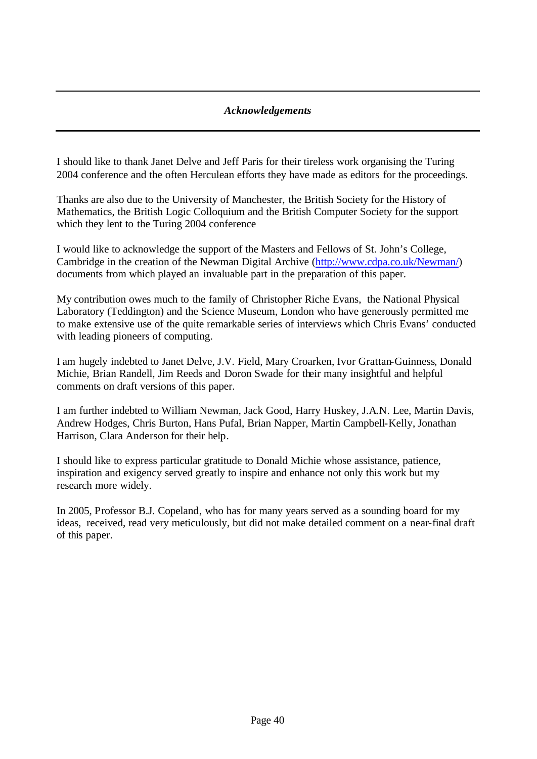### *Acknowledgements*

I should like to thank Janet Delve and Jeff Paris for their tireless work organising the Turing 2004 conference and the often Herculean efforts they have made as editors for the proceedings.

Thanks are also due to the University of Manchester, the British Society for the History of Mathematics, the British Logic Colloquium and the British Computer Society for the support which they lent to the Turing 2004 conference

I would like to acknowledge the support of the Masters and Fellows of St. John's College, Cambridge in the creation of the Newman Digital Archive (http://www.cdpa.co.uk/Newman/) documents from which played an invaluable part in the preparation of this paper.

My contribution owes much to the family of Christopher Riche Evans, the National Physical Laboratory (Teddington) and the Science Museum, London who have generously permitted me to make extensive use of the quite remarkable series of interviews which Chris Evans' conducted with leading pioneers of computing.

I am hugely indebted to Janet Delve, J.V. Field, Mary Croarken, Ivor Grattan-Guinness, Donald Michie, Brian Randell, Jim Reeds and Doron Swade for their many insightful and helpful comments on draft versions of this paper.

I am further indebted to William Newman, Jack Good, Harry Huskey, J.A.N. Lee, Martin Davis, Andrew Hodges, Chris Burton, Hans Pufal, Brian Napper, Martin Campbell-Kelly, Jonathan Harrison, Clara Anderson for their help.

I should like to express particular gratitude to Donald Michie whose assistance, patience, inspiration and exigency served greatly to inspire and enhance not only this work but my research more widely.

In 2005, Professor B.J. Copeland, who has for many years served as a sounding board for my ideas, received, read very meticulously, but did not make detailed comment on a near-final draft of this paper.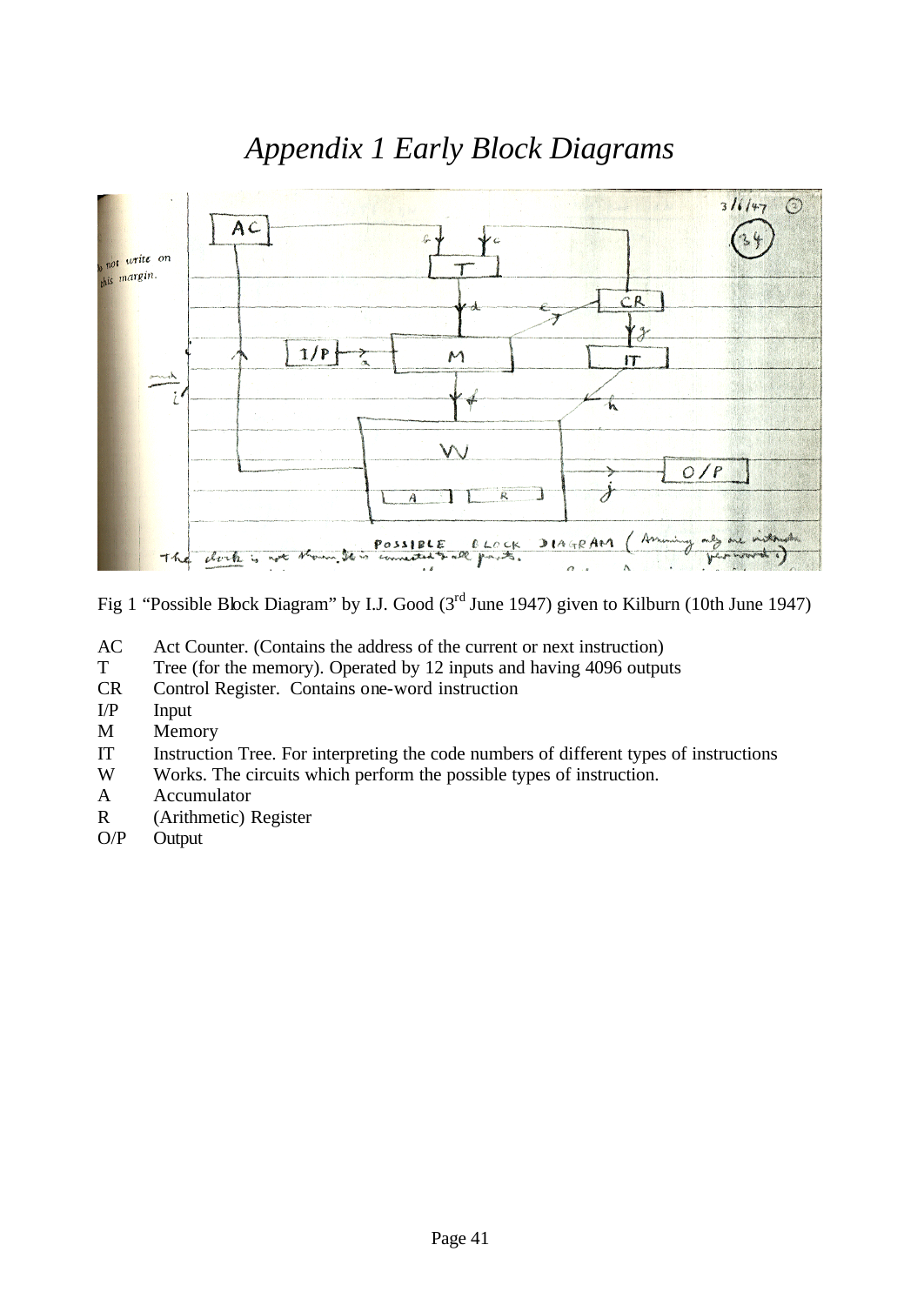# *Appendix 1 Early Block Diagrams*

Fig 1 "Possible Block Diagram" by I.J. Good (3rd June 1947) given to Kilburn (10th June 1947)

- AC Act Counter. (Contains the address of the current or next instruction)
- T Tree (for the memory). Operated by 12 inputs and having 4096 outputs
- CR Control Register. Contains one-word instruction
- I/P Input
- M Memory
- IT Instruction Tree. For interpreting the code numbers of different types of instructions
- W Works. The circuits which perform the possible types of instruction.
- A Accumulator
- R (Arithmetic) Register
- O/P Output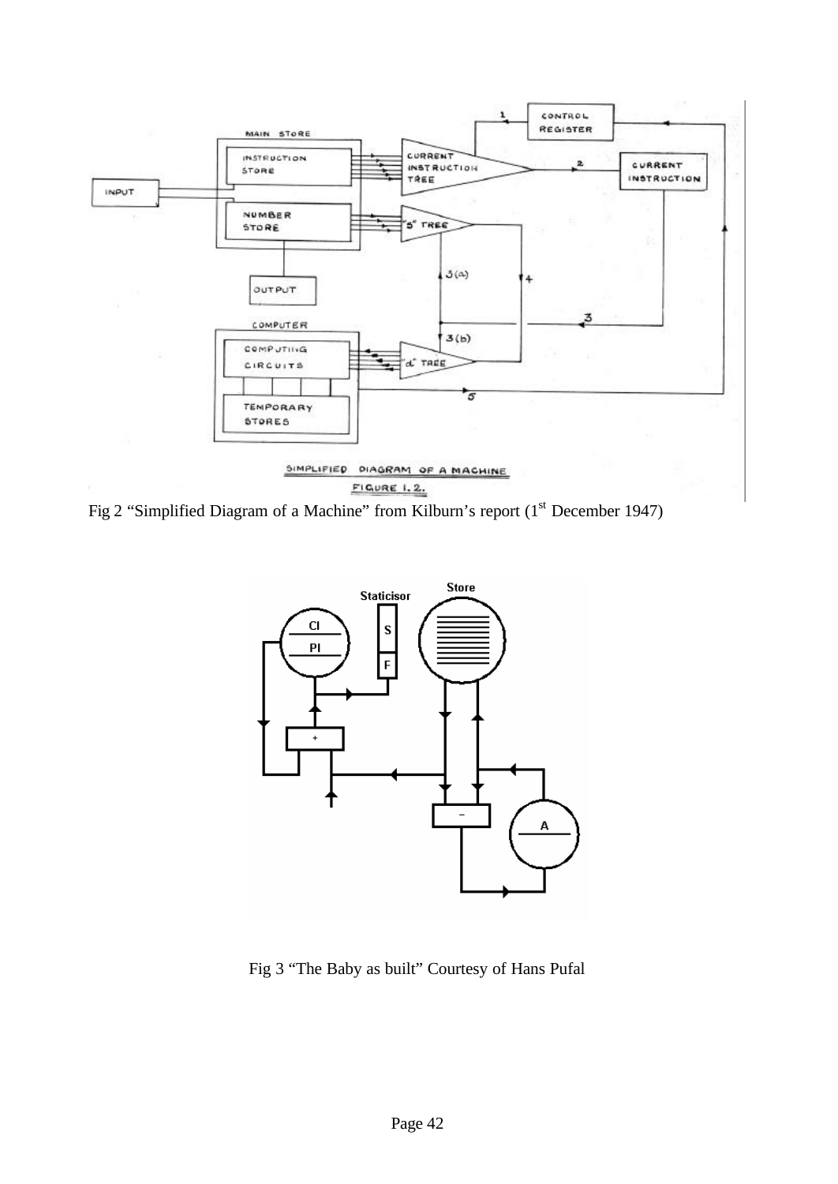Fig 2 "Simplified Diagram of a Machine" from Kilburn's report (1st December 1947)

Fig 3 "The Baby as built" Courtesy of Hans Pufal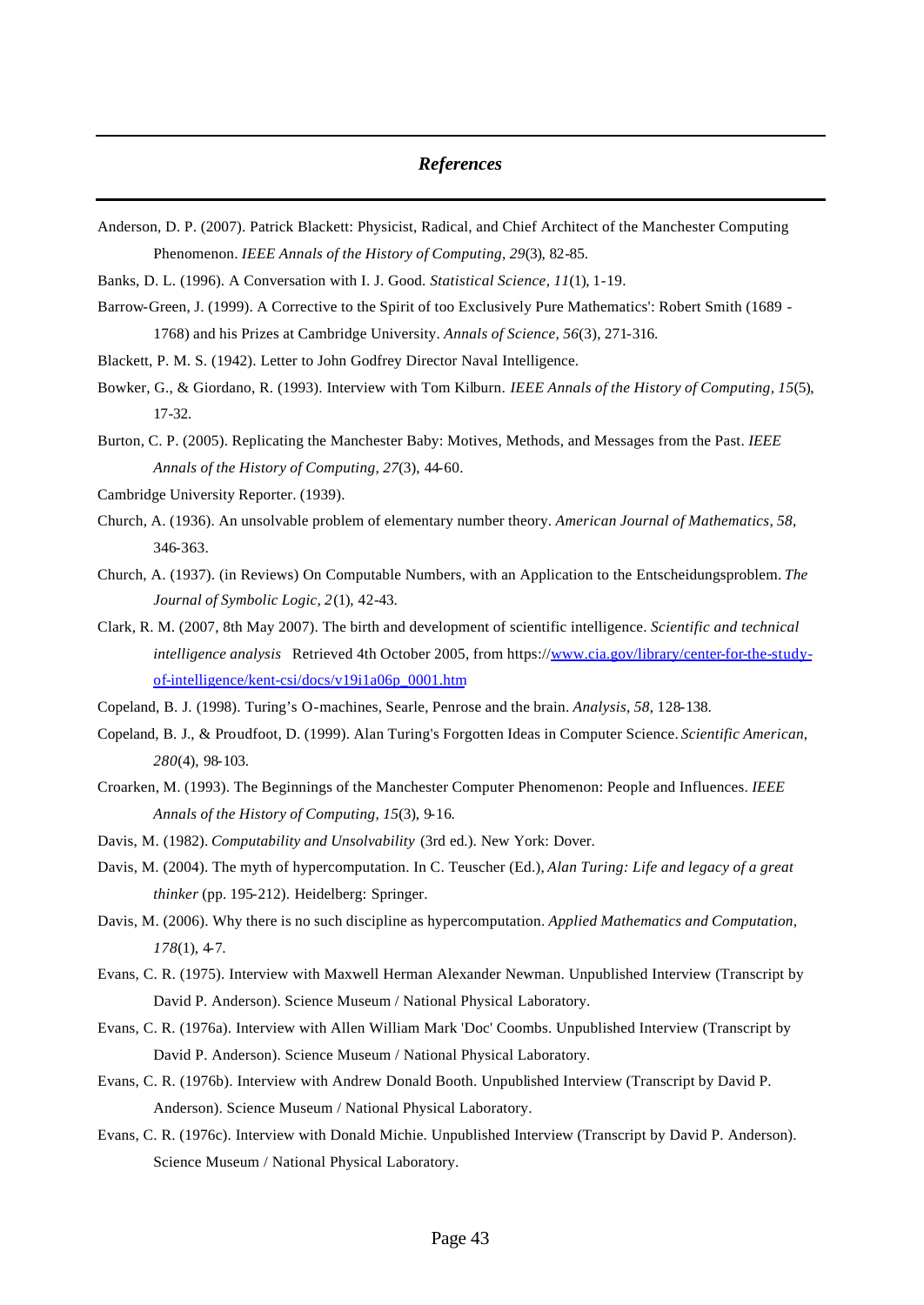## *References*

Anderson, D. P. (2007). Patrick Blackett: Physicist, Radical, and Chief Architect of the Manchester Computing Phenomenon. *IEEE Annals of the History of Computing, 29*(3), 82-85.

Banks, D. L. (1996). A Conversation with I. J. Good. *Statistical Science, 11*(1), 1-19.

Barrow-Green, J. (1999). A Corrective to the Spirit of too Exclusively Pure Mathematics': Robert Smith (1689 - 1768) and his Prizes at Cambridge University. *Annals of Science, 56*(3), 271-316.

Blackett, P. M. S. (1942). Letter to John Godfrey Director Naval Intelligence.

Bowker, G., & Giordano, R. (1993). Interview with Tom Kilburn. *IEEE Annals of the History of Computing, 15*(5), 17-32.

Burton, C. P. (2005). Replicating the Manchester Baby: Motives, Methods, and Messages from the Past. *IEEE Annals of the History of Computing, 27*(3), 44-60.

Cambridge University Reporter. (1939).

Church, A. (1936). An unsolvable problem of elementary number theory. *American Journal of Mathematics, 58*, 346-363.

Church, A. (1937). (in Reviews) On Computable Numbers, with an Application to the Entscheidungsproblem. *The Journal of Symbolic Logic, 2*(1), 42-43.

Clark, R. M. (2007, 8th May 2007). The birth and development of scientific intelligence. *Scientific and technical intelligence analysis* Retrieved 4th October 2005, from https://www.cia.gov/library/center-for-the-study-of-intelligence/kent-csi/docs/v19i1a06p_0001.htm

Copeland, B. J. (1998). Turing's O-machines, Searle, Penrose and the brain. *Analysis, 58*, 128-138.

Copeland, B. J., & Proudfoot, D. (1999). Alan Turing's Forgotten Ideas in Computer Science. *Scientific American, 280*(4), 98-103.

Croarken, M. (1993). The Beginnings of the Manchester Computer Phenomenon: People and Influences. *IEEE Annals of the History of Computing, 15*(3), 9-16.

Davis, M. (1982). *Computability and Unsolvability* (3rd ed.). New York: Dover.

Davis, M. (2004). The myth of hypercomputation. In C. Teuscher (Ed.), *Alan Turing: Life and legacy of a great thinker* (pp. 195-212). Heidelberg: Springer.

Davis, M. (2006). Why there is no such discipline as hypercomputation. *Applied Mathematics and Computation, 178*(1), 4-7.

Evans, C. R. (1975). Interview with Maxwell Herman Alexander Newman. Unpublished Interview (Transcript by David P. Anderson). Science Museum / National Physical Laboratory.

Evans, C. R. (1976a). Interview with Allen William Mark 'Doc' Coombs. Unpublished Interview (Transcript by David P. Anderson). Science Museum / National Physical Laboratory.

Evans, C. R. (1976b). Interview with Andrew Donald Booth. Unpublished Interview (Transcript by David P. Anderson). Science Museum / National Physical Laboratory.

Evans, C. R. (1976c). Interview with Donald Michie. Unpublished Interview (Transcript by David P. Anderson). Science Museum / National Physical Laboratory.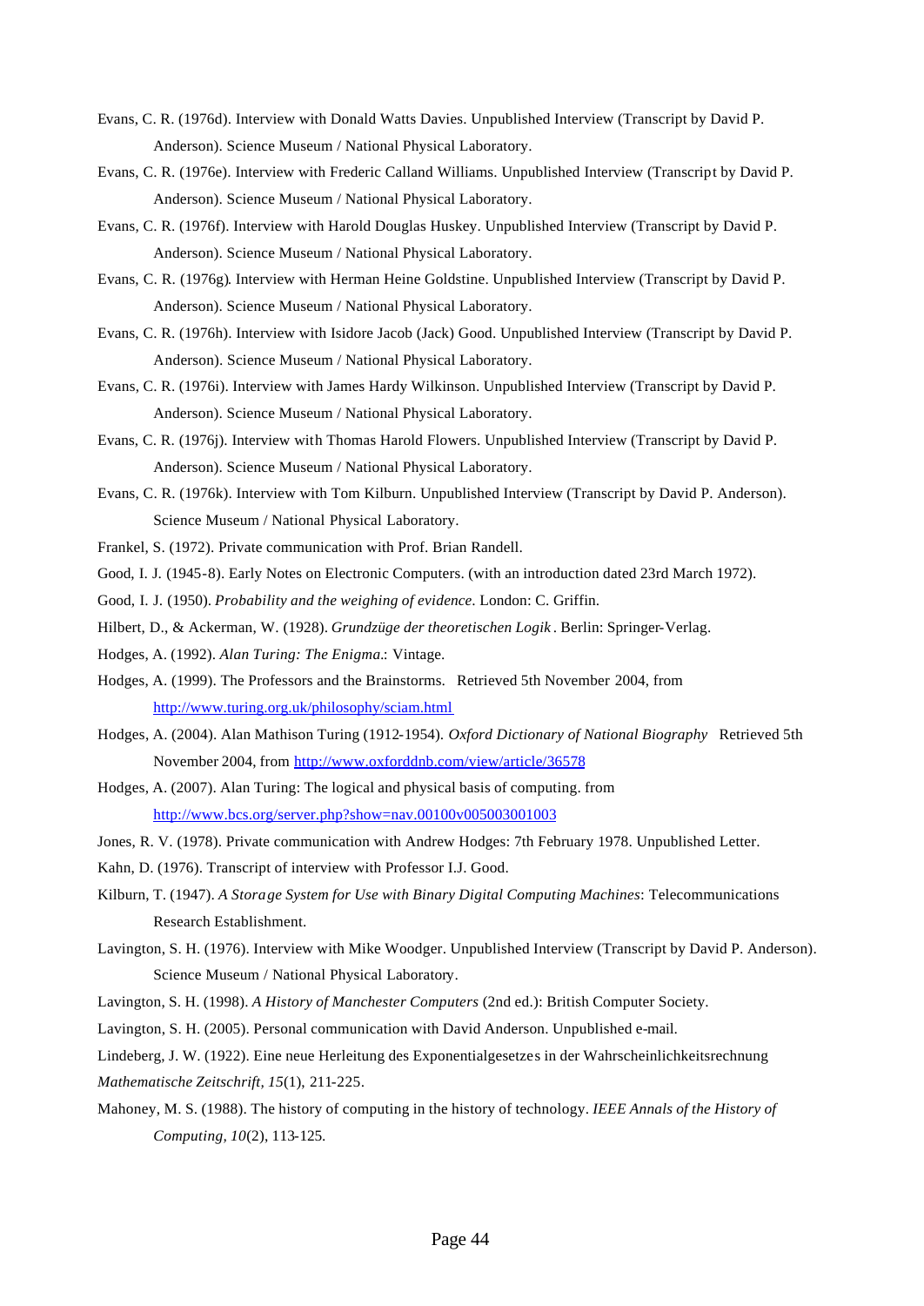Evans, C. R. (1976d). Interview with Donald Watts Davies. Unpublished Interview (Transcript by David P. Anderson). Science Museum / National Physical Laboratory.

Evans, C. R. (1976e). Interview with Frederic Calland Williams. Unpublished Interview (Transcript by David P. Anderson). Science Museum / National Physical Laboratory.

Evans, C. R. (1976f). Interview with Harold Douglas Huskey. Unpublished Interview (Transcript by David P. Anderson). Science Museum / National Physical Laboratory.

Evans, C. R. (1976g). Interview with Herman Heine Goldstine. Unpublished Interview (Transcript by David P. Anderson). Science Museum / National Physical Laboratory.

Evans, C. R. (1976h). Interview with Isidore Jacob (Jack) Good. Unpublished Interview (Transcript by David P. Anderson). Science Museum / National Physical Laboratory.

Evans, C. R. (1976i). Interview with James Hardy Wilkinson. Unpublished Interview (Transcript by David P. Anderson). Science Museum / National Physical Laboratory.

Evans, C. R. (1976j). Interview with Thomas Harold Flowers. Unpublished Interview (Transcript by David P. Anderson). Science Museum / National Physical Laboratory.

Evans, C. R. (1976k). Interview with Tom Kilburn. Unpublished Interview (Transcript by David P. Anderson). Science Museum / National Physical Laboratory.

Frankel, S. (1972). Private communication with Prof. Brian Randell.

Good, I. J. (1945-8). Early Notes on Electronic Computers. (with an introduction dated 23rd March 1972).

Good, I. J. (1950). *Probability and the weighing of evidence*. London: C. Griffin.

Hilbert, D., & Ackerman, W. (1928). *Grundzüge der theoretischen Logik*. Berlin: Springer-Verlag.

Hodges, A. (1992). *Alan Turing: The Enigma.*: Vintage.

Hodges, A. (1999). The Professors and the Brainstorms. Retrieved 5th November 2004, from http://www.turing.org.uk/philosophy/sciam.html

Hodges, A. (2004). Alan Mathison Turing (1912-1954). *Oxford Dictionary of National Biography* Retrieved 5th November 2004, from http://www.oxforddnb.com/view/article/36578

Hodges, A. (2007). Alan Turing: The logical and physical basis of computing. from http://www.bcs.org/server.php?show=nav.00100v005003001003

Jones, R. V. (1978). Private communication with Andrew Hodges: 7th February 1978. Unpublished Letter.

Kahn, D. (1976). Transcript of interview with Professor I.J. Good.

Kilburn, T. (1947). *A Storage System for Use with Binary Digital Computing Machines*: Telecommunications Research Establishment.

Lavington, S. H. (1976). Interview with Mike Woodger. Unpublished Interview (Transcript by David P. Anderson). Science Museum / National Physical Laboratory.

Lavington, S. H. (1998). *A History of Manchester Computers* (2nd ed.): British Computer Society.

Lavington, S. H. (2005). Personal communication with David Anderson. Unpublished e-mail.

Lindeberg, J. W. (1922). Eine neue Herleitung des Exponentialgesetzes in der Wahrscheinlichkeitsrechnung *Mathematische Zeitschrift, 15*(1), 211-225.

Mahoney, M. S. (1988). The history of computing in the history of technology. *IEEE Annals of the History of Computing, 10*(2), 113-125.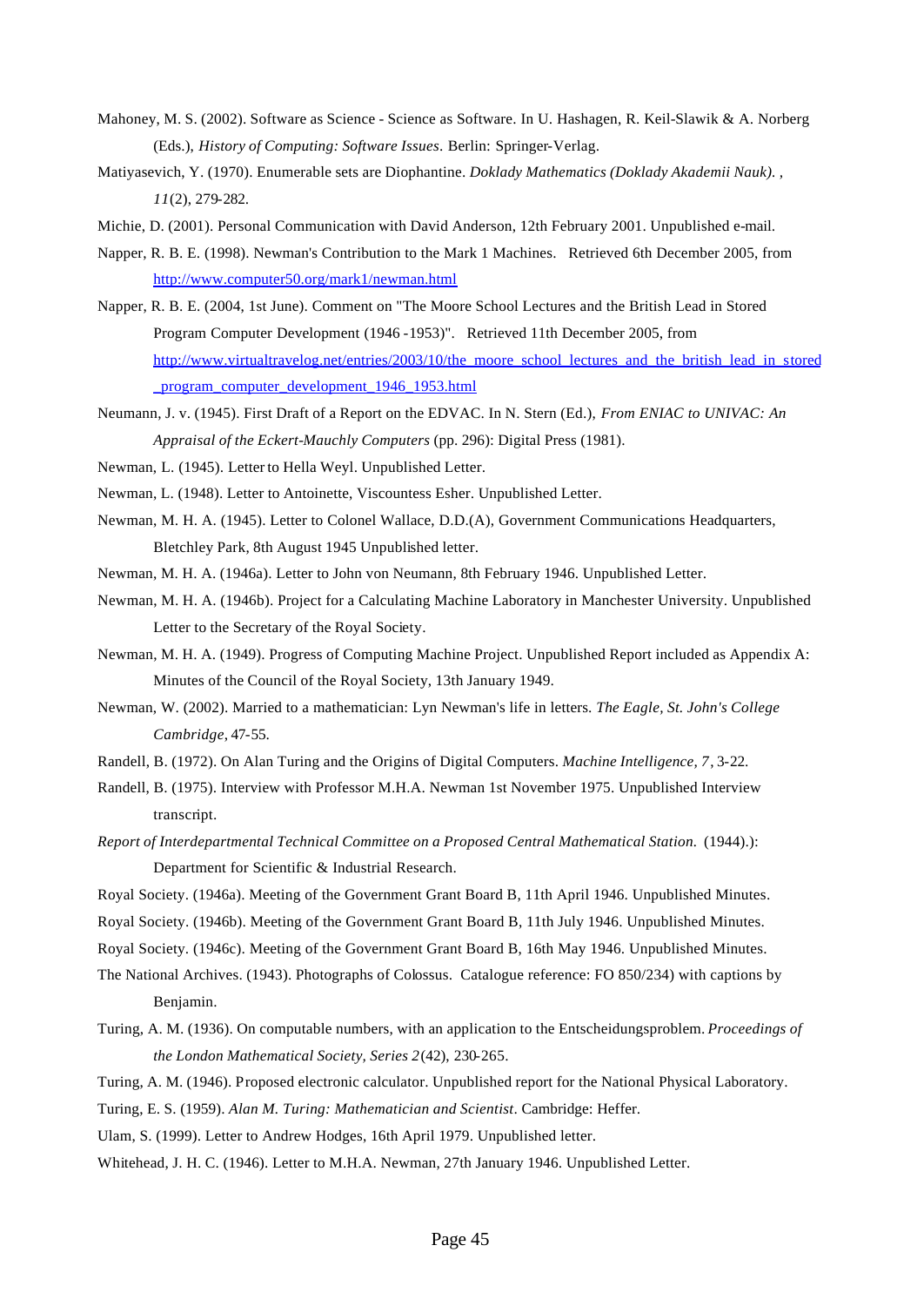Mahoney, M. S. (2002). Software as Science - Science as Software. In U. Hashagen, R. Keil-Slawik & A. Norberg (Eds.), *History of Computing: Software Issues*. Berlin: Springer-Verlag.

Matiyasevich, Y. (1970). Enumerable sets are Diophantine. *Doklady Mathematics (Doklady Akademii Nauk). , 11*(2), 279-282.

Michie, D. (2001). Personal Communication with David Anderson, 12th February 2001. Unpublished e-mail.

Napper, R. B. E. (1998). Newman's Contribution to the Mark 1 Machines. Retrieved 6th December 2005, from http://www.computer50.org/mark1/newman.html

Napper, R. B. E. (2004, 1st June). Comment on "The Moore School Lectures and the British Lead in Stored Program Computer Development (1946 -1953)". Retrieved 11th December 2005, from http://www.virtualtravelog.net/entries/2003/10/the_moore_school_lectures_and_the_british_lead_in_stored_program_computer_development_1946_1953.html

Neumann, J. v. (1945). First Draft of a Report on the EDVAC. In N. Stern (Ed.), *From ENIAC to UNIVAC: An Appraisal of the Eckert-Mauchly Computers* (pp. 296): Digital Press (1981).

Newman, L. (1945). Letter to Hella Weyl. Unpublished Letter.

Newman, L. (1948). Letter to Antoinette, Viscountess Esher. Unpublished Letter.

Newman, M. H. A. (1945). Letter to Colonel Wallace, D.D.(A), Government Communications Headquarters, Bletchley Park, 8th August 1945 Unpublished letter.

Newman, M. H. A. (1946a). Letter to John von Neumann, 8th February 1946. Unpublished Letter.

Newman, M. H. A. (1946b). Project for a Calculating Machine Laboratory in Manchester University. Unpublished Letter to the Secretary of the Royal Society.

Newman, M. H. A. (1949). Progress of Computing Machine Project. Unpublished Report included as Appendix A: Minutes of the Council of the Royal Society, 13th January 1949.

Newman, W. (2002). Married to a mathematician: Lyn Newman's life in letters. *The Eagle, St. John's College Cambridge*, 47-55.

Randell, B. (1972). On Alan Turing and the Origins of Digital Computers. *Machine Intelligence, 7*, 3-22.

Randell, B. (1975). Interview with Professor M.H.A. Newman 1st November 1975. Unpublished Interview transcript.

*Report of Interdepartmental Technical Committee on a Proposed Central Mathematical Station.* (1944).): Department for Scientific & Industrial Research.

Royal Society. (1946a). Meeting of the Government Grant Board B, 11th April 1946. Unpublished Minutes.

Royal Society. (1946b). Meeting of the Government Grant Board B, 11th July 1946. Unpublished Minutes.

Royal Society. (1946c). Meeting of the Government Grant Board B, 16th May 1946. Unpublished Minutes.

The National Archives. (1943). Photographs of Colossus. Catalogue reference: FO 850/234) with captions by Benjamin.

Turing, A. M. (1936). On computable numbers, with an application to the Entscheidungsproblem. *Proceedings of the London Mathematical Society, Series 2*(42), 230-265.

Turing, A. M. (1946). Proposed electronic calculator. Unpublished report for the National Physical Laboratory.

Turing, E. S. (1959). *Alan M. Turing: Mathematician and Scientist*. Cambridge: Heffer.

Ulam, S. (1999). Letter to Andrew Hodges, 16th April 1979. Unpublished letter.

Whitehead, J. H. C. (1946). Letter to M.H.A. Newman, 27th January 1946. Unpublished Letter.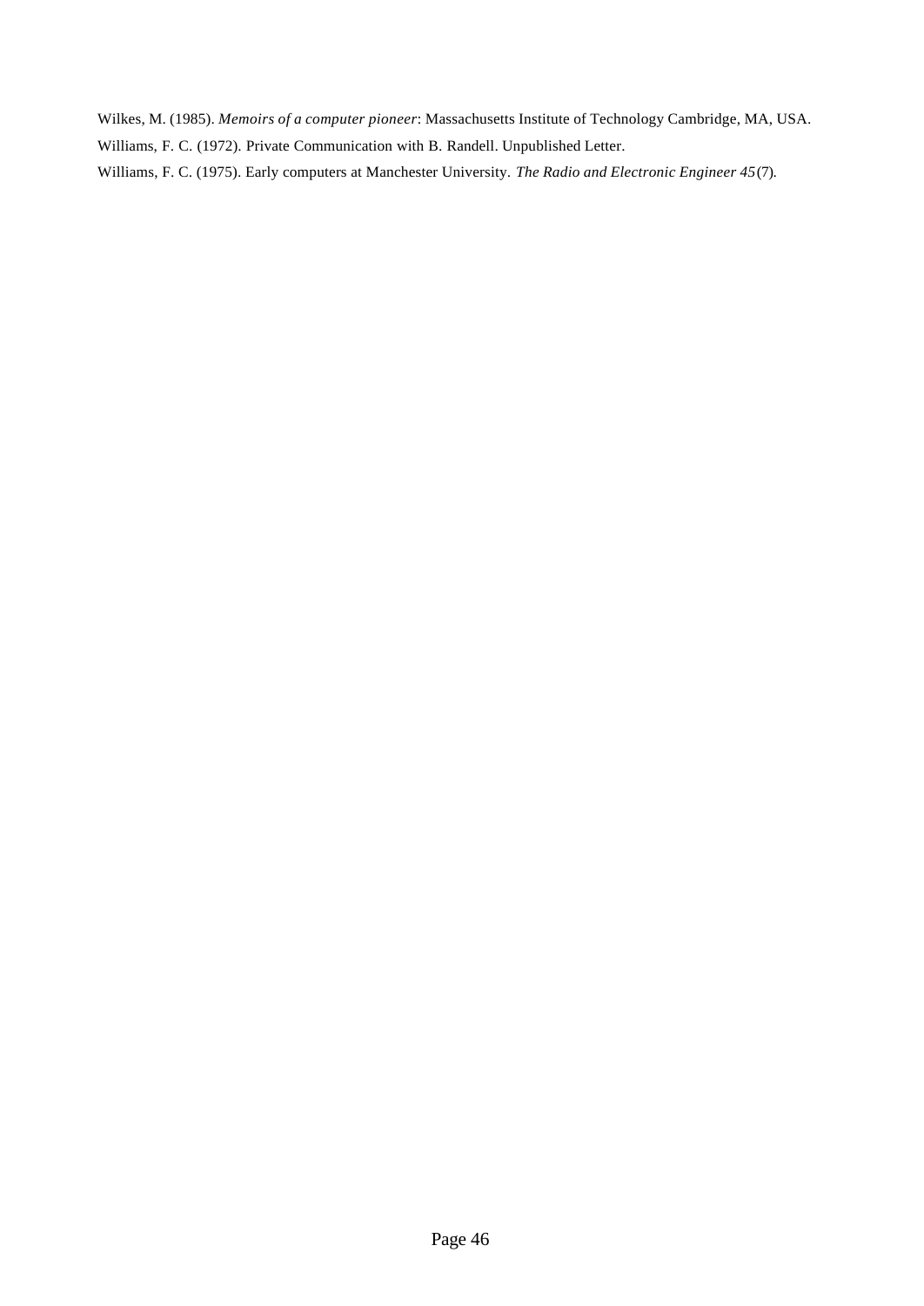Wilkes, M. (1985). *Memoirs of a computer pioneer*: Massachusetts Institute of Technology Cambridge, MA, USA.

Williams, F. C. (1972). Private Communication with B. Randell. Unpublished Letter.

Williams, F. C. (1975). Early computers at Manchester University. *The Radio and Electronic Engineer 45*(7).